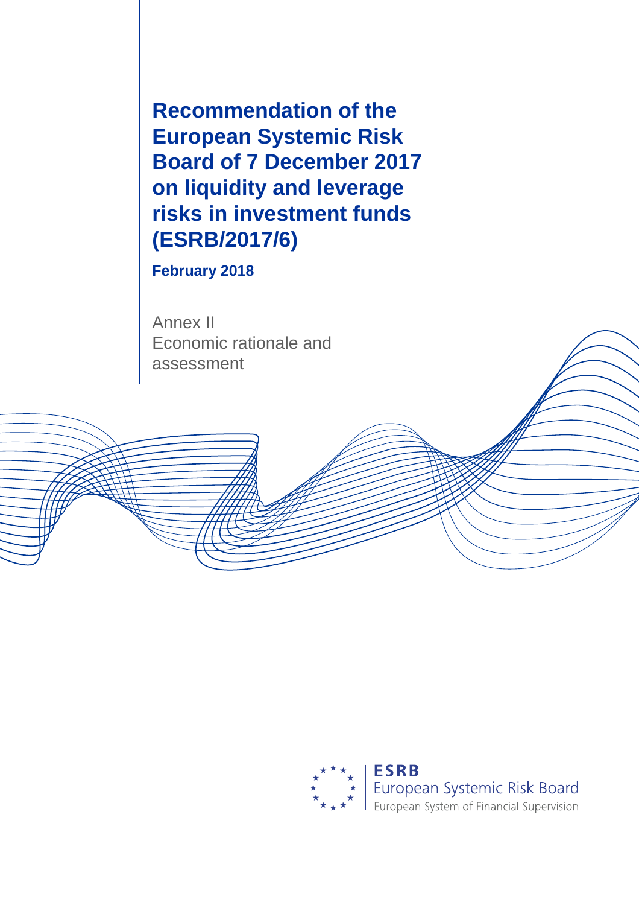# Recommendation of the European Systemic Risk Board of 7 December 2017 on liquidity and leverage risks in investment funds (ESRB/2017/6)

**February 2018**

Annex II
Economic rationale and assessment

**ESRB**
European Systemic Risk Board
European System of Financial Supervision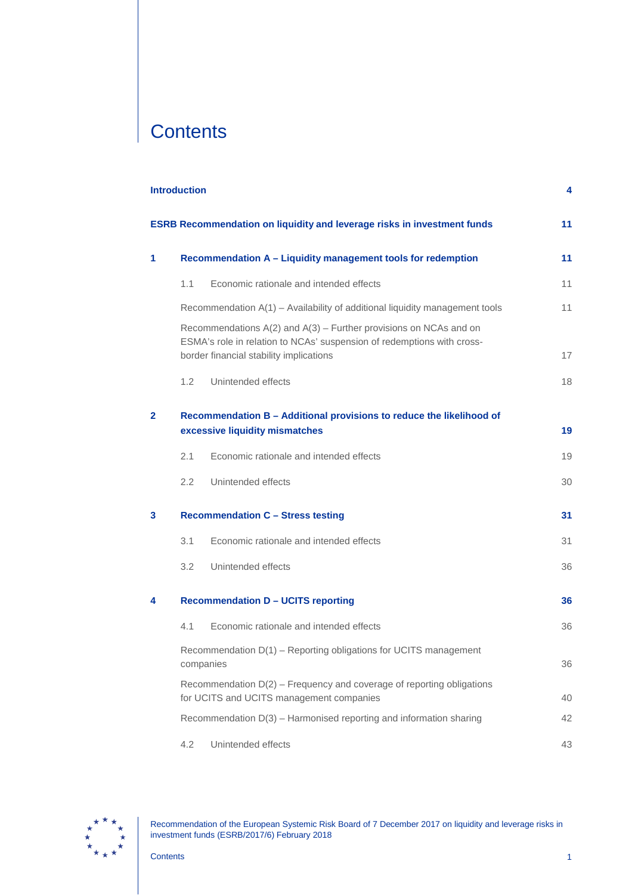# Contents

| | | |
|---|---|---|
| **Introduction** | | **4** |
| **ESRB Recommendation on liquidity and leverage risks in investment funds** | | **11** |
| **1** | **Recommendation A – Liquidity management tools for redemption** | **11** |
| | 1.1 Economic rationale and intended effects | 11 |
| | Recommendation A(1) – Availability of additional liquidity management tools | 11 |
| | Recommendations A(2) and A(3) – Further provisions on NCAs and on ESMA's role in relation to NCAs' suspension of redemptions with cross-border financial stability implications | 17 |
| | 1.2 Unintended effects | 18 |
| **2** | **Recommendation B – Additional provisions to reduce the likelihood of excessive liquidity mismatches** | **19** |
| | 2.1 Economic rationale and intended effects | 19 |
| | 2.2 Unintended effects | 30 |
| **3** | **Recommendation C – Stress testing** | **31** |
| | 3.1 Economic rationale and intended effects | 31 |
| | 3.2 Unintended effects | 36 |
| **4** | **Recommendation D – UCITS reporting** | **36** |
| | 4.1 Economic rationale and intended effects | 36 |
| | Recommendation D(1) – Reporting obligations for UCITS management companies | 36 |
| | Recommendation D(2) – Frequency and coverage of reporting obligations for UCITS and UCITS management companies | 40 |
| | Recommendation D(3) – Harmonised reporting and information sharing | 42 |
| | 4.2 Unintended effects | 43 |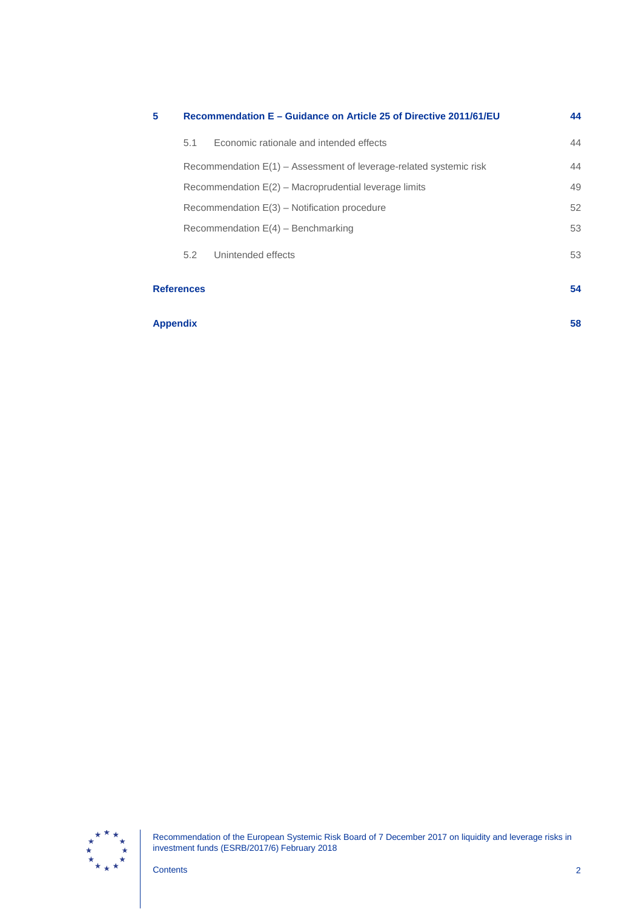| | | |
|---|---|---|
| **5** | **Recommendation E – Guidance on Article 25 of Directive 2011/61/EU** | **44** |
| | 5.1 Economic rationale and intended effects | 44 |
| | Recommendation E(1) – Assessment of leverage-related systemic risk | 44 |
| | Recommendation E(2) – Macroprudential leverage limits | 49 |
| | Recommendation E(3) – Notification procedure | 52 |
| | Recommendation E(4) – Benchmarking | 53 |
| | 5.2 Unintended effects | 53 |
| **References** | | **54** |
| **Appendix** | | **58** |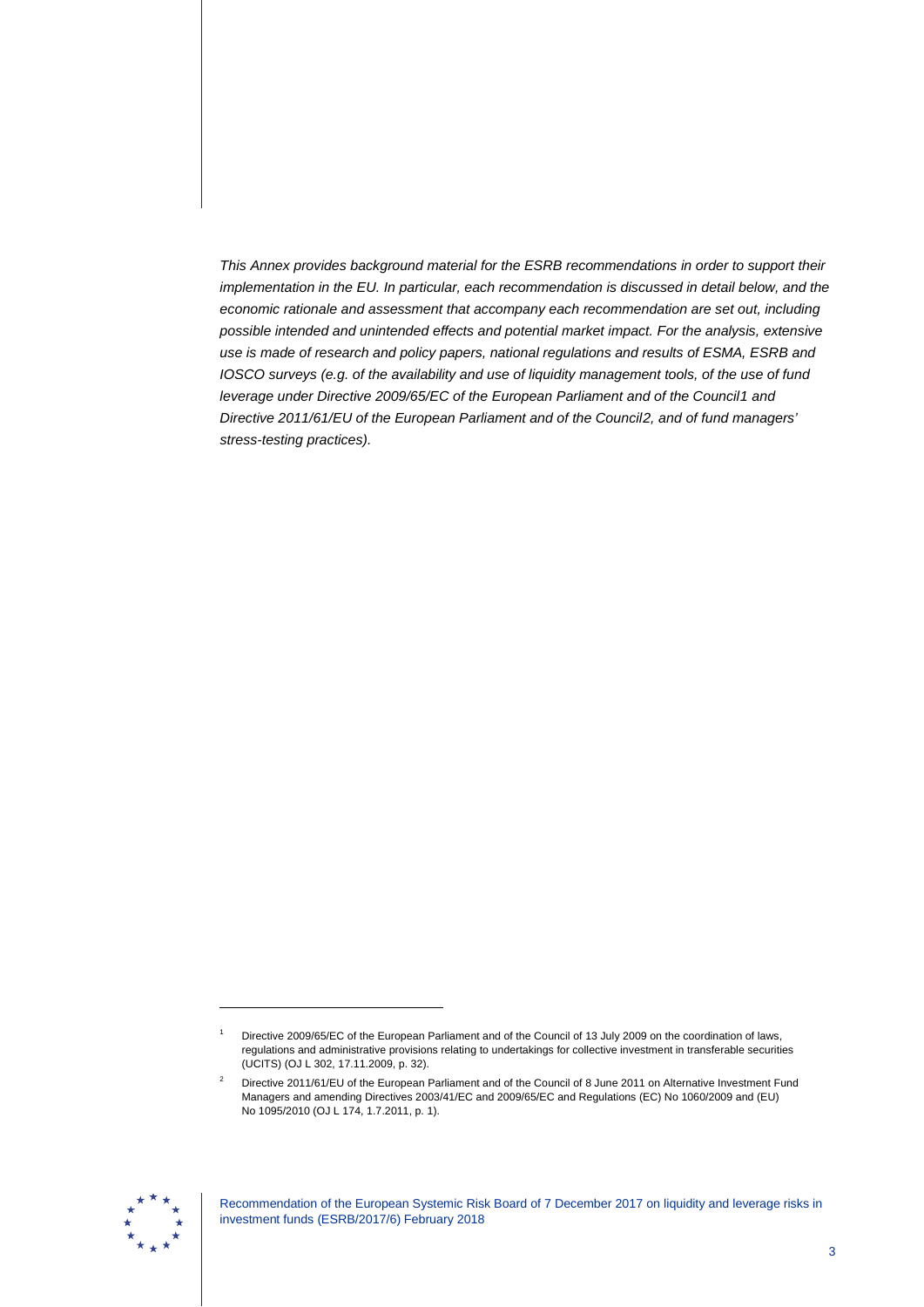*This Annex provides background material for the ESRB recommendations in order to support their implementation in the EU. In particular, each recommendation is discussed in detail below, and the economic rationale and assessment that accompany each recommendation are set out, including possible intended and unintended effects and potential market impact. For the analysis, extensive use is made of research and policy papers, national regulations and results of ESMA, ESRB and IOSCO surveys (e.g. of the availability and use of liquidity management tools, of the use of fund leverage under Directive 2009/65/EC of the European Parliament and of the Council[1] and Directive 2011/61/EU of the European Parliament and of the Council[2], and of fund managers' stress-testing practices).*

---

[1] Directive 2009/65/EC of the European Parliament and of the Council of 13 July 2009 on the coordination of laws, regulations and administrative provisions relating to undertakings for collective investment in transferable securities (UCITS) (OJ L 302, 17.11.2009, p. 32).

[2] Directive 2011/61/EU of the European Parliament and of the Council of 8 June 2011 on Alternative Investment Fund Managers and amending Directives 2003/41/EC and 2009/65/EC and Regulations (EC) No 1060/2009 and (EU) No 1095/2010 (OJ L 174, 1.7.2011, p. 1).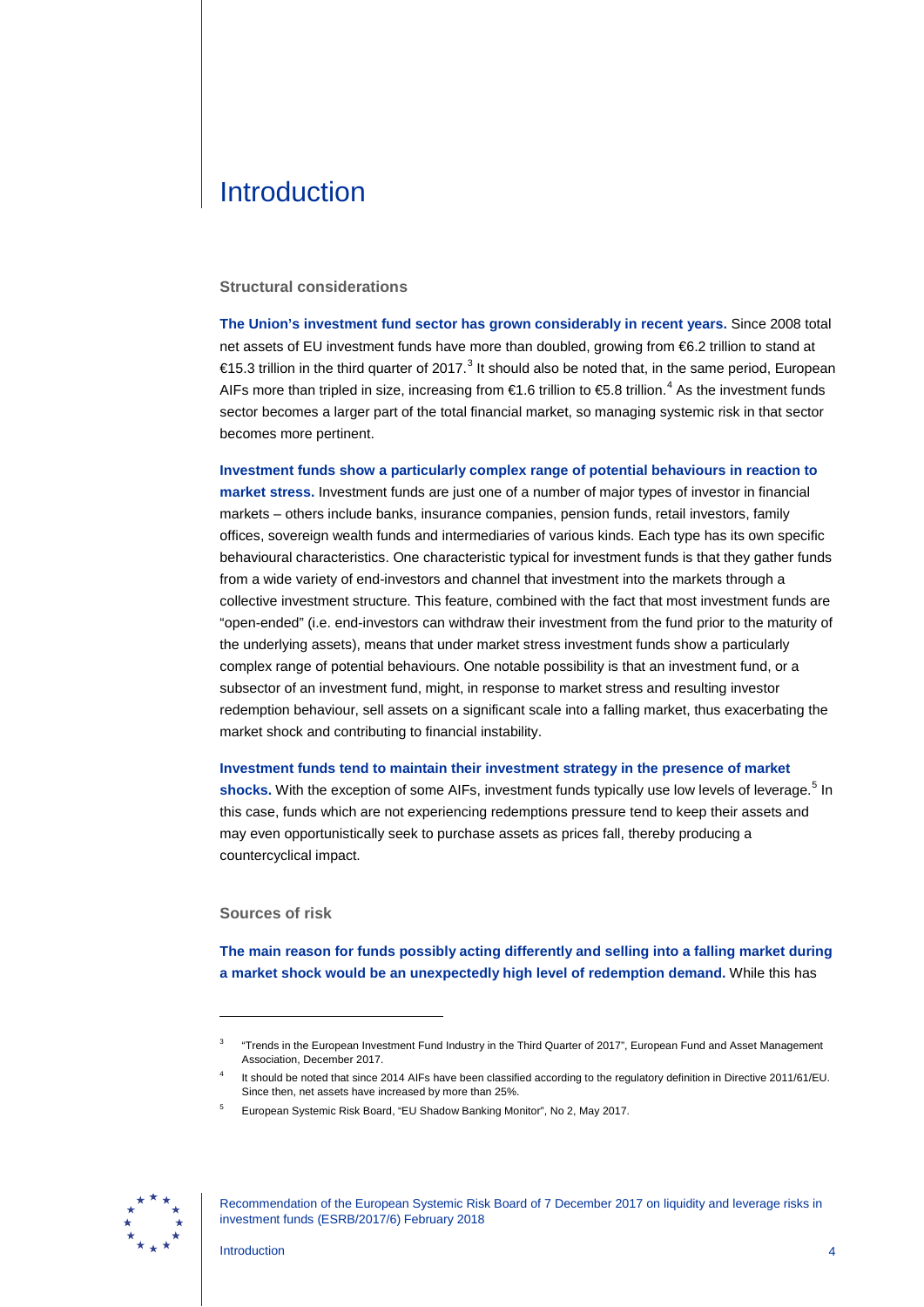# Introduction

### Structural considerations

**The Union's investment fund sector has grown considerably in recent years.** Since 2008 total net assets of EU investment funds have more than doubled, growing from €6.2 trillion to stand at €15.3 trillion in the third quarter of 2017.[3] It should also be noted that, in the same period, European AIFs more than tripled in size, increasing from €1.6 trillion to €5.8 trillion.[4] As the investment funds sector becomes a larger part of the total financial market, so managing systemic risk in that sector becomes more pertinent.

**Investment funds show a particularly complex range of potential behaviours in reaction to market stress.** Investment funds are just one of a number of major types of investor in financial markets – others include banks, insurance companies, pension funds, retail investors, family offices, sovereign wealth funds and intermediaries of various kinds. Each type has its own specific behavioural characteristics. One characteristic typical for investment funds is that they gather funds from a wide variety of end-investors and channel that investment into the markets through a collective investment structure. This feature, combined with the fact that most investment funds are "open-ended" (i.e. end-investors can withdraw their investment from the fund prior to the maturity of the underlying assets), means that under market stress investment funds show a particularly complex range of potential behaviours. One notable possibility is that an investment fund, or a subsector of an investment fund, might, in response to market stress and resulting investor redemption behaviour, sell assets on a significant scale into a falling market, thus exacerbating the market shock and contributing to financial instability.

**Investment funds tend to maintain their investment strategy in the presence of market shocks.** With the exception of some AIFs, investment funds typically use low levels of leverage.[5] In this case, funds which are not experiencing redemptions pressure tend to keep their assets and may even opportunistically seek to purchase assets as prices fall, thereby producing a countercyclical impact.

### Sources of risk

**The main reason for funds possibly acting differently and selling into a falling market during a market shock would be an unexpectedly high level of redemption demand.** While this has

---

[3] "Trends in the European Investment Fund Industry in the Third Quarter of 2017", European Fund and Asset Management Association, December 2017.

[4] It should be noted that since 2014 AIFs have been classified according to the regulatory definition in Directive 2011/61/EU. Since then, net assets have increased by more than 25%.

[5] European Systemic Risk Board, "EU Shadow Banking Monitor", No 2, May 2017.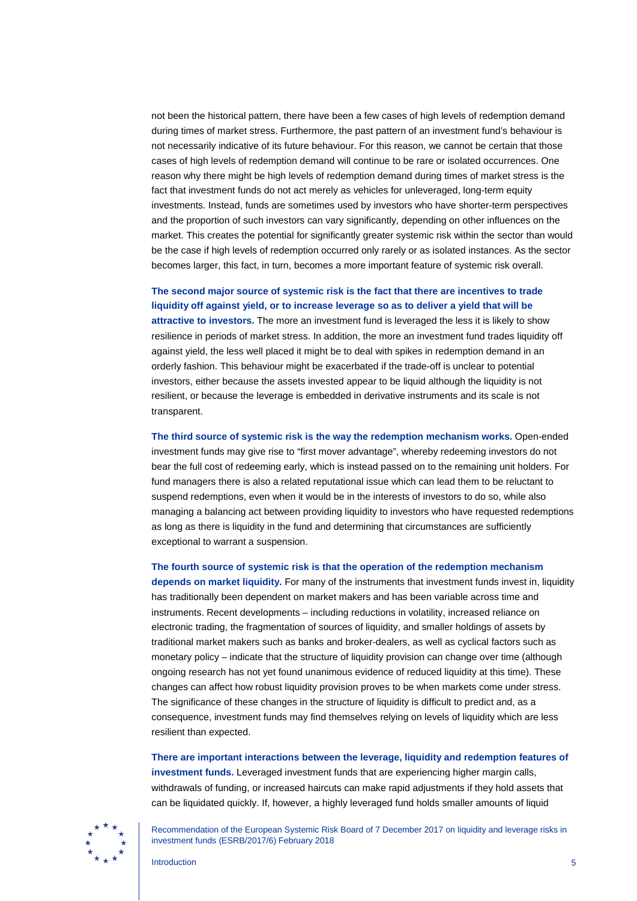not been the historical pattern, there have been a few cases of high levels of redemption demand during times of market stress. Furthermore, the past pattern of an investment fund's behaviour is not necessarily indicative of its future behaviour. For this reason, we cannot be certain that those cases of high levels of redemption demand will continue to be rare or isolated occurrences. One reason why there might be high levels of redemption demand during times of market stress is the fact that investment funds do not act merely as vehicles for unleveraged, long-term equity investments. Instead, funds are sometimes used by investors who have shorter-term perspectives and the proportion of such investors can vary significantly, depending on other influences on the market. This creates the potential for significantly greater systemic risk within the sector than would be the case if high levels of redemption occurred only rarely or as isolated instances. As the sector becomes larger, this fact, in turn, becomes a more important feature of systemic risk overall.

**The second major source of systemic risk is the fact that there are incentives to trade liquidity off against yield, or to increase leverage so as to deliver a yield that will be attractive to investors.** The more an investment fund is leveraged the less it is likely to show resilience in periods of market stress. In addition, the more an investment fund trades liquidity off against yield, the less well placed it might be to deal with spikes in redemption demand in an orderly fashion. This behaviour might be exacerbated if the trade-off is unclear to potential investors, either because the assets invested appear to be liquid although the liquidity is not resilient, or because the leverage is embedded in derivative instruments and its scale is not transparent.

**The third source of systemic risk is the way the redemption mechanism works.** Open-ended investment funds may give rise to "first mover advantage", whereby redeeming investors do not bear the full cost of redeeming early, which is instead passed on to the remaining unit holders. For fund managers there is also a related reputational issue which can lead them to be reluctant to suspend redemptions, even when it would be in the interests of investors to do so, while also managing a balancing act between providing liquidity to investors who have requested redemptions as long as there is liquidity in the fund and determining that circumstances are sufficiently exceptional to warrant a suspension.

**The fourth source of systemic risk is that the operation of the redemption mechanism depends on market liquidity.** For many of the instruments that investment funds invest in, liquidity has traditionally been dependent on market makers and has been variable across time and instruments. Recent developments – including reductions in volatility, increased reliance on electronic trading, the fragmentation of sources of liquidity, and smaller holdings of assets by traditional market makers such as banks and broker-dealers, as well as cyclical factors such as monetary policy – indicate that the structure of liquidity provision can change over time (although ongoing research has not yet found unanimous evidence of reduced liquidity at this time). These changes can affect how robust liquidity provision proves to be when markets come under stress. The significance of these changes in the structure of liquidity is difficult to predict and, as a consequence, investment funds may find themselves relying on levels of liquidity which are less resilient than expected.

**There are important interactions between the leverage, liquidity and redemption features of investment funds.** Leveraged investment funds that are experiencing higher margin calls, withdrawals of funding, or increased haircuts can make rapid adjustments if they hold assets that can be liquidated quickly. If, however, a highly leveraged fund holds smaller amounts of liquid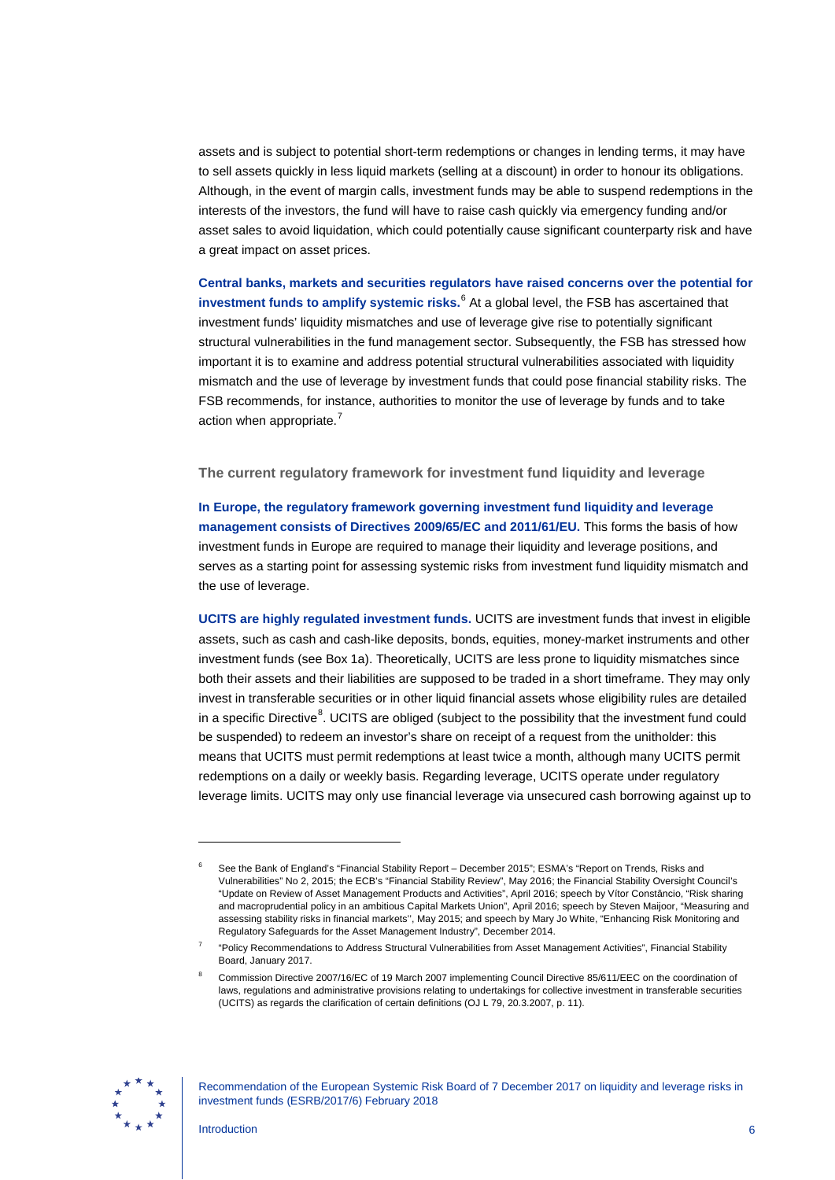assets and is subject to potential short-term redemptions or changes in lending terms, it may have to sell assets quickly in less liquid markets (selling at a discount) in order to honour its obligations. Although, in the event of margin calls, investment funds may be able to suspend redemptions in the interests of the investors, the fund will have to raise cash quickly via emergency funding and/or asset sales to avoid liquidation, which could potentially cause significant counterparty risk and have a great impact on asset prices.

**Central banks, markets and securities regulators have raised concerns over the potential for investment funds to amplify systemic risks.**[6] At a global level, the FSB has ascertained that investment funds' liquidity mismatches and use of leverage give rise to potentially significant structural vulnerabilities in the fund management sector. Subsequently, the FSB has stressed how important it is to examine and address potential structural vulnerabilities associated with liquidity mismatch and the use of leverage by investment funds that could pose financial stability risks. The FSB recommends, for instance, authorities to monitor the use of leverage by funds and to take action when appropriate.[7]

### The current regulatory framework for investment fund liquidity and leverage

**In Europe, the regulatory framework governing investment fund liquidity and leverage management consists of Directives 2009/65/EC and 2011/61/EU.** This forms the basis of how investment funds in Europe are required to manage their liquidity and leverage positions, and serves as a starting point for assessing systemic risks from investment fund liquidity mismatch and the use of leverage.

**UCITS are highly regulated investment funds.** UCITS are investment funds that invest in eligible assets, such as cash and cash-like deposits, bonds, equities, money-market instruments and other investment funds (see Box 1a). Theoretically, UCITS are less prone to liquidity mismatches since both their assets and their liabilities are supposed to be traded in a short timeframe. They may only invest in transferable securities or in other liquid financial assets whose eligibility rules are detailed in a specific Directive[8]. UCITS are obliged (subject to the possibility that the investment fund could be suspended) to redeem an investor's share on receipt of a request from the unitholder: this means that UCITS must permit redemptions at least twice a month, although many UCITS permit redemptions on a daily or weekly basis. Regarding leverage, UCITS operate under regulatory leverage limits. UCITS may only use financial leverage via unsecured cash borrowing against up to

---

[6] See the Bank of England's "Financial Stability Report – December 2015"; ESMA's "Report on Trends, Risks and Vulnerabilities" No 2, 2015; the ECB's "Financial Stability Review", May 2016; the Financial Stability Oversight Council's "Update on Review of Asset Management Products and Activities", April 2016; speech by Vítor Constâncio, "Risk sharing and macroprudential policy in an ambitious Capital Markets Union", April 2016; speech by Steven Maijoor, "Measuring and assessing stability risks in financial markets'', May 2015; and speech by Mary Jo White, "Enhancing Risk Monitoring and Regulatory Safeguards for the Asset Management Industry", December 2014.

[7] "Policy Recommendations to Address Structural Vulnerabilities from Asset Management Activities", Financial Stability Board, January 2017.

[8] Commission Directive 2007/16/EC of 19 March 2007 implementing Council Directive 85/611/EEC on the coordination of laws, regulations and administrative provisions relating to undertakings for collective investment in transferable securities (UCITS) as regards the clarification of certain definitions (OJ L 79, 20.3.2007, p. 11).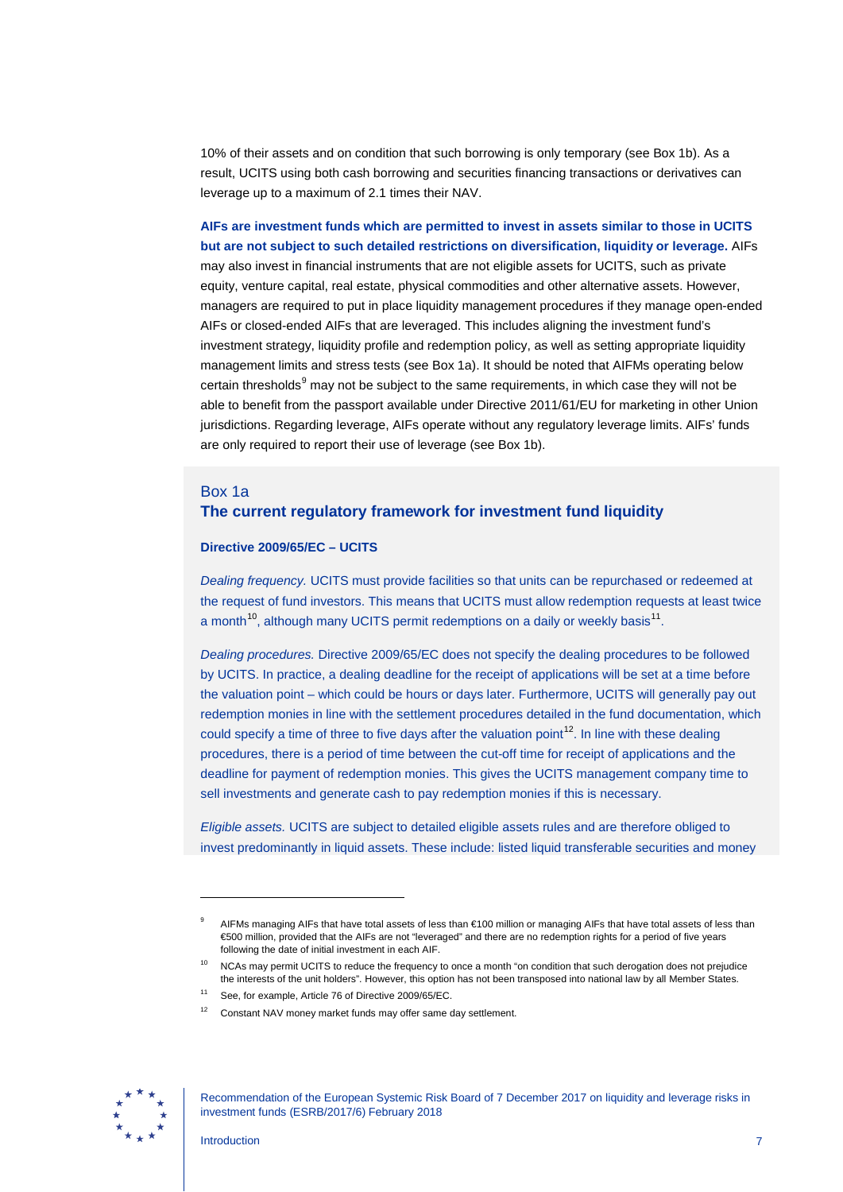10% of their assets and on condition that such borrowing is only temporary (see Box 1b). As a result, UCITS using both cash borrowing and securities financing transactions or derivatives can leverage up to a maximum of 2.1 times their NAV.

**AIFs are investment funds which are permitted to invest in assets similar to those in UCITS but are not subject to such detailed restrictions on diversification, liquidity or leverage.** AIFs may also invest in financial instruments that are not eligible assets for UCITS, such as private equity, venture capital, real estate, physical commodities and other alternative assets. However, managers are required to put in place liquidity management procedures if they manage open-ended AIFs or closed-ended AIFs that are leveraged. This includes aligning the investment fund's investment strategy, liquidity profile and redemption policy, as well as setting appropriate liquidity management limits and stress tests (see Box 1a). It should be noted that AIFMs operating below certain thresholds[9] may not be subject to the same requirements, in which case they will not be able to benefit from the passport available under Directive 2011/61/EU for marketing in other Union jurisdictions. Regarding leverage, AIFs operate without any regulatory leverage limits. AIFs' funds are only required to report their use of leverage (see Box 1b).

## Box 1a

### The current regulatory framework for investment fund liquidity

**Directive 2009/65/EC – UCITS**

*Dealing frequency.* UCITS must provide facilities so that units can be repurchased or redeemed at the request of fund investors. This means that UCITS must allow redemption requests at least twice a month[10], although many UCITS permit redemptions on a daily or weekly basis[11].

*Dealing procedures.* Directive 2009/65/EC does not specify the dealing procedures to be followed by UCITS. In practice, a dealing deadline for the receipt of applications will be set at a time before the valuation point – which could be hours or days later. Furthermore, UCITS will generally pay out redemption monies in line with the settlement procedures detailed in the fund documentation, which could specify a time of three to five days after the valuation point[12]. In line with these dealing procedures, there is a period of time between the cut-off time for receipt of applications and the deadline for payment of redemption monies. This gives the UCITS management company time to sell investments and generate cash to pay redemption monies if this is necessary.

*Eligible assets.* UCITS are subject to detailed eligible assets rules and are therefore obliged to invest predominantly in liquid assets. These include: listed liquid transferable securities and money

---

[9] AIFMs managing AIFs that have total assets of less than €100 million or managing AIFs that have total assets of less than €500 million, provided that the AIFs are not "leveraged" and there are no redemption rights for a period of five years following the date of initial investment in each AIF.

[10] NCAs may permit UCITS to reduce the frequency to once a month "on condition that such derogation does not prejudice the interests of the unit holders". However, this option has not been transposed into national law by all Member States.

[11] See, for example, Article 76 of Directive 2009/65/EC.

[12] Constant NAV money market funds may offer same day settlement.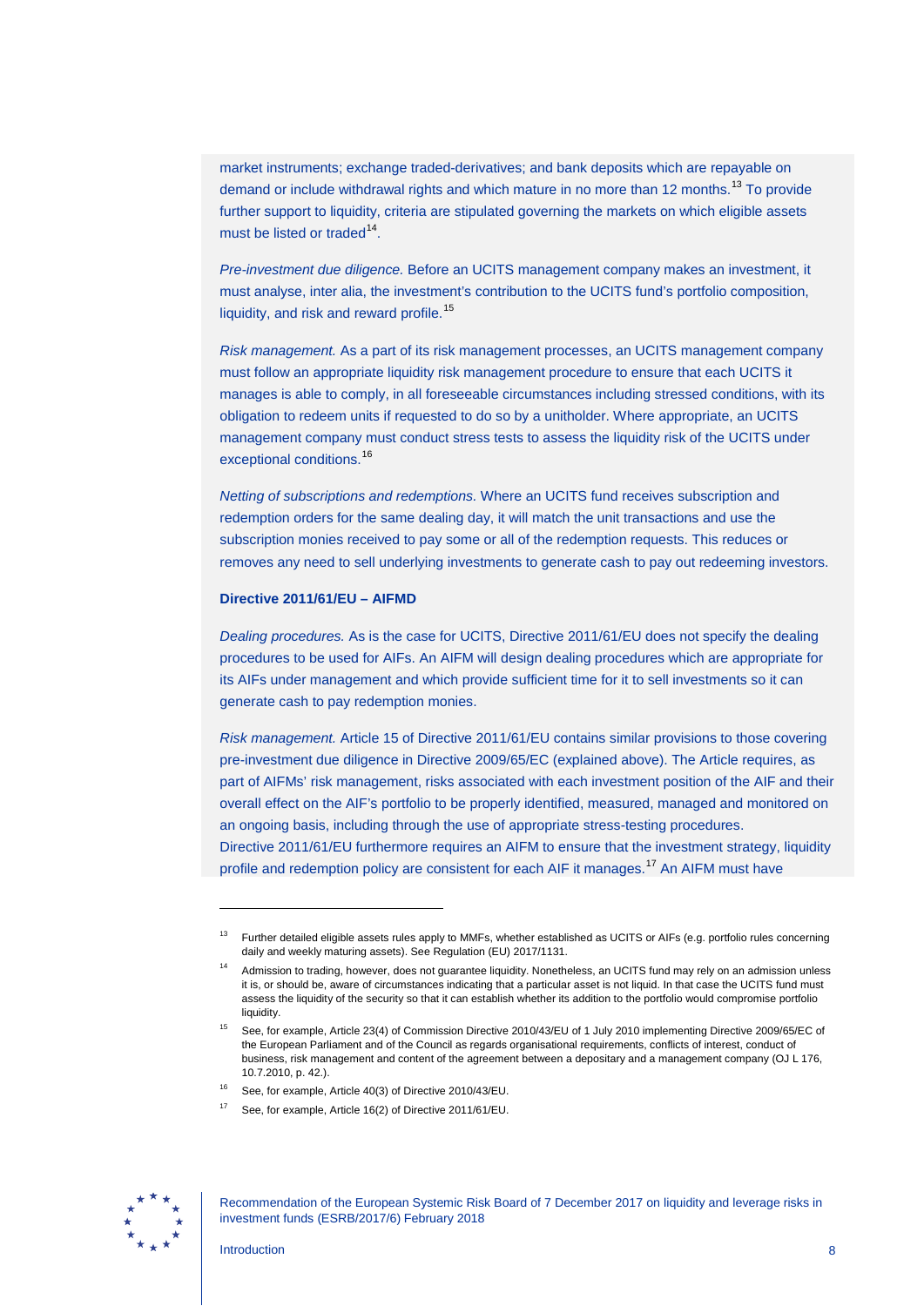market instruments; exchange traded-derivatives; and bank deposits which are repayable on demand or include withdrawal rights and which mature in no more than 12 months.[13] To provide further support to liquidity, criteria are stipulated governing the markets on which eligible assets must be listed or traded[14].

*Pre-investment due diligence.* Before an UCITS management company makes an investment, it must analyse, inter alia, the investment's contribution to the UCITS fund's portfolio composition, liquidity, and risk and reward profile.[15]

*Risk management.* As a part of its risk management processes, an UCITS management company must follow an appropriate liquidity risk management procedure to ensure that each UCITS it manages is able to comply, in all foreseeable circumstances including stressed conditions, with its obligation to redeem units if requested to do so by a unitholder. Where appropriate, an UCITS management company must conduct stress tests to assess the liquidity risk of the UCITS under exceptional conditions.[16]

*Netting of subscriptions and redemptions.* Where an UCITS fund receives subscription and redemption orders for the same dealing day, it will match the unit transactions and use the subscription monies received to pay some or all of the redemption requests. This reduces or removes any need to sell underlying investments to generate cash to pay out redeeming investors.

**Directive 2011/61/EU – AIFMD**

*Dealing procedures.* As is the case for UCITS, Directive 2011/61/EU does not specify the dealing procedures to be used for AIFs. An AIFM will design dealing procedures which are appropriate for its AIFs under management and which provide sufficient time for it to sell investments so it can generate cash to pay redemption monies.

*Risk management.* Article 15 of Directive 2011/61/EU contains similar provisions to those covering pre-investment due diligence in Directive 2009/65/EC (explained above). The Article requires, as part of AIFMs' risk management, risks associated with each investment position of the AIF and their overall effect on the AIF's portfolio to be properly identified, measured, managed and monitored on an ongoing basis, including through the use of appropriate stress-testing procedures. Directive 2011/61/EU furthermore requires an AIFM to ensure that the investment strategy, liquidity profile and redemption policy are consistent for each AIF it manages.[17] An AIFM must have

---

[13] Further detailed eligible assets rules apply to MMFs, whether established as UCITS or AIFs (e.g. portfolio rules concerning daily and weekly maturing assets). See Regulation (EU) 2017/1131.

[14] Admission to trading, however, does not guarantee liquidity. Nonetheless, an UCITS fund may rely on an admission unless it is, or should be, aware of circumstances indicating that a particular asset is not liquid. In that case the UCITS fund must assess the liquidity of the security so that it can establish whether its addition to the portfolio would compromise portfolio liquidity.

[15] See, for example, Article 23(4) of Commission Directive 2010/43/EU of 1 July 2010 implementing Directive 2009/65/EC of the European Parliament and of the Council as regards organisational requirements, conflicts of interest, conduct of business, risk management and content of the agreement between a depositary and a management company (OJ L 176, 10.7.2010, p. 42.).

[16] See, for example, Article 40(3) of Directive 2010/43/EU.

[17] See, for example, Article 16(2) of Directive 2011/61/EU.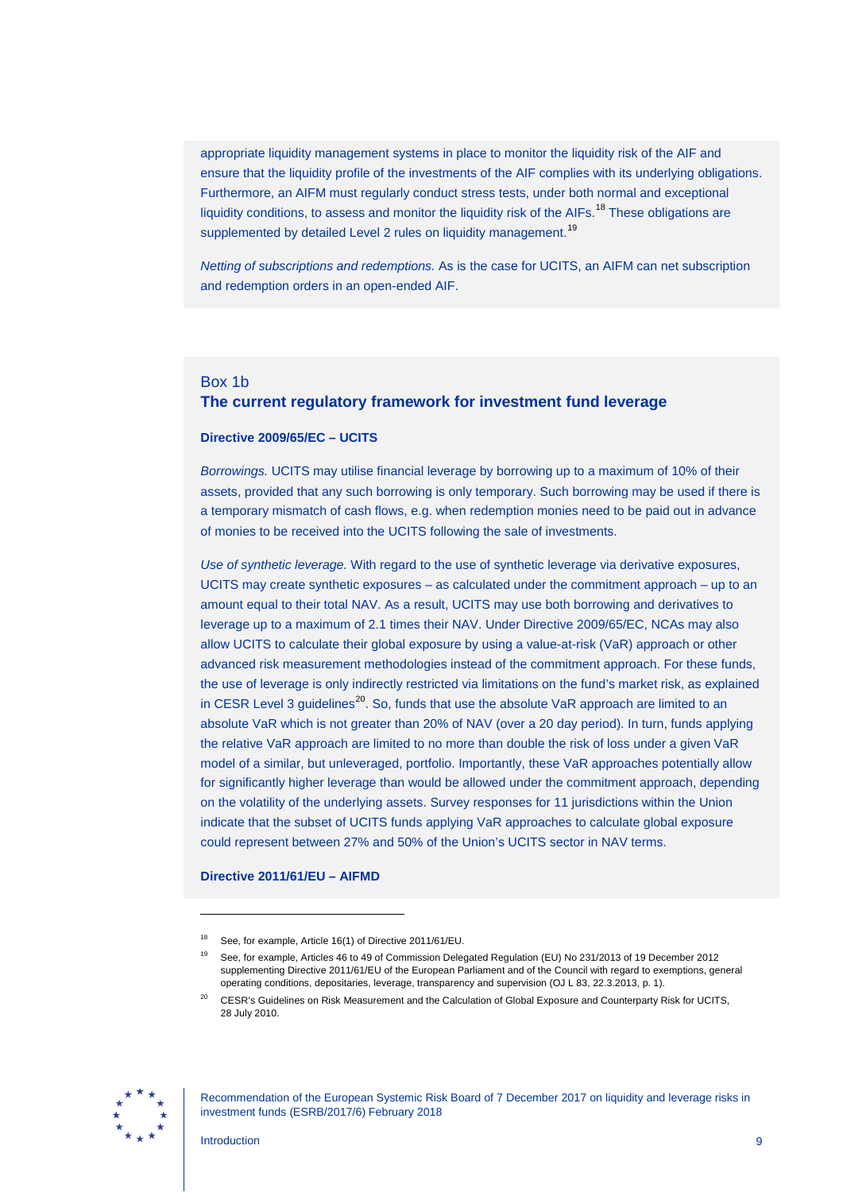appropriate liquidity management systems in place to monitor the liquidity risk of the AIF and ensure that the liquidity profile of the investments of the AIF complies with its underlying obligations. Furthermore, an AIFM must regularly conduct stress tests, under both normal and exceptional liquidity conditions, to assess and monitor the liquidity risk of the AIFs.[18] These obligations are supplemented by detailed Level 2 rules on liquidity management.[19]

*Netting of subscriptions and redemptions.* As is the case for UCITS, an AIFM can net subscription and redemption orders in an open-ended AIF.

## Box 1b
## The current regulatory framework for investment fund leverage

**Directive 2009/65/EC – UCITS**

*Borrowings.* UCITS may utilise financial leverage by borrowing up to a maximum of 10% of their assets, provided that any such borrowing is only temporary. Such borrowing may be used if there is a temporary mismatch of cash flows, e.g. when redemption monies need to be paid out in advance of monies to be received into the UCITS following the sale of investments.

*Use of synthetic leverage.* With regard to the use of synthetic leverage via derivative exposures, UCITS may create synthetic exposures – as calculated under the commitment approach – up to an amount equal to their total NAV. As a result, UCITS may use both borrowing and derivatives to leverage up to a maximum of 2.1 times their NAV. Under Directive 2009/65/EC, NCAs may also allow UCITS to calculate their global exposure by using a value-at-risk (VaR) approach or other advanced risk measurement methodologies instead of the commitment approach. For these funds, the use of leverage is only indirectly restricted via limitations on the fund's market risk, as explained in CESR Level 3 guidelines[20]. So, funds that use the absolute VaR approach are limited to an absolute VaR which is not greater than 20% of NAV (over a 20 day period). In turn, funds applying the relative VaR approach are limited to no more than double the risk of loss under a given VaR model of a similar, but unleveraged, portfolio. Importantly, these VaR approaches potentially allow for significantly higher leverage than would be allowed under the commitment approach, depending on the volatility of the underlying assets. Survey responses for 11 jurisdictions within the Union indicate that the subset of UCITS funds applying VaR approaches to calculate global exposure could represent between 27% and 50% of the Union's UCITS sector in NAV terms.

**Directive 2011/61/EU – AIFMD**

---

[18] See, for example, Article 16(1) of Directive 2011/61/EU.

[19] See, for example, Articles 46 to 49 of Commission Delegated Regulation (EU) No 231/2013 of 19 December 2012 supplementing Directive 2011/61/EU of the European Parliament and of the Council with regard to exemptions, general operating conditions, depositaries, leverage, transparency and supervision (OJ L 83, 22.3.2013, p. 1).

[20] CESR's Guidelines on Risk Measurement and the Calculation of Global Exposure and Counterparty Risk for UCITS, 28 July 2010.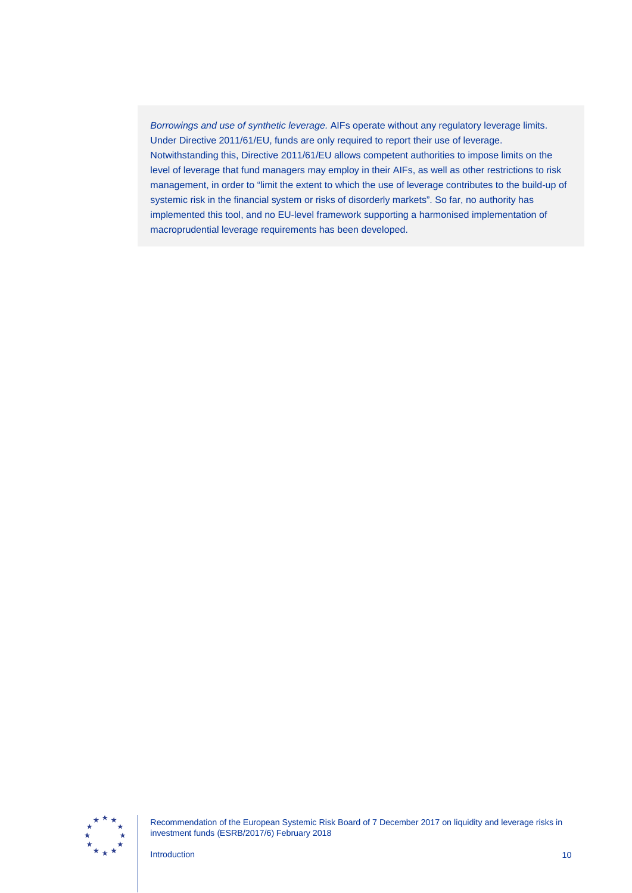*Borrowings and use of synthetic leverage.* AIFs operate without any regulatory leverage limits. Under Directive 2011/61/EU, funds are only required to report their use of leverage. Notwithstanding this, Directive 2011/61/EU allows competent authorities to impose limits on the level of leverage that fund managers may employ in their AIFs, as well as other restrictions to risk management, in order to "limit the extent to which the use of leverage contributes to the build-up of systemic risk in the financial system or risks of disorderly markets". So far, no authority has implemented this tool, and no EU-level framework supporting a harmonised implementation of macroprudential leverage requirements has been developed.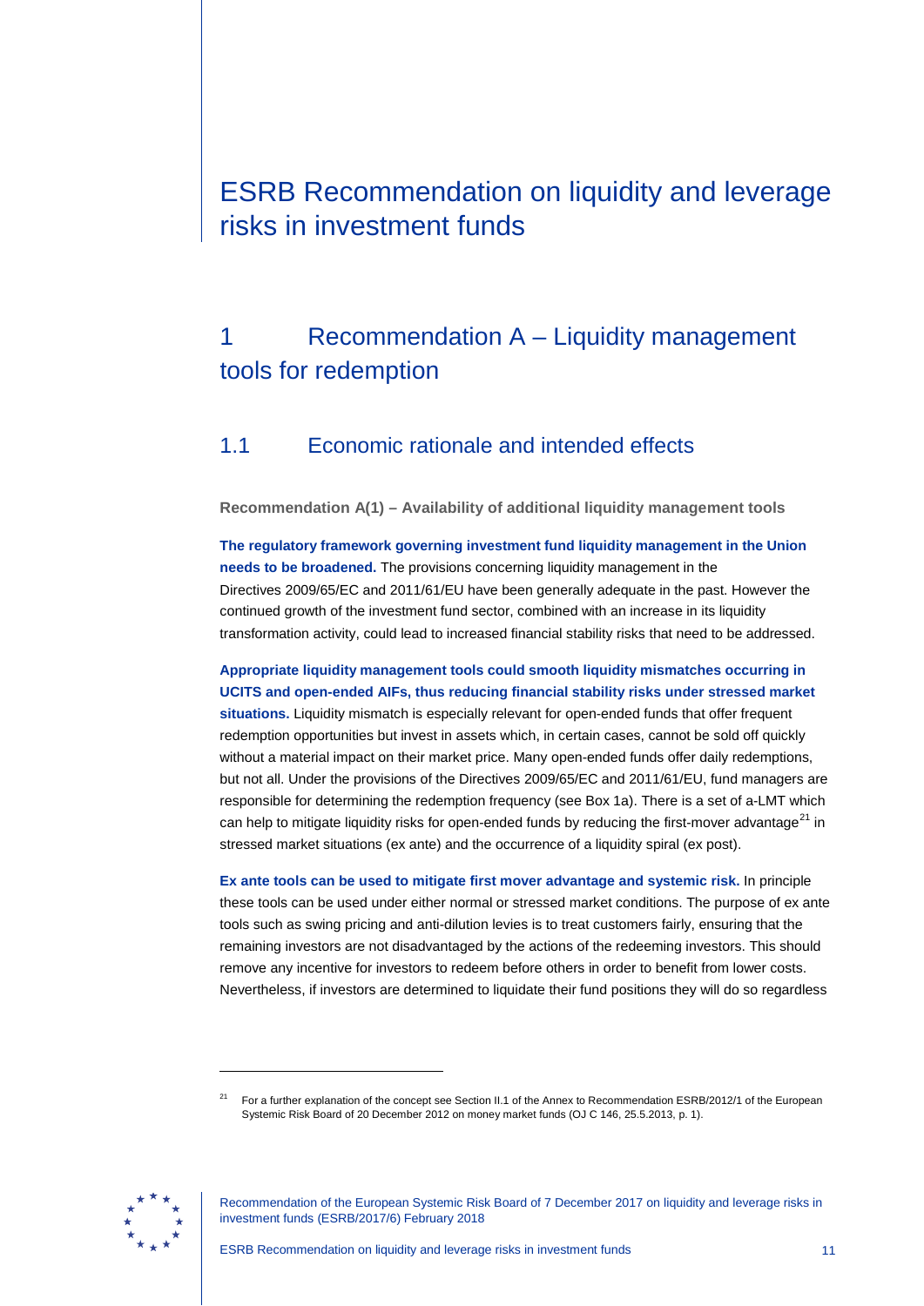# ESRB Recommendation on liquidity and leverage risks in investment funds

## 1 Recommendation A – Liquidity management tools for redemption

### 1.1 Economic rationale and intended effects

**Recommendation A(1) – Availability of additional liquidity management tools**

**The regulatory framework governing investment fund liquidity management in the Union needs to be broadened.** The provisions concerning liquidity management in the Directives 2009/65/EC and 2011/61/EU have been generally adequate in the past. However the continued growth of the investment fund sector, combined with an increase in its liquidity transformation activity, could lead to increased financial stability risks that need to be addressed.

**Appropriate liquidity management tools could smooth liquidity mismatches occurring in UCITS and open-ended AIFs, thus reducing financial stability risks under stressed market situations.** Liquidity mismatch is especially relevant for open-ended funds that offer frequent redemption opportunities but invest in assets which, in certain cases, cannot be sold off quickly without a material impact on their market price. Many open-ended funds offer daily redemptions, but not all. Under the provisions of the Directives 2009/65/EC and 2011/61/EU, fund managers are responsible for determining the redemption frequency (see Box 1a). There is a set of a-LMT which can help to mitigate liquidity risks for open-ended funds by reducing the first-mover advantage[21] in stressed market situations (ex ante) and the occurrence of a liquidity spiral (ex post).

**Ex ante tools can be used to mitigate first mover advantage and systemic risk.** In principle these tools can be used under either normal or stressed market conditions. The purpose of ex ante tools such as swing pricing and anti-dilution levies is to treat customers fairly, ensuring that the remaining investors are not disadvantaged by the actions of the redeeming investors. This should remove any incentive for investors to redeem before others in order to benefit from lower costs. Nevertheless, if investors are determined to liquidate their fund positions they will do so regardless

[21] For a further explanation of the concept see Section II.1 of the Annex to Recommendation ESRB/2012/1 of the European Systemic Risk Board of 20 December 2012 on money market funds (OJ C 146, 25.5.2013, p. 1).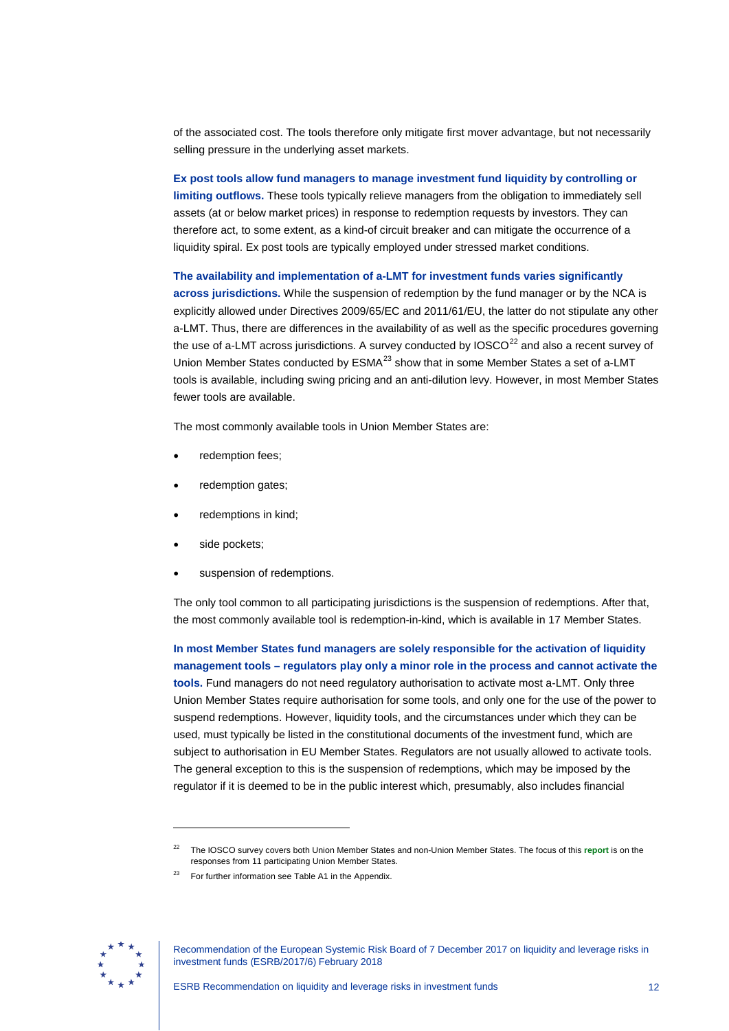of the associated cost. The tools therefore only mitigate first mover advantage, but not necessarily selling pressure in the underlying asset markets.

**Ex post tools allow fund managers to manage investment fund liquidity by controlling or limiting outflows.** These tools typically relieve managers from the obligation to immediately sell assets (at or below market prices) in response to redemption requests by investors. They can therefore act, to some extent, as a kind-of circuit breaker and can mitigate the occurrence of a liquidity spiral. Ex post tools are typically employed under stressed market conditions.

**The availability and implementation of a-LMT for investment funds varies significantly across jurisdictions.** While the suspension of redemption by the fund manager or by the NCA is explicitly allowed under Directives 2009/65/EC and 2011/61/EU, the latter do not stipulate any other a-LMT. Thus, there are differences in the availability of as well as the specific procedures governing the use of a-LMT across jurisdictions. A survey conducted by IOSCO[22] and also a recent survey of Union Member States conducted by ESMA[23] show that in some Member States a set of a-LMT tools is available, including swing pricing and an anti-dilution levy. However, in most Member States fewer tools are available.

The most commonly available tools in Union Member States are:

- redemption fees;
- redemption gates;
- redemptions in kind;
- side pockets;
- suspension of redemptions.

The only tool common to all participating jurisdictions is the suspension of redemptions. After that, the most commonly available tool is redemption-in-kind, which is available in 17 Member States.

**In most Member States fund managers are solely responsible for the activation of liquidity management tools – regulators play only a minor role in the process and cannot activate the tools.** Fund managers do not need regulatory authorisation to activate most a-LMT. Only three Union Member States require authorisation for some tools, and only one for the use of the power to suspend redemptions. However, liquidity tools, and the circumstances under which they can be used, must typically be listed in the constitutional documents of the investment fund, which are subject to authorisation in EU Member States. Regulators are not usually allowed to activate tools. The general exception to this is the suspension of redemptions, which may be imposed by the regulator if it is deemed to be in the public interest which, presumably, also includes financial

---

[22] The IOSCO survey covers both Union Member States and non-Union Member States. The focus of this report is on the responses from 11 participating Union Member States.

[23] For further information see Table A1 in the Appendix.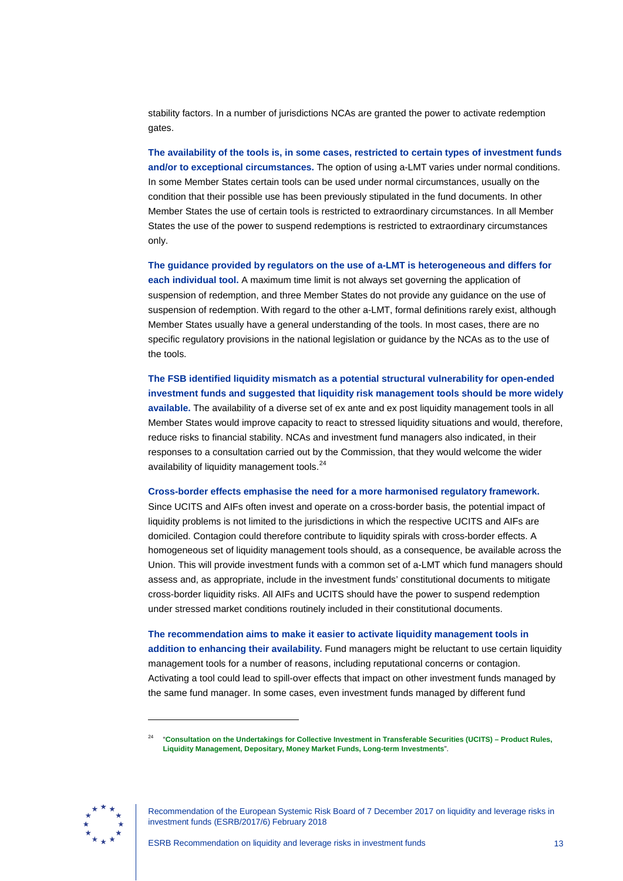stability factors. In a number of jurisdictions NCAs are granted the power to activate redemption gates.

**The availability of the tools is, in some cases, restricted to certain types of investment funds and/or to exceptional circumstances.** The option of using a-LMT varies under normal conditions. In some Member States certain tools can be used under normal circumstances, usually on the condition that their possible use has been previously stipulated in the fund documents. In other Member States the use of certain tools is restricted to extraordinary circumstances. In all Member States the use of the power to suspend redemptions is restricted to extraordinary circumstances only.

**The guidance provided by regulators on the use of a-LMT is heterogeneous and differs for each individual tool.** A maximum time limit is not always set governing the application of suspension of redemption, and three Member States do not provide any guidance on the use of suspension of redemption. With regard to the other a-LMT, formal definitions rarely exist, although Member States usually have a general understanding of the tools. In most cases, there are no specific regulatory provisions in the national legislation or guidance by the NCAs as to the use of the tools.

**The FSB identified liquidity mismatch as a potential structural vulnerability for open-ended investment funds and suggested that liquidity risk management tools should be more widely available.** The availability of a diverse set of ex ante and ex post liquidity management tools in all Member States would improve capacity to react to stressed liquidity situations and would, therefore, reduce risks to financial stability. NCAs and investment fund managers also indicated, in their responses to a consultation carried out by the Commission, that they would welcome the wider availability of liquidity management tools.[24]

**Cross-border effects emphasise the need for a more harmonised regulatory framework.** Since UCITS and AIFs often invest and operate on a cross-border basis, the potential impact of liquidity problems is not limited to the jurisdictions in which the respective UCITS and AIFs are domiciled. Contagion could therefore contribute to liquidity spirals with cross-border effects. A homogeneous set of liquidity management tools should, as a consequence, be available across the Union. This will provide investment funds with a common set of a-LMT which fund managers should assess and, as appropriate, include in the investment funds' constitutional documents to mitigate cross-border liquidity risks. All AIFs and UCITS should have the power to suspend redemption under stressed market conditions routinely included in their constitutional documents.

**The recommendation aims to make it easier to activate liquidity management tools in addition to enhancing their availability.** Fund managers might be reluctant to use certain liquidity management tools for a number of reasons, including reputational concerns or contagion. Activating a tool could lead to spill-over effects that impact on other investment funds managed by the same fund manager. In some cases, even investment funds managed by different fund

---

[24] "**Consultation on the Undertakings for Collective Investment in Transferable Securities (UCITS) – Product Rules, Liquidity Management, Depositary, Money Market Funds, Long-term Investments**".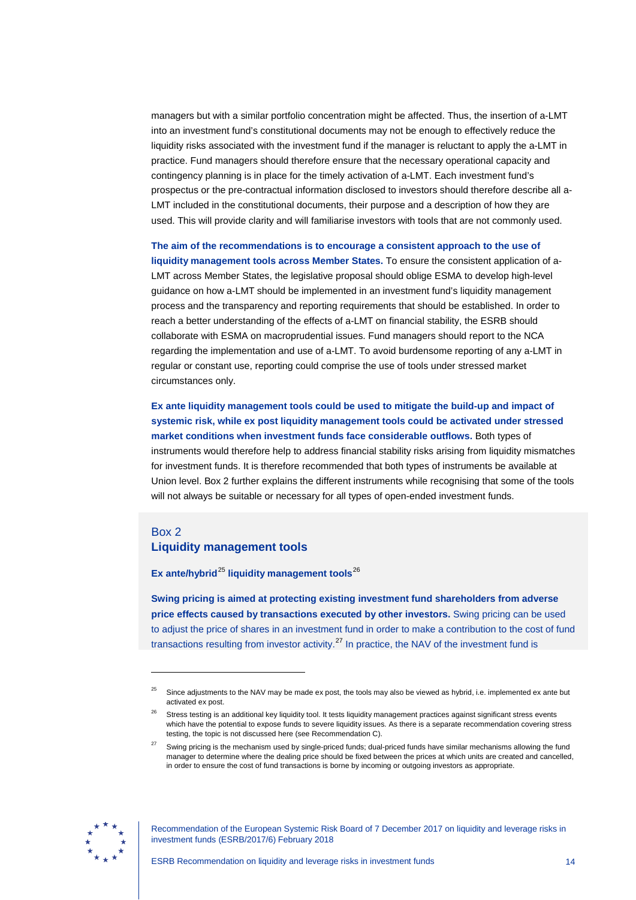managers but with a similar portfolio concentration might be affected. Thus, the insertion of a-LMT into an investment fund's constitutional documents may not be enough to effectively reduce the liquidity risks associated with the investment fund if the manager is reluctant to apply the a-LMT in practice. Fund managers should therefore ensure that the necessary operational capacity and contingency planning is in place for the timely activation of a-LMT. Each investment fund's prospectus or the pre-contractual information disclosed to investors should therefore describe all a-LMT included in the constitutional documents, their purpose and a description of how they are used. This will provide clarity and will familiarise investors with tools that are not commonly used.

**The aim of the recommendations is to encourage a consistent approach to the use of liquidity management tools across Member States.** To ensure the consistent application of a-LMT across Member States, the legislative proposal should oblige ESMA to develop high-level guidance on how a-LMT should be implemented in an investment fund's liquidity management process and the transparency and reporting requirements that should be established. In order to reach a better understanding of the effects of a-LMT on financial stability, the ESRB should collaborate with ESMA on macroprudential issues. Fund managers should report to the NCA regarding the implementation and use of a-LMT. To avoid burdensome reporting of any a-LMT in regular or constant use, reporting could comprise the use of tools under stressed market circumstances only.

**Ex ante liquidity management tools could be used to mitigate the build-up and impact of systemic risk, while ex post liquidity management tools could be activated under stressed market conditions when investment funds face considerable outflows.** Both types of instruments would therefore help to address financial stability risks arising from liquidity mismatches for investment funds. It is therefore recommended that both types of instruments be available at Union level. Box 2 further explains the different instruments while recognising that some of the tools will not always be suitable or necessary for all types of open-ended investment funds.

## Box 2
## Liquidity management tools

**Ex ante/hybrid[25] liquidity management tools[26]**

**Swing pricing is aimed at protecting existing investment fund shareholders from adverse price effects caused by transactions executed by other investors.** Swing pricing can be used to adjust the price of shares in an investment fund in order to make a contribution to the cost of fund transactions resulting from investor activity.[27] In practice, the NAV of the investment fund is

---

[25] Since adjustments to the NAV may be made ex post, the tools may also be viewed as hybrid, i.e. implemented ex ante but activated ex post.

[26] Stress testing is an additional key liquidity tool. It tests liquidity management practices against significant stress events which have the potential to expose funds to severe liquidity issues. As there is a separate recommendation covering stress testing, the topic is not discussed here (see Recommendation C).

[27] Swing pricing is the mechanism used by single-priced funds; dual-priced funds have similar mechanisms allowing the fund manager to determine where the dealing price should be fixed between the prices at which units are created and cancelled, in order to ensure the cost of fund transactions is borne by incoming or outgoing investors as appropriate.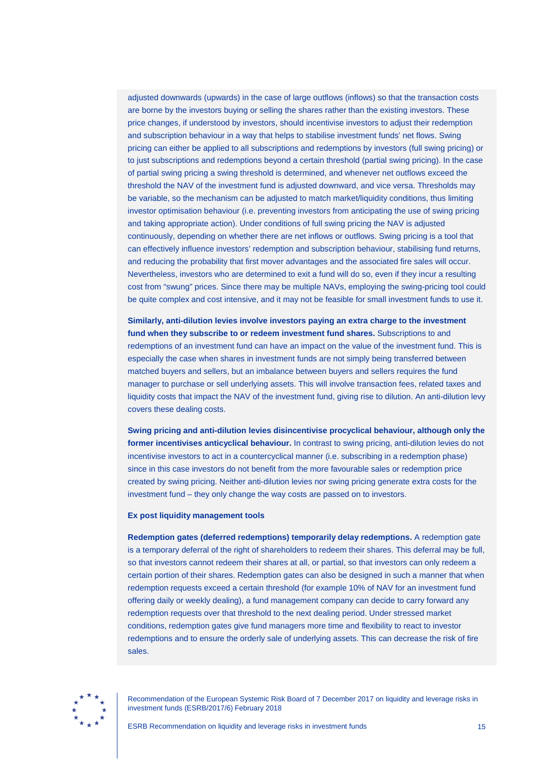adjusted downwards (upwards) in the case of large outflows (inflows) so that the transaction costs are borne by the investors buying or selling the shares rather than the existing investors. These price changes, if understood by investors, should incentivise investors to adjust their redemption and subscription behaviour in a way that helps to stabilise investment funds' net flows. Swing pricing can either be applied to all subscriptions and redemptions by investors (full swing pricing) or to just subscriptions and redemptions beyond a certain threshold (partial swing pricing). In the case of partial swing pricing a swing threshold is determined, and whenever net outflows exceed the threshold the NAV of the investment fund is adjusted downward, and vice versa. Thresholds may be variable, so the mechanism can be adjusted to match market/liquidity conditions, thus limiting investor optimisation behaviour (i.e. preventing investors from anticipating the use of swing pricing and taking appropriate action). Under conditions of full swing pricing the NAV is adjusted continuously, depending on whether there are net inflows or outflows. Swing pricing is a tool that can effectively influence investors' redemption and subscription behaviour, stabilising fund returns, and reducing the probability that first mover advantages and the associated fire sales will occur. Nevertheless, investors who are determined to exit a fund will do so, even if they incur a resulting cost from "swung" prices. Since there may be multiple NAVs, employing the swing-pricing tool could be quite complex and cost intensive, and it may not be feasible for small investment funds to use it.

**Similarly, anti-dilution levies involve investors paying an extra charge to the investment fund when they subscribe to or redeem investment fund shares.** Subscriptions to and redemptions of an investment fund can have an impact on the value of the investment fund. This is especially the case when shares in investment funds are not simply being transferred between matched buyers and sellers, but an imbalance between buyers and sellers requires the fund manager to purchase or sell underlying assets. This will involve transaction fees, related taxes and liquidity costs that impact the NAV of the investment fund, giving rise to dilution. An anti-dilution levy covers these dealing costs.

**Swing pricing and anti-dilution levies disincentivise procyclical behaviour, although only the former incentivises anticyclical behaviour.** In contrast to swing pricing, anti-dilution levies do not incentivise investors to act in a countercyclical manner (i.e. subscribing in a redemption phase) since in this case investors do not benefit from the more favourable sales or redemption price created by swing pricing. Neither anti-dilution levies nor swing pricing generate extra costs for the investment fund – they only change the way costs are passed on to investors.

**Ex post liquidity management tools**

**Redemption gates (deferred redemptions) temporarily delay redemptions.** A redemption gate is a temporary deferral of the right of shareholders to redeem their shares. This deferral may be full, so that investors cannot redeem their shares at all, or partial, so that investors can only redeem a certain portion of their shares. Redemption gates can also be designed in such a manner that when redemption requests exceed a certain threshold (for example 10% of NAV for an investment fund offering daily or weekly dealing), a fund management company can decide to carry forward any redemption requests over that threshold to the next dealing period. Under stressed market conditions, redemption gates give fund managers more time and flexibility to react to investor redemptions and to ensure the orderly sale of underlying assets. This can decrease the risk of fire sales.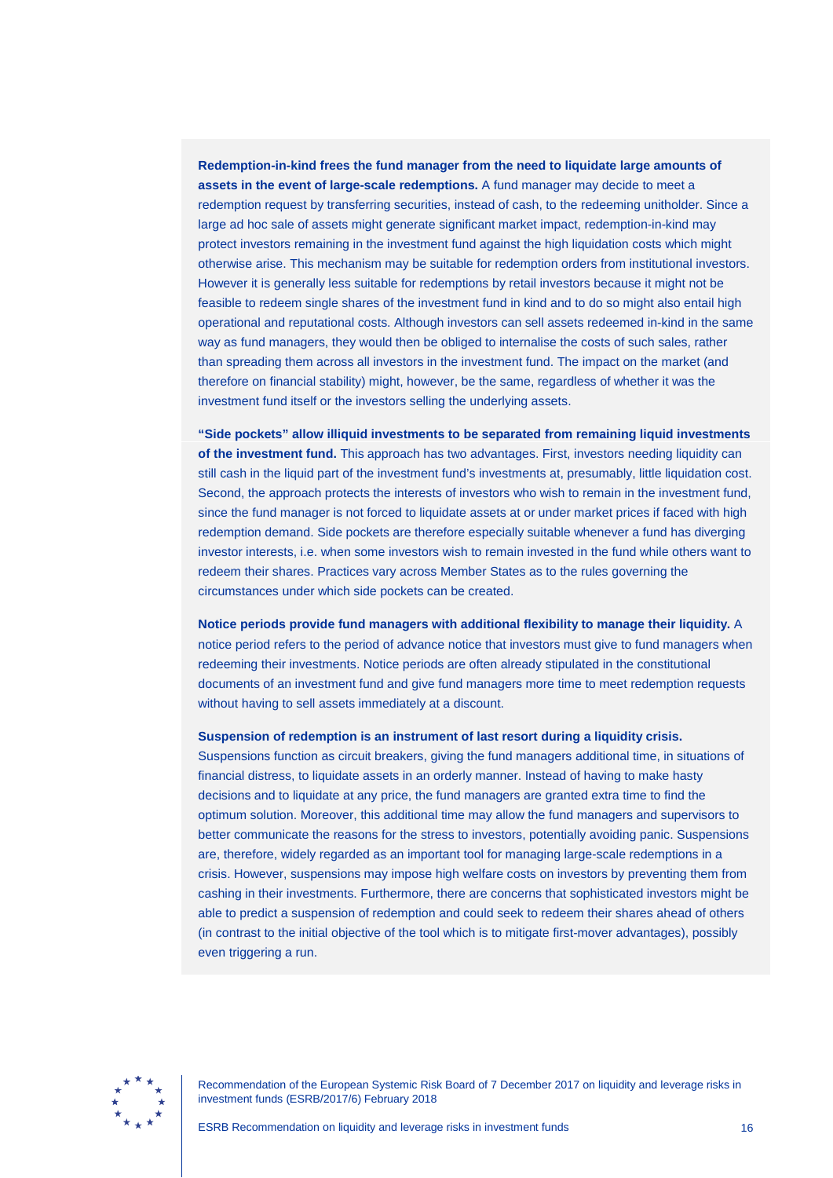**Redemption-in-kind frees the fund manager from the need to liquidate large amounts of assets in the event of large-scale redemptions.** A fund manager may decide to meet a redemption request by transferring securities, instead of cash, to the redeeming unitholder. Since a large ad hoc sale of assets might generate significant market impact, redemption-in-kind may protect investors remaining in the investment fund against the high liquidation costs which might otherwise arise. This mechanism may be suitable for redemption orders from institutional investors. However it is generally less suitable for redemptions by retail investors because it might not be feasible to redeem single shares of the investment fund in kind and to do so might also entail high operational and reputational costs. Although investors can sell assets redeemed in-kind in the same way as fund managers, they would then be obliged to internalise the costs of such sales, rather than spreading them across all investors in the investment fund. The impact on the market (and therefore on financial stability) might, however, be the same, regardless of whether it was the investment fund itself or the investors selling the underlying assets.

**“Side pockets” allow illiquid investments to be separated from remaining liquid investments of the investment fund.** This approach has two advantages. First, investors needing liquidity can still cash in the liquid part of the investment fund’s investments at, presumably, little liquidation cost. Second, the approach protects the interests of investors who wish to remain in the investment fund, since the fund manager is not forced to liquidate assets at or under market prices if faced with high redemption demand. Side pockets are therefore especially suitable whenever a fund has diverging investor interests, i.e. when some investors wish to remain invested in the fund while others want to redeem their shares. Practices vary across Member States as to the rules governing the circumstances under which side pockets can be created.

**Notice periods provide fund managers with additional flexibility to manage their liquidity.** A notice period refers to the period of advance notice that investors must give to fund managers when redeeming their investments. Notice periods are often already stipulated in the constitutional documents of an investment fund and give fund managers more time to meet redemption requests without having to sell assets immediately at a discount.

**Suspension of redemption is an instrument of last resort during a liquidity crisis.** Suspensions function as circuit breakers, giving the fund managers additional time, in situations of financial distress, to liquidate assets in an orderly manner. Instead of having to make hasty decisions and to liquidate at any price, the fund managers are granted extra time to find the optimum solution. Moreover, this additional time may allow the fund managers and supervisors to better communicate the reasons for the stress to investors, potentially avoiding panic. Suspensions are, therefore, widely regarded as an important tool for managing large-scale redemptions in a crisis. However, suspensions may impose high welfare costs on investors by preventing them from cashing in their investments. Furthermore, there are concerns that sophisticated investors might be able to predict a suspension of redemption and could seek to redeem their shares ahead of others (in contrast to the initial objective of the tool which is to mitigate first-mover advantages), possibly even triggering a run.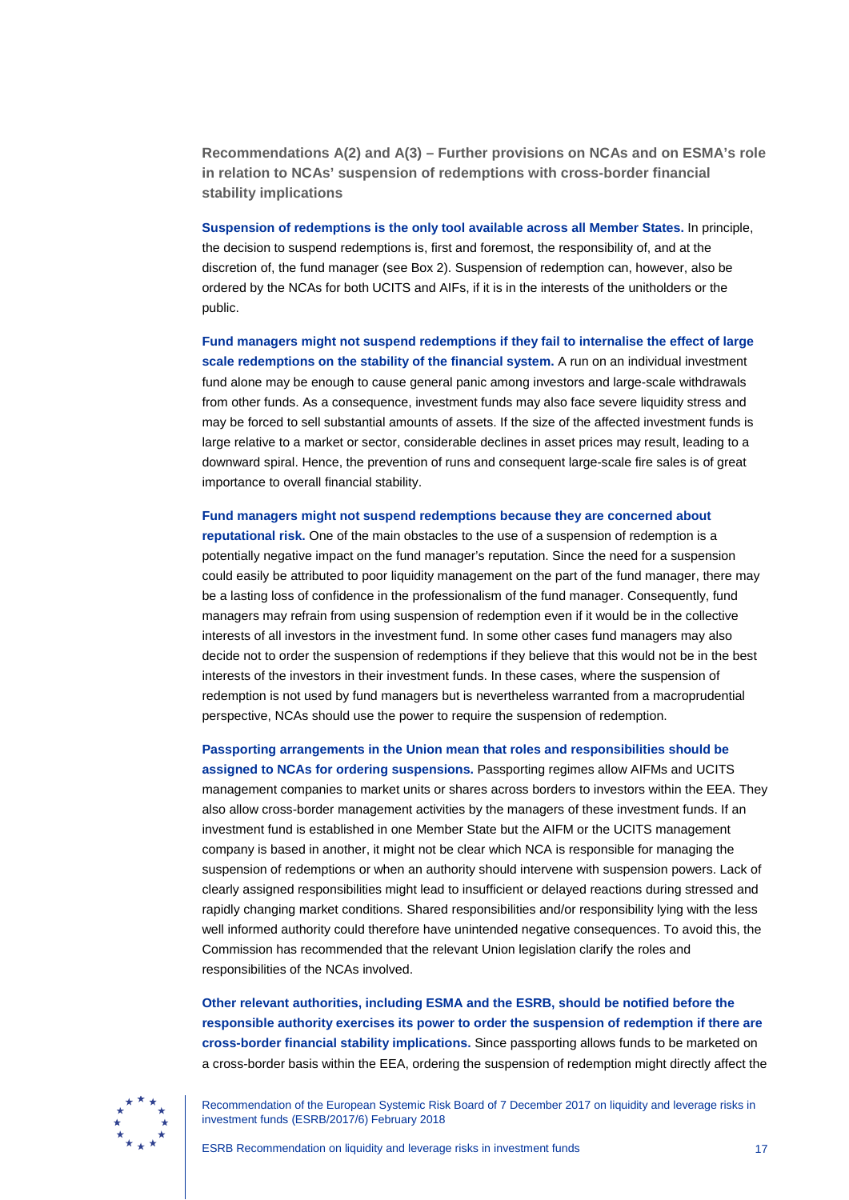### Recommendations A(2) and A(3) – Further provisions on NCAs and on ESMA's role in relation to NCAs' suspension of redemptions with cross-border financial stability implications

**Suspension of redemptions is the only tool available across all Member States.** In principle, the decision to suspend redemptions is, first and foremost, the responsibility of, and at the discretion of, the fund manager (see Box 2). Suspension of redemption can, however, also be ordered by the NCAs for both UCITS and AIFs, if it is in the interests of the unitholders or the public.

**Fund managers might not suspend redemptions if they fail to internalise the effect of large scale redemptions on the stability of the financial system.** A run on an individual investment fund alone may be enough to cause general panic among investors and large-scale withdrawals from other funds. As a consequence, investment funds may also face severe liquidity stress and may be forced to sell substantial amounts of assets. If the size of the affected investment funds is large relative to a market or sector, considerable declines in asset prices may result, leading to a downward spiral. Hence, the prevention of runs and consequent large-scale fire sales is of great importance to overall financial stability.

**Fund managers might not suspend redemptions because they are concerned about reputational risk.** One of the main obstacles to the use of a suspension of redemption is a potentially negative impact on the fund manager's reputation. Since the need for a suspension could easily be attributed to poor liquidity management on the part of the fund manager, there may be a lasting loss of confidence in the professionalism of the fund manager. Consequently, fund managers may refrain from using suspension of redemption even if it would be in the collective interests of all investors in the investment fund. In some other cases fund managers may also decide not to order the suspension of redemptions if they believe that this would not be in the best interests of the investors in their investment funds. In these cases, where the suspension of redemption is not used by fund managers but is nevertheless warranted from a macroprudential perspective, NCAs should use the power to require the suspension of redemption.

**Passporting arrangements in the Union mean that roles and responsibilities should be assigned to NCAs for ordering suspensions.** Passporting regimes allow AIFMs and UCITS management companies to market units or shares across borders to investors within the EEA. They also allow cross-border management activities by the managers of these investment funds. If an investment fund is established in one Member State but the AIFM or the UCITS management company is based in another, it might not be clear which NCA is responsible for managing the suspension of redemptions or when an authority should intervene with suspension powers. Lack of clearly assigned responsibilities might lead to insufficient or delayed reactions during stressed and rapidly changing market conditions. Shared responsibilities and/or responsibility lying with the less well informed authority could therefore have unintended negative consequences. To avoid this, the Commission has recommended that the relevant Union legislation clarify the roles and responsibilities of the NCAs involved.

**Other relevant authorities, including ESMA and the ESRB, should be notified before the responsible authority exercises its power to order the suspension of redemption if there are cross-border financial stability implications.** Since passporting allows funds to be marketed on a cross-border basis within the EEA, ordering the suspension of redemption might directly affect the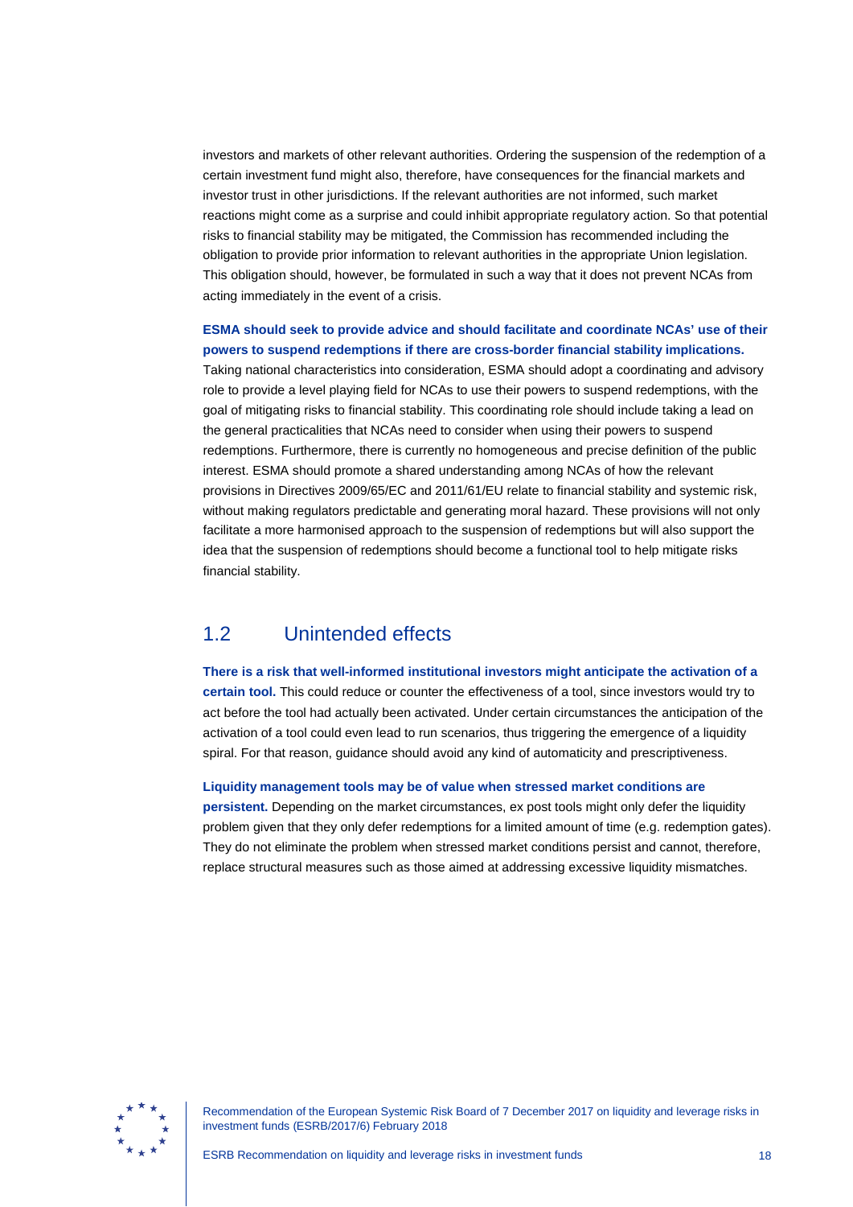investors and markets of other relevant authorities. Ordering the suspension of the redemption of a certain investment fund might also, therefore, have consequences for the financial markets and investor trust in other jurisdictions. If the relevant authorities are not informed, such market reactions might come as a surprise and could inhibit appropriate regulatory action. So that potential risks to financial stability may be mitigated, the Commission has recommended including the obligation to provide prior information to relevant authorities in the appropriate Union legislation. This obligation should, however, be formulated in such a way that it does not prevent NCAs from acting immediately in the event of a crisis.

**ESMA should seek to provide advice and should facilitate and coordinate NCAs' use of their powers to suspend redemptions if there are cross-border financial stability implications.** Taking national characteristics into consideration, ESMA should adopt a coordinating and advisory role to provide a level playing field for NCAs to use their powers to suspend redemptions, with the goal of mitigating risks to financial stability. This coordinating role should include taking a lead on the general practicalities that NCAs need to consider when using their powers to suspend redemptions. Furthermore, there is currently no homogeneous and precise definition of the public interest. ESMA should promote a shared understanding among NCAs of how the relevant provisions in Directives 2009/65/EC and 2011/61/EU relate to financial stability and systemic risk, without making regulators predictable and generating moral hazard. These provisions will not only facilitate a more harmonised approach to the suspension of redemptions but will also support the idea that the suspension of redemptions should become a functional tool to help mitigate risks financial stability.

## 1.2 Unintended effects

**There is a risk that well-informed institutional investors might anticipate the activation of a certain tool.** This could reduce or counter the effectiveness of a tool, since investors would try to act before the tool had actually been activated. Under certain circumstances the anticipation of the activation of a tool could even lead to run scenarios, thus triggering the emergence of a liquidity spiral. For that reason, guidance should avoid any kind of automaticity and prescriptiveness.

**Liquidity management tools may be of value when stressed market conditions are persistent.** Depending on the market circumstances, ex post tools might only defer the liquidity problem given that they only defer redemptions for a limited amount of time (e.g. redemption gates). They do not eliminate the problem when stressed market conditions persist and cannot, therefore, replace structural measures such as those aimed at addressing excessive liquidity mismatches.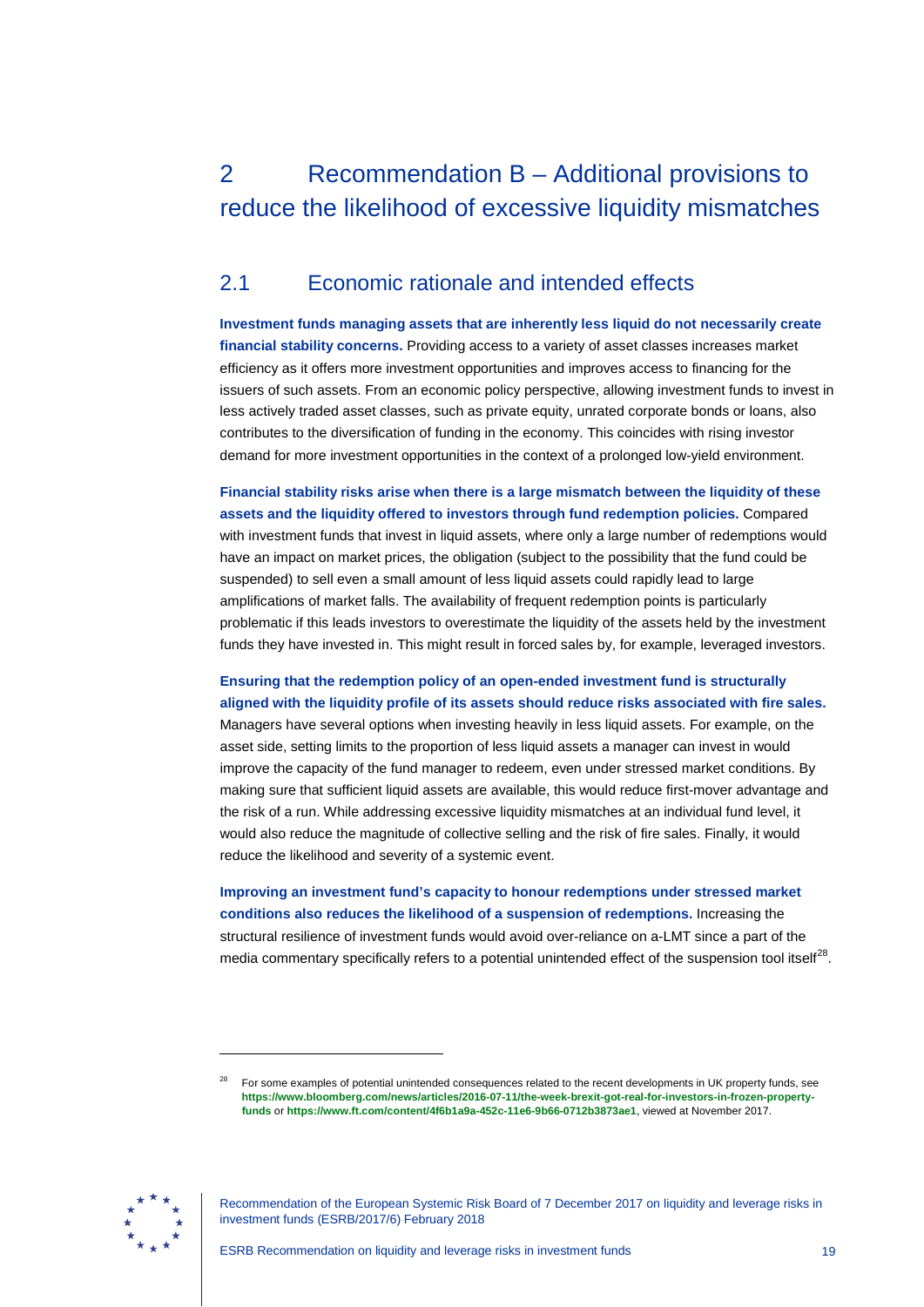# 2 Recommendation B – Additional provisions to reduce the likelihood of excessive liquidity mismatches

## 2.1 Economic rationale and intended effects

**Investment funds managing assets that are inherently less liquid do not necessarily create financial stability concerns.** Providing access to a variety of asset classes increases market efficiency as it offers more investment opportunities and improves access to financing for the issuers of such assets. From an economic policy perspective, allowing investment funds to invest in less actively traded asset classes, such as private equity, unrated corporate bonds or loans, also contributes to the diversification of funding in the economy. This coincides with rising investor demand for more investment opportunities in the context of a prolonged low-yield environment.

**Financial stability risks arise when there is a large mismatch between the liquidity of these assets and the liquidity offered to investors through fund redemption policies.** Compared with investment funds that invest in liquid assets, where only a large number of redemptions would have an impact on market prices, the obligation (subject to the possibility that the fund could be suspended) to sell even a small amount of less liquid assets could rapidly lead to large amplifications of market falls. The availability of frequent redemption points is particularly problematic if this leads investors to overestimate the liquidity of the assets held by the investment funds they have invested in. This might result in forced sales by, for example, leveraged investors.

**Ensuring that the redemption policy of an open-ended investment fund is structurally aligned with the liquidity profile of its assets should reduce risks associated with fire sales.** Managers have several options when investing heavily in less liquid assets. For example, on the asset side, setting limits to the proportion of less liquid assets a manager can invest in would improve the capacity of the fund manager to redeem, even under stressed market conditions. By making sure that sufficient liquid assets are available, this would reduce first-mover advantage and the risk of a run. While addressing excessive liquidity mismatches at an individual fund level, it would also reduce the magnitude of collective selling and the risk of fire sales. Finally, it would reduce the likelihood and severity of a systemic event.

**Improving an investment fund's capacity to honour redemptions under stressed market conditions also reduces the likelihood of a suspension of redemptions.** Increasing the structural resilience of investment funds would avoid over-reliance on a-LMT since a part of the media commentary specifically refers to a potential unintended effect of the suspension tool itself[28].

---

[28] For some examples of potential unintended consequences related to the recent developments in UK property funds, see **https://www.bloomberg.com/news/articles/2016-07-11/the-week-brexit-got-real-for-investors-in-frozen-property-funds** or **https://www.ft.com/content/4f6b1a9a-452c-11e6-9b66-0712b3873ae1**, viewed at November 2017.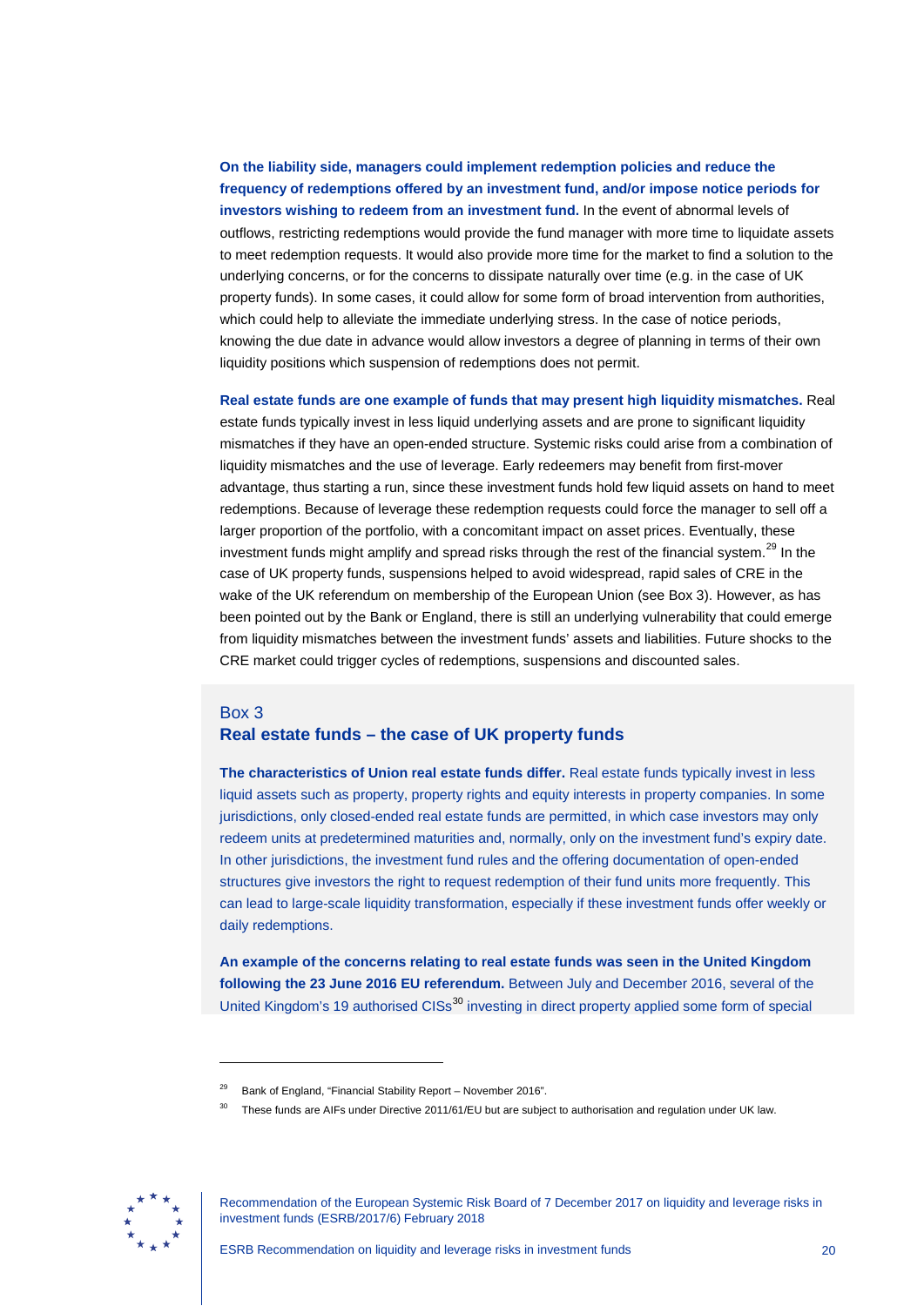**On the liability side, managers could implement redemption policies and reduce the frequency of redemptions offered by an investment fund, and/or impose notice periods for investors wishing to redeem from an investment fund.** In the event of abnormal levels of outflows, restricting redemptions would provide the fund manager with more time to liquidate assets to meet redemption requests. It would also provide more time for the market to find a solution to the underlying concerns, or for the concerns to dissipate naturally over time (e.g. in the case of UK property funds). In some cases, it could allow for some form of broad intervention from authorities, which could help to alleviate the immediate underlying stress. In the case of notice periods, knowing the due date in advance would allow investors a degree of planning in terms of their own liquidity positions which suspension of redemptions does not permit.

**Real estate funds are one example of funds that may present high liquidity mismatches.** Real estate funds typically invest in less liquid underlying assets and are prone to significant liquidity mismatches if they have an open-ended structure. Systemic risks could arise from a combination of liquidity mismatches and the use of leverage. Early redeemers may benefit from first-mover advantage, thus starting a run, since these investment funds hold few liquid assets on hand to meet redemptions. Because of leverage these redemption requests could force the manager to sell off a larger proportion of the portfolio, with a concomitant impact on asset prices. Eventually, these investment funds might amplify and spread risks through the rest of the financial system.[29] In the case of UK property funds, suspensions helped to avoid widespread, rapid sales of CRE in the wake of the UK referendum on membership of the European Union (see Box 3). However, as has been pointed out by the Bank or England, there is still an underlying vulnerability that could emerge from liquidity mismatches between the investment funds' assets and liabilities. Future shocks to the CRE market could trigger cycles of redemptions, suspensions and discounted sales.

## Box 3
## Real estate funds – the case of UK property funds

**The characteristics of Union real estate funds differ.** Real estate funds typically invest in less liquid assets such as property, property rights and equity interests in property companies. In some jurisdictions, only closed-ended real estate funds are permitted, in which case investors may only redeem units at predetermined maturities and, normally, only on the investment fund's expiry date. In other jurisdictions, the investment fund rules and the offering documentation of open-ended structures give investors the right to request redemption of their fund units more frequently. This can lead to large-scale liquidity transformation, especially if these investment funds offer weekly or daily redemptions.

**An example of the concerns relating to real estate funds was seen in the United Kingdom following the 23 June 2016 EU referendum.** Between July and December 2016, several of the United Kingdom's 19 authorised CISs[30] investing in direct property applied some form of special

---

[29] Bank of England, "Financial Stability Report – November 2016".

[30] These funds are AIFs under Directive 2011/61/EU but are subject to authorisation and regulation under UK law.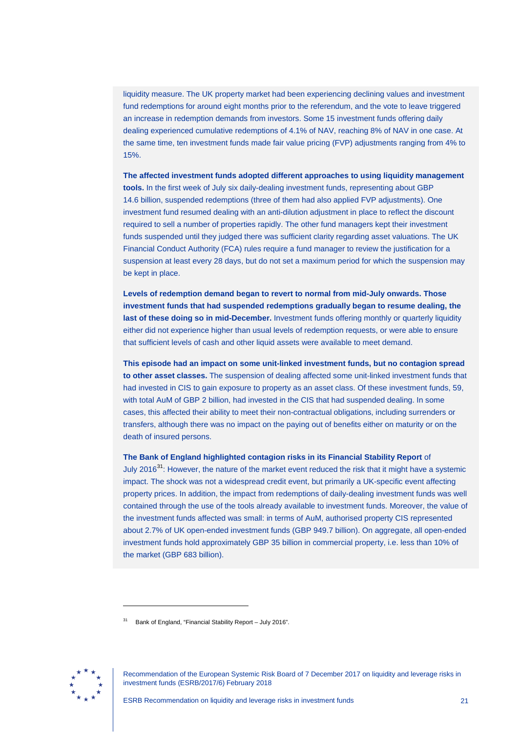liquidity measure. The UK property market had been experiencing declining values and investment fund redemptions for around eight months prior to the referendum, and the vote to leave triggered an increase in redemption demands from investors. Some 15 investment funds offering daily dealing experienced cumulative redemptions of 4.1% of NAV, reaching 8% of NAV in one case. At the same time, ten investment funds made fair value pricing (FVP) adjustments ranging from 4% to 15%.

**The affected investment funds adopted different approaches to using liquidity management tools.** In the first week of July six daily-dealing investment funds, representing about GBP 14.6 billion, suspended redemptions (three of them had also applied FVP adjustments). One investment fund resumed dealing with an anti-dilution adjustment in place to reflect the discount required to sell a number of properties rapidly. The other fund managers kept their investment funds suspended until they judged there was sufficient clarity regarding asset valuations. The UK Financial Conduct Authority (FCA) rules require a fund manager to review the justification for a suspension at least every 28 days, but do not set a maximum period for which the suspension may be kept in place.

**Levels of redemption demand began to revert to normal from mid-July onwards. Those investment funds that had suspended redemptions gradually began to resume dealing, the last of these doing so in mid-December.** Investment funds offering monthly or quarterly liquidity either did not experience higher than usual levels of redemption requests, or were able to ensure that sufficient levels of cash and other liquid assets were available to meet demand.

**This episode had an impact on some unit-linked investment funds, but no contagion spread to other asset classes.** The suspension of dealing affected some unit-linked investment funds that had invested in CIS to gain exposure to property as an asset class. Of these investment funds, 59, with total AuM of GBP 2 billion, had invested in the CIS that had suspended dealing. In some cases, this affected their ability to meet their non-contractual obligations, including surrenders or transfers, although there was no impact on the paying out of benefits either on maturity or on the death of insured persons.

**The Bank of England highlighted contagion risks in its Financial Stability Report** of July 2016[31]: However, the nature of the market event reduced the risk that it might have a systemic impact. The shock was not a widespread credit event, but primarily a UK-specific event affecting property prices. In addition, the impact from redemptions of daily-dealing investment funds was well contained through the use of the tools already available to investment funds. Moreover, the value of the investment funds affected was small: in terms of AuM, authorised property CIS represented about 2.7% of UK open-ended investment funds (GBP 949.7 billion). On aggregate, all open-ended investment funds hold approximately GBP 35 billion in commercial property, i.e. less than 10% of the market (GBP 683 billion).

[31] Bank of England, "Financial Stability Report – July 2016".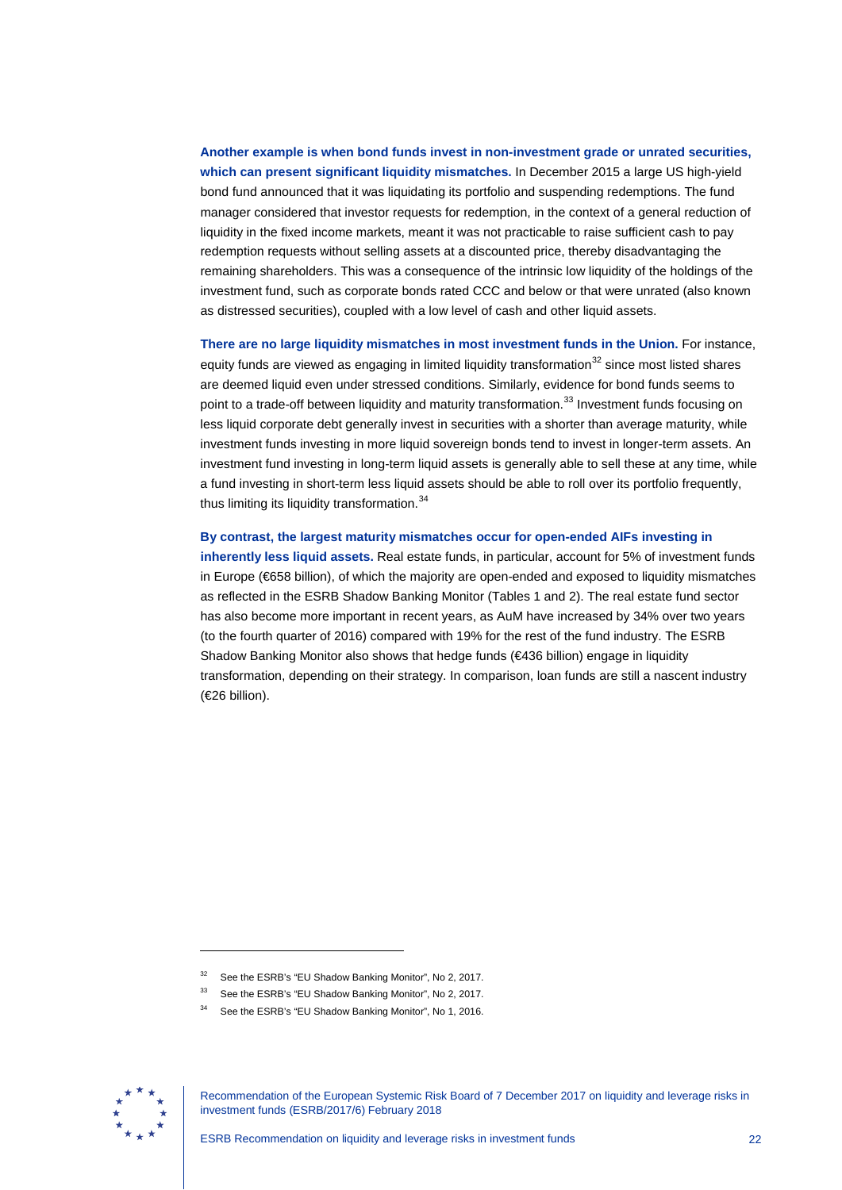**Another example is when bond funds invest in non-investment grade or unrated securities, which can present significant liquidity mismatches.** In December 2015 a large US high-yield bond fund announced that it was liquidating its portfolio and suspending redemptions. The fund manager considered that investor requests for redemption, in the context of a general reduction of liquidity in the fixed income markets, meant it was not practicable to raise sufficient cash to pay redemption requests without selling assets at a discounted price, thereby disadvantaging the remaining shareholders. This was a consequence of the intrinsic low liquidity of the holdings of the investment fund, such as corporate bonds rated CCC and below or that were unrated (also known as distressed securities), coupled with a low level of cash and other liquid assets.

**There are no large liquidity mismatches in most investment funds in the Union.** For instance, equity funds are viewed as engaging in limited liquidity transformation[32] since most listed shares are deemed liquid even under stressed conditions. Similarly, evidence for bond funds seems to point to a trade-off between liquidity and maturity transformation.[33] Investment funds focusing on less liquid corporate debt generally invest in securities with a shorter than average maturity, while investment funds investing in more liquid sovereign bonds tend to invest in longer-term assets. An investment fund investing in long-term liquid assets is generally able to sell these at any time, while a fund investing in short-term less liquid assets should be able to roll over its portfolio frequently, thus limiting its liquidity transformation.[34]

**By contrast, the largest maturity mismatches occur for open-ended AIFs investing in inherently less liquid assets.** Real estate funds, in particular, account for 5% of investment funds in Europe (€658 billion), of which the majority are open-ended and exposed to liquidity mismatches as reflected in the ESRB Shadow Banking Monitor (Tables 1 and 2). The real estate fund sector has also become more important in recent years, as AuM have increased by 34% over two years (to the fourth quarter of 2016) compared with 19% for the rest of the fund industry. The ESRB Shadow Banking Monitor also shows that hedge funds (€436 billion) engage in liquidity transformation, depending on their strategy. In comparison, loan funds are still a nascent industry (€26 billion).

[32] See the ESRB's "EU Shadow Banking Monitor", No 2, 2017.

[33] See the ESRB's "EU Shadow Banking Monitor", No 2, 2017.

[34] See the ESRB's "EU Shadow Banking Monitor", No 1, 2016.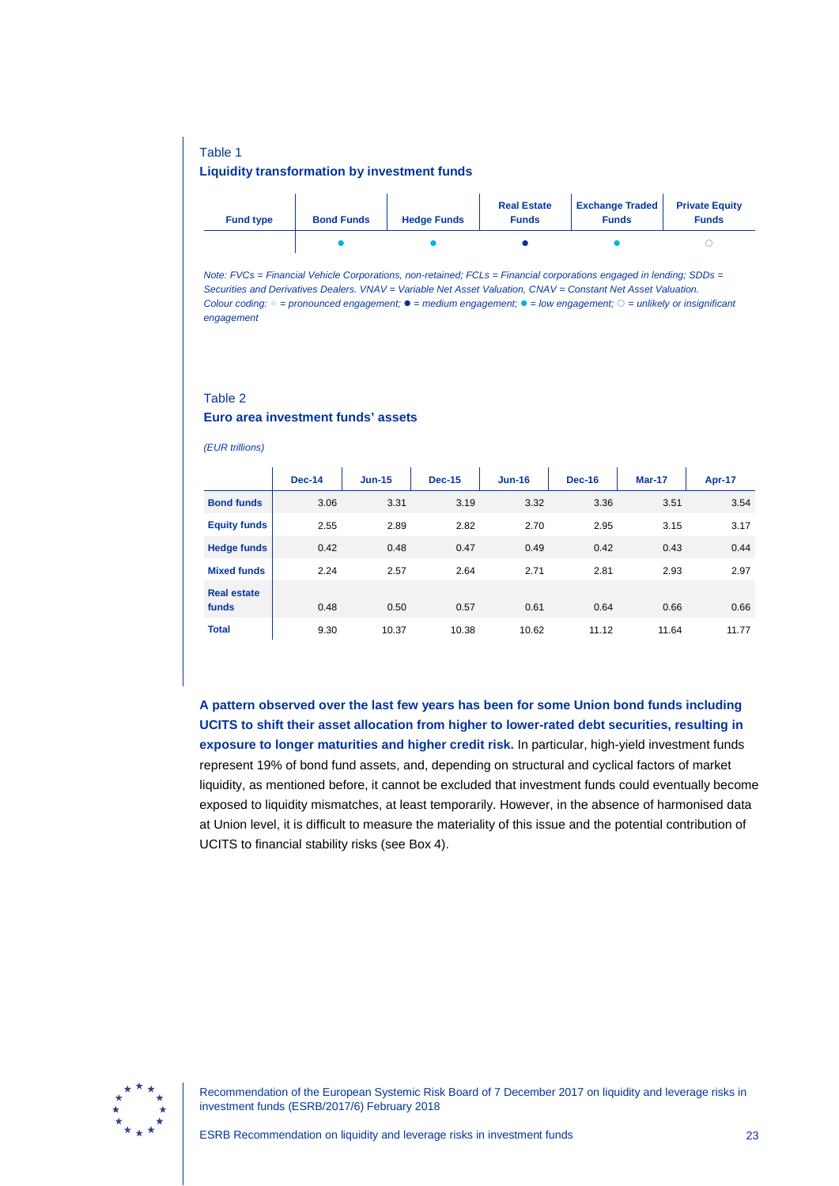Table 1

**Liquidity transformation by investment funds**

| Fund type | Bond Funds | Hedge Funds | Real Estate Funds | Exchange Traded Funds | Private Equity Funds |
|---|---|---|---|---|---|
| | ● | ● | ● | ● | ○ |

*Note: FVCs = Financial Vehicle Corporations, non-retained; FCLs = Financial corporations engaged in lending; SDDs = Securities and Derivatives Dealers. VNAV = Variable Net Asset Valuation, CNAV = Constant Net Asset Valuation.*
*Colour coding: ● = pronounced engagement; ● = medium engagement; ● = low engagement; ○ = unlikely or insignificant engagement*

Table 2

**Euro area investment funds' assets**

*(EUR trillions)*

| | Dec-14 | Jun-15 | Dec-15 | Jun-16 | Dec-16 | Mar-17 | Apr-17 |
|---|---|---|---|---|---|---|---|
| **Bond funds** | 3.06 | 3.31 | 3.19 | 3.32 | 3.36 | 3.51 | 3.54 |
| **Equity funds** | 2.55 | 2.89 | 2.82 | 2.70 | 2.95 | 3.15 | 3.17 |
| **Hedge funds** | 0.42 | 0.48 | 0.47 | 0.49 | 0.42 | 0.43 | 0.44 |
| **Mixed funds** | 2.24 | 2.57 | 2.64 | 2.71 | 2.81 | 2.93 | 2.97 |
| **Real estate funds** | 0.48 | 0.50 | 0.57 | 0.61 | 0.64 | 0.66 | 0.66 |
| **Total** | 9.30 | 10.37 | 10.38 | 10.62 | 11.12 | 11.64 | 11.77 |

**A pattern observed over the last few years has been for some Union bond funds including UCITS to shift their asset allocation from higher to lower-rated debt securities, resulting in exposure to longer maturities and higher credit risk.** In particular, high-yield investment funds represent 19% of bond fund assets, and, depending on structural and cyclical factors of market liquidity, as mentioned before, it cannot be excluded that investment funds could eventually become exposed to liquidity mismatches, at least temporarily. However, in the absence of harmonised data at Union level, it is difficult to measure the materiality of this issue and the potential contribution of UCITS to financial stability risks (see Box 4).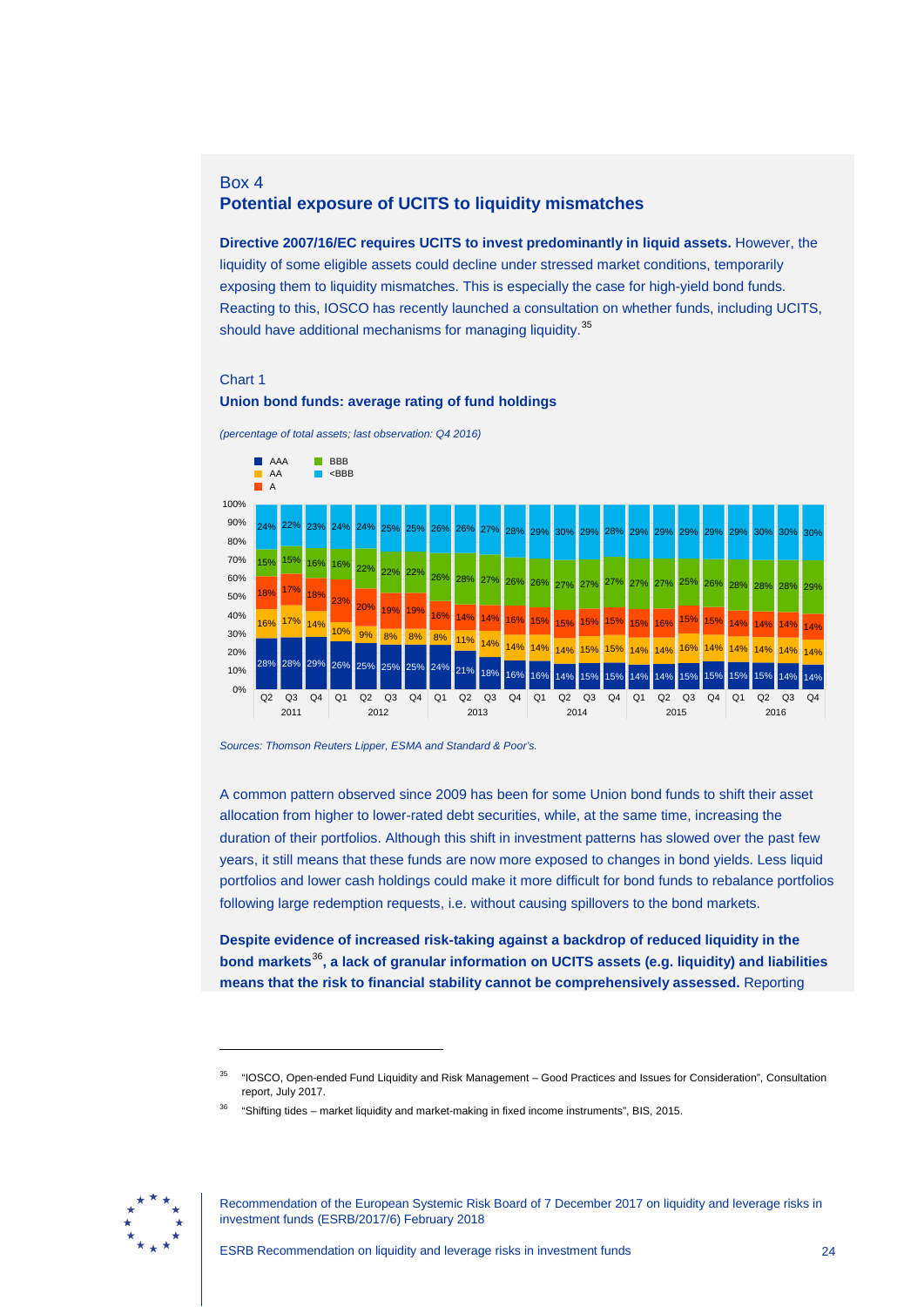## Box 4

## Potential exposure of UCITS to liquidity mismatches

**Directive 2007/16/EC requires UCITS to invest predominantly in liquid assets.** However, the liquidity of some eligible assets could decline under stressed market conditions, temporarily exposing them to liquidity mismatches. This is especially the case for high-yield bond funds. Reacting to this, IOSCO has recently launched a consultation on whether funds, including UCITS, should have additional mechanisms for managing liquidity.[35]

### Chart 1

**Union bond funds: average rating of fund holdings**

*(percentage of total assets; last observation: Q4 2016)*

| Year | Quarter | AAA | AA | A | BBB | <BBB |
|---|---|---|---|---|---|---|
| 2011 | Q2 | 28% | 16% | 18% | 15% | 24% |
| | Q3 | 28% | 17% | 17% | 15% | 22% |
| | Q4 | 29% | 14% | 18% | 16% | 23% |
| 2012 | Q1 | 26% | 10% | 23% | 16% | 24% |
| | Q2 | 25% | 9% | 20% | 22% | 24% |
| | Q3 | 25% | 8% | 19% | 22% | 25% |
| | Q4 | 25% | 8% | 19% | 22% | 25% |
| 2013 | Q1 | 24% | 8% | 16% | 26% | 26% |
| | Q2 | 21% | 11% | 14% | 28% | 26% |
| | Q3 | 18% | 14% | 14% | 27% | 27% |
| | Q4 | 16% | 14% | 16% | 26% | 28% |
| 2014 | Q1 | 16% | 14% | 15% | 26% | 29% |
| | Q2 | 14% | 14% | 15% | 27% | 30% |
| | Q3 | 15% | 15% | 15% | 27% | 29% |
| | Q4 | 15% | 15% | 15% | 27% | 28% |
| 2015 | Q1 | 14% | 14% | 15% | 27% | 29% |
| | Q2 | 14% | 14% | 16% | 27% | 29% |
| | Q3 | 15% | 16% | 15% | 25% | 29% |
| | Q4 | 15% | 14% | 15% | 26% | 29% |
| 2016 | Q1 | 15% | 14% | 14% | 28% | 29% |
| | Q2 | 15% | 14% | 14% | 28% | 30% |
| | Q3 | 14% | 14% | 14% | 28% | 30% |
| | Q4 | 14% | 14% | 14% | 29% | 30% |

*Sources: Thomson Reuters Lipper, ESMA and Standard & Poor's.*

A common pattern observed since 2009 has been for some Union bond funds to shift their asset allocation from higher to lower-rated debt securities, while, at the same time, increasing the duration of their portfolios. Although this shift in investment patterns has slowed over the past few years, it still means that these funds are now more exposed to changes in bond yields. Less liquid portfolios and lower cash holdings could make it more difficult for bond funds to rebalance portfolios following large redemption requests, i.e. without causing spillovers to the bond markets.

**Despite evidence of increased risk-taking against a backdrop of reduced liquidity in the bond markets[36], a lack of granular information on UCITS assets (e.g. liquidity) and liabilities means that the risk to financial stability cannot be comprehensively assessed.** Reporting

---

[35] "IOSCO, Open-ended Fund Liquidity and Risk Management – Good Practices and Issues for Consideration", Consultation report, July 2017.

[36] "Shifting tides – market liquidity and market-making in fixed income instruments", BIS, 2015.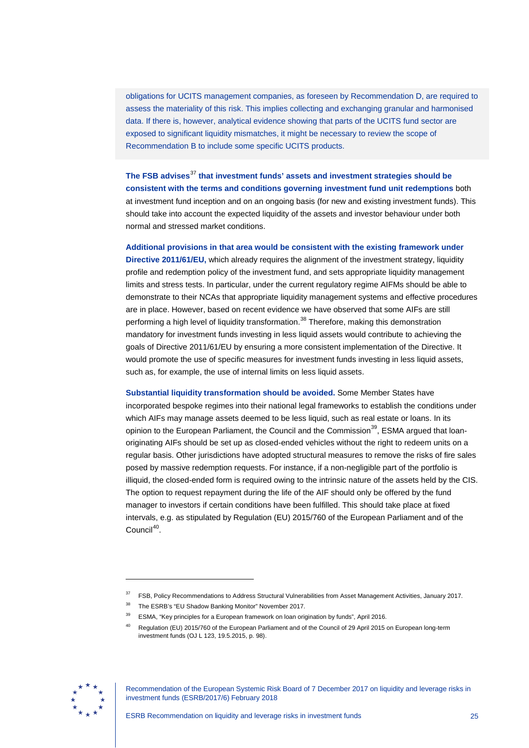obligations for UCITS management companies, as foreseen by Recommendation D, are required to assess the materiality of this risk. This implies collecting and exchanging granular and harmonised data. If there is, however, analytical evidence showing that parts of the UCITS fund sector are exposed to significant liquidity mismatches, it might be necessary to review the scope of Recommendation B to include some specific UCITS products.

**The FSB advises[37] that investment funds' assets and investment strategies should be consistent with the terms and conditions governing investment fund unit redemptions** both at investment fund inception and on an ongoing basis (for new and existing investment funds). This should take into account the expected liquidity of the assets and investor behaviour under both normal and stressed market conditions.

**Additional provisions in that area would be consistent with the existing framework under Directive 2011/61/EU,** which already requires the alignment of the investment strategy, liquidity profile and redemption policy of the investment fund, and sets appropriate liquidity management limits and stress tests. In particular, under the current regulatory regime AIFMs should be able to demonstrate to their NCAs that appropriate liquidity management systems and effective procedures are in place. However, based on recent evidence we have observed that some AIFs are still performing a high level of liquidity transformation.[38] Therefore, making this demonstration mandatory for investment funds investing in less liquid assets would contribute to achieving the goals of Directive 2011/61/EU by ensuring a more consistent implementation of the Directive. It would promote the use of specific measures for investment funds investing in less liquid assets, such as, for example, the use of internal limits on less liquid assets.

**Substantial liquidity transformation should be avoided.** Some Member States have incorporated bespoke regimes into their national legal frameworks to establish the conditions under which AIFs may manage assets deemed to be less liquid, such as real estate or loans. In its opinion to the European Parliament, the Council and the Commission[39], ESMA argued that loan-originating AIFs should be set up as closed-ended vehicles without the right to redeem units on a regular basis. Other jurisdictions have adopted structural measures to remove the risks of fire sales posed by massive redemption requests. For instance, if a non-negligible part of the portfolio is illiquid, the closed-ended form is required owing to the intrinsic nature of the assets held by the CIS. The option to request repayment during the life of the AIF should only be offered by the fund manager to investors if certain conditions have been fulfilled. This should take place at fixed intervals, e.g. as stipulated by Regulation (EU) 2015/760 of the European Parliament and of the Council[40].

---

[37] FSB, Policy Recommendations to Address Structural Vulnerabilities from Asset Management Activities, January 2017.

[38] The ESRB's "EU Shadow Banking Monitor" November 2017.

[39] ESMA, "Key principles for a European framework on loan origination by funds", April 2016.

[40] Regulation (EU) 2015/760 of the European Parliament and of the Council of 29 April 2015 on European long-term investment funds (OJ L 123, 19.5.2015, p. 98).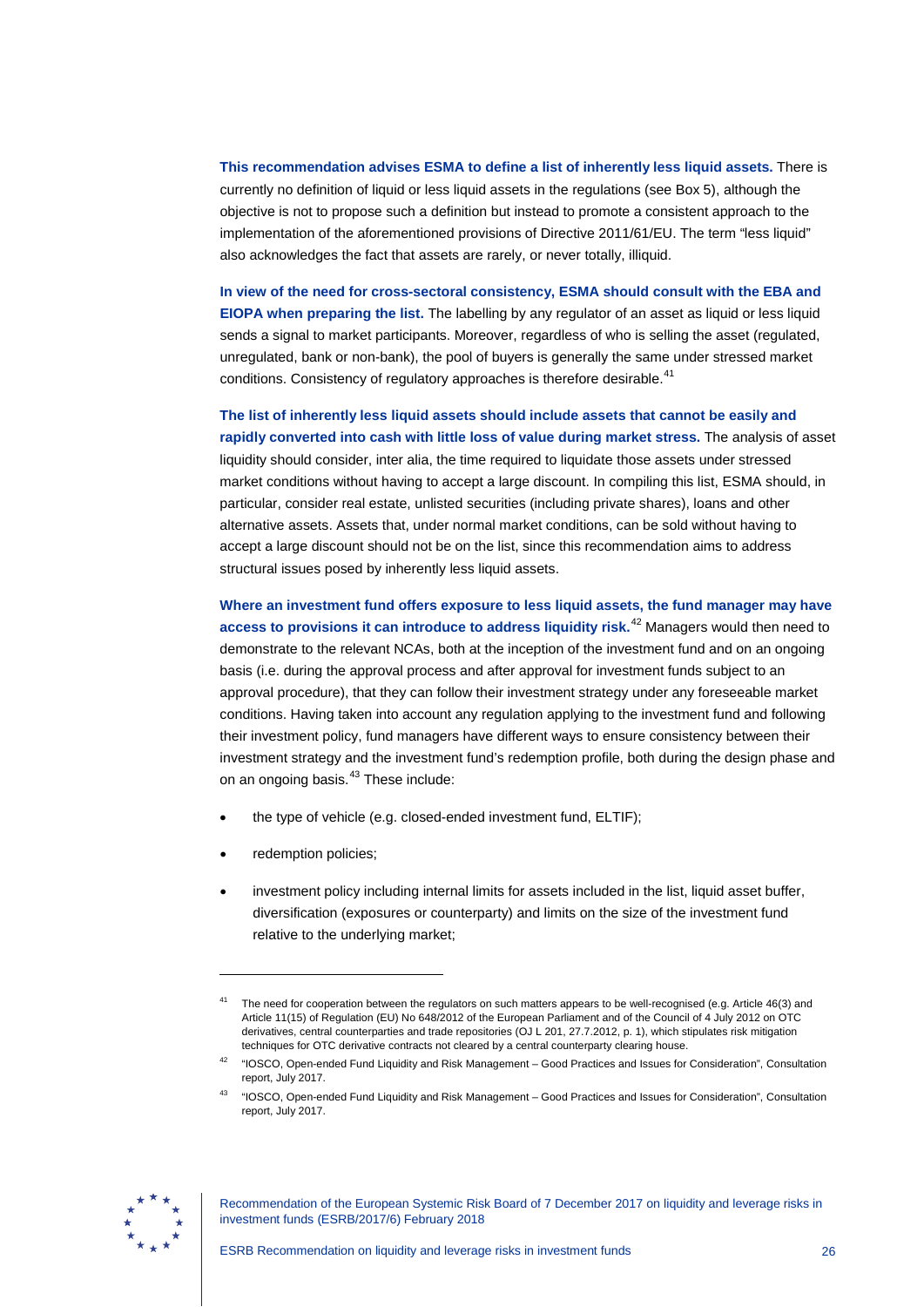**This recommendation advises ESMA to define a list of inherently less liquid assets.** There is currently no definition of liquid or less liquid assets in the regulations (see Box 5), although the objective is not to propose such a definition but instead to promote a consistent approach to the implementation of the aforementioned provisions of Directive 2011/61/EU. The term "less liquid" also acknowledges the fact that assets are rarely, or never totally, illiquid.

**In view of the need for cross-sectoral consistency, ESMA should consult with the EBA and EIOPA when preparing the list.** The labelling by any regulator of an asset as liquid or less liquid sends a signal to market participants. Moreover, regardless of who is selling the asset (regulated, unregulated, bank or non-bank), the pool of buyers is generally the same under stressed market conditions. Consistency of regulatory approaches is therefore desirable.[41]

**The list of inherently less liquid assets should include assets that cannot be easily and rapidly converted into cash with little loss of value during market stress.** The analysis of asset liquidity should consider, inter alia, the time required to liquidate those assets under stressed market conditions without having to accept a large discount. In compiling this list, ESMA should, in particular, consider real estate, unlisted securities (including private shares), loans and other alternative assets. Assets that, under normal market conditions, can be sold without having to accept a large discount should not be on the list, since this recommendation aims to address structural issues posed by inherently less liquid assets.

**Where an investment fund offers exposure to less liquid assets, the fund manager may have access to provisions it can introduce to address liquidity risk.**[42] Managers would then need to demonstrate to the relevant NCAs, both at the inception of the investment fund and on an ongoing basis (i.e. during the approval process and after approval for investment funds subject to an approval procedure), that they can follow their investment strategy under any foreseeable market conditions. Having taken into account any regulation applying to the investment fund and following their investment policy, fund managers have different ways to ensure consistency between their investment strategy and the investment fund's redemption profile, both during the design phase and on an ongoing basis.[43] These include:

- the type of vehicle (e.g. closed-ended investment fund, ELTIF);
- redemption policies;
- investment policy including internal limits for assets included in the list, liquid asset buffer, diversification (exposures or counterparty) and limits on the size of the investment fund relative to the underlying market;

---

[41] The need for cooperation between the regulators on such matters appears to be well-recognised (e.g. Article 46(3) and Article 11(15) of Regulation (EU) No 648/2012 of the European Parliament and of the Council of 4 July 2012 on OTC derivatives, central counterparties and trade repositories (OJ L 201, 27.7.2012, p. 1), which stipulates risk mitigation techniques for OTC derivative contracts not cleared by a central counterparty clearing house.

[42] "IOSCO, Open-ended Fund Liquidity and Risk Management – Good Practices and Issues for Consideration", Consultation report, July 2017.

[43] "IOSCO, Open-ended Fund Liquidity and Risk Management – Good Practices and Issues for Consideration", Consultation report, July 2017.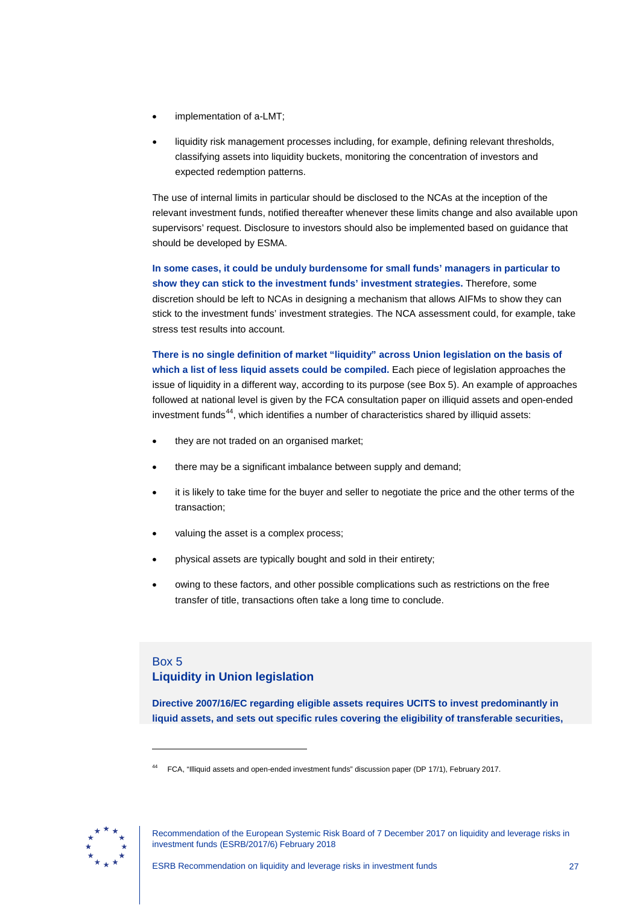- implementation of a-LMT;
- liquidity risk management processes including, for example, defining relevant thresholds, classifying assets into liquidity buckets, monitoring the concentration of investors and expected redemption patterns.

The use of internal limits in particular should be disclosed to the NCAs at the inception of the relevant investment funds, notified thereafter whenever these limits change and also available upon supervisors' request. Disclosure to investors should also be implemented based on guidance that should be developed by ESMA.

**In some cases, it could be unduly burdensome for small funds' managers in particular to show they can stick to the investment funds' investment strategies.** Therefore, some discretion should be left to NCAs in designing a mechanism that allows AIFMs to show they can stick to the investment funds' investment strategies. The NCA assessment could, for example, take stress test results into account.

**There is no single definition of market "liquidity" across Union legislation on the basis of which a list of less liquid assets could be compiled.** Each piece of legislation approaches the issue of liquidity in a different way, according to its purpose (see Box 5). An example of approaches followed at national level is given by the FCA consultation paper on illiquid assets and open-ended investment funds[44], which identifies a number of characteristics shared by illiquid assets:

- they are not traded on an organised market;
- there may be a significant imbalance between supply and demand;
- it is likely to take time for the buyer and seller to negotiate the price and the other terms of the transaction;
- valuing the asset is a complex process;
- physical assets are typically bought and sold in their entirety;
- owing to these factors, and other possible complications such as restrictions on the free transfer of title, transactions often take a long time to conclude.

## Box 5
## Liquidity in Union legislation

**Directive 2007/16/EC regarding eligible assets requires UCITS to invest predominantly in liquid assets, and sets out specific rules covering the eligibility of transferable securities,**

[44] FCA, "Illiquid assets and open-ended investment funds" discussion paper (DP 17/1), February 2017.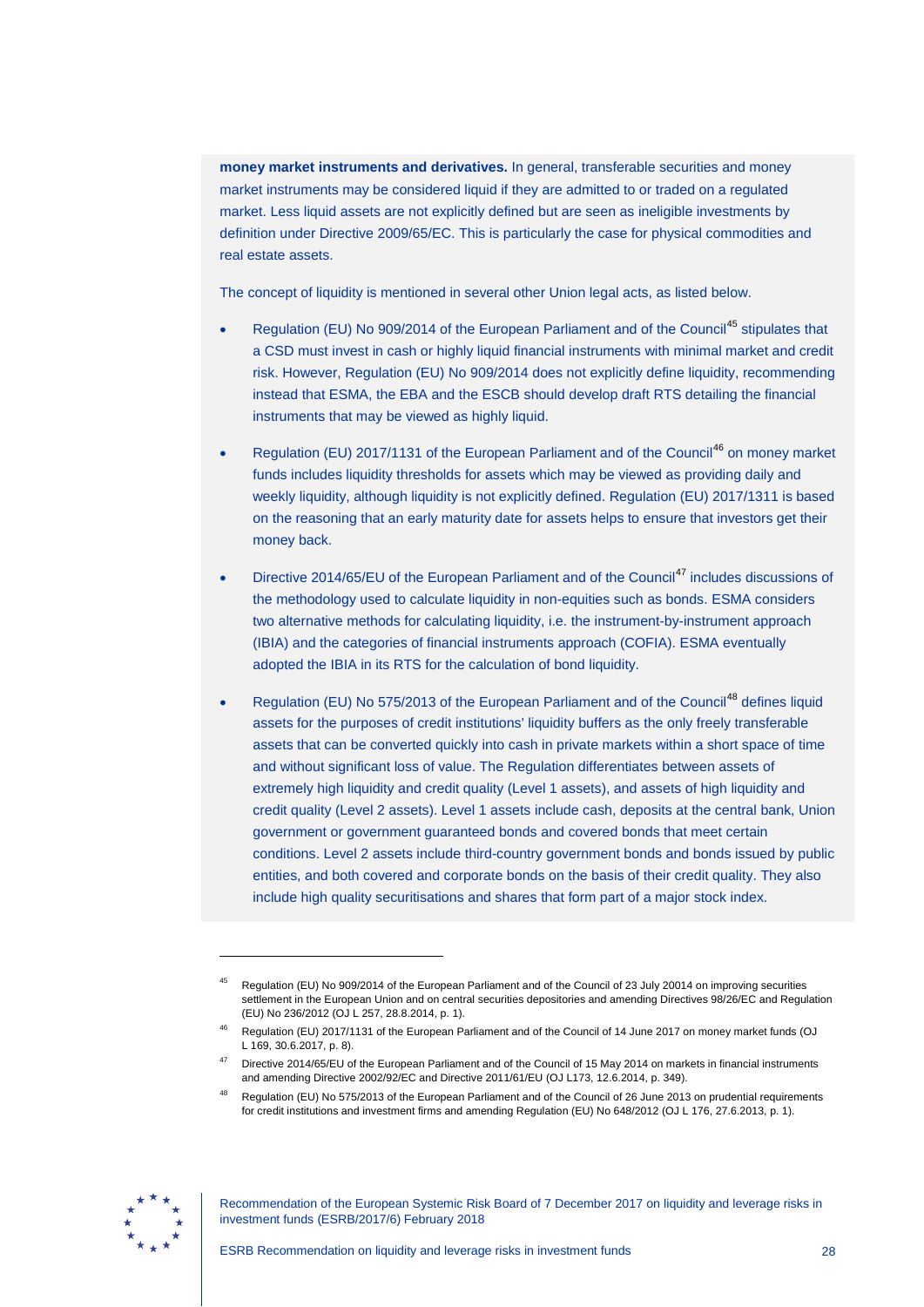**money market instruments and derivatives.** In general, transferable securities and money market instruments may be considered liquid if they are admitted to or traded on a regulated market. Less liquid assets are not explicitly defined but are seen as ineligible investments by definition under Directive 2009/65/EC. This is particularly the case for physical commodities and real estate assets.

The concept of liquidity is mentioned in several other Union legal acts, as listed below.

- Regulation (EU) No 909/2014 of the European Parliament and of the Council[45] stipulates that a CSD must invest in cash or highly liquid financial instruments with minimal market and credit risk. However, Regulation (EU) No 909/2014 does not explicitly define liquidity, recommending instead that ESMA, the EBA and the ESCB should develop draft RTS detailing the financial instruments that may be viewed as highly liquid.
- Regulation (EU) 2017/1131 of the European Parliament and of the Council[46] on money market funds includes liquidity thresholds for assets which may be viewed as providing daily and weekly liquidity, although liquidity is not explicitly defined. Regulation (EU) 2017/1311 is based on the reasoning that an early maturity date for assets helps to ensure that investors get their money back.
- Directive 2014/65/EU of the European Parliament and of the Council[47] includes discussions of the methodology used to calculate liquidity in non-equities such as bonds. ESMA considers two alternative methods for calculating liquidity, i.e. the instrument-by-instrument approach (IBIA) and the categories of financial instruments approach (COFIA). ESMA eventually adopted the IBIA in its RTS for the calculation of bond liquidity.
- Regulation (EU) No 575/2013 of the European Parliament and of the Council[48] defines liquid assets for the purposes of credit institutions' liquidity buffers as the only freely transferable assets that can be converted quickly into cash in private markets within a short space of time and without significant loss of value. The Regulation differentiates between assets of extremely high liquidity and credit quality (Level 1 assets), and assets of high liquidity and credit quality (Level 2 assets). Level 1 assets include cash, deposits at the central bank, Union government or government guaranteed bonds and covered bonds that meet certain conditions. Level 2 assets include third-country government bonds and bonds issued by public entities, and both covered and corporate bonds on the basis of their credit quality. They also include high quality securitisations and shares that form part of a major stock index.

---

[45] Regulation (EU) No 909/2014 of the European Parliament and of the Council of 23 July 20014 on improving securities settlement in the European Union and on central securities depositories and amending Directives 98/26/EC and Regulation (EU) No 236/2012 (OJ L 257, 28.8.2014, p. 1).

[46] Regulation (EU) 2017/1131 of the European Parliament and of the Council of 14 June 2017 on money market funds (OJ L 169, 30.6.2017, p. 8).

[47] Directive 2014/65/EU of the European Parliament and of the Council of 15 May 2014 on markets in financial instruments and amending Directive 2002/92/EC and Directive 2011/61/EU (OJ L173, 12.6.2014, p. 349).

[48] Regulation (EU) No 575/2013 of the European Parliament and of the Council of 26 June 2013 on prudential requirements for credit institutions and investment firms and amending Regulation (EU) No 648/2012 (OJ L 176, 27.6.2013, p. 1).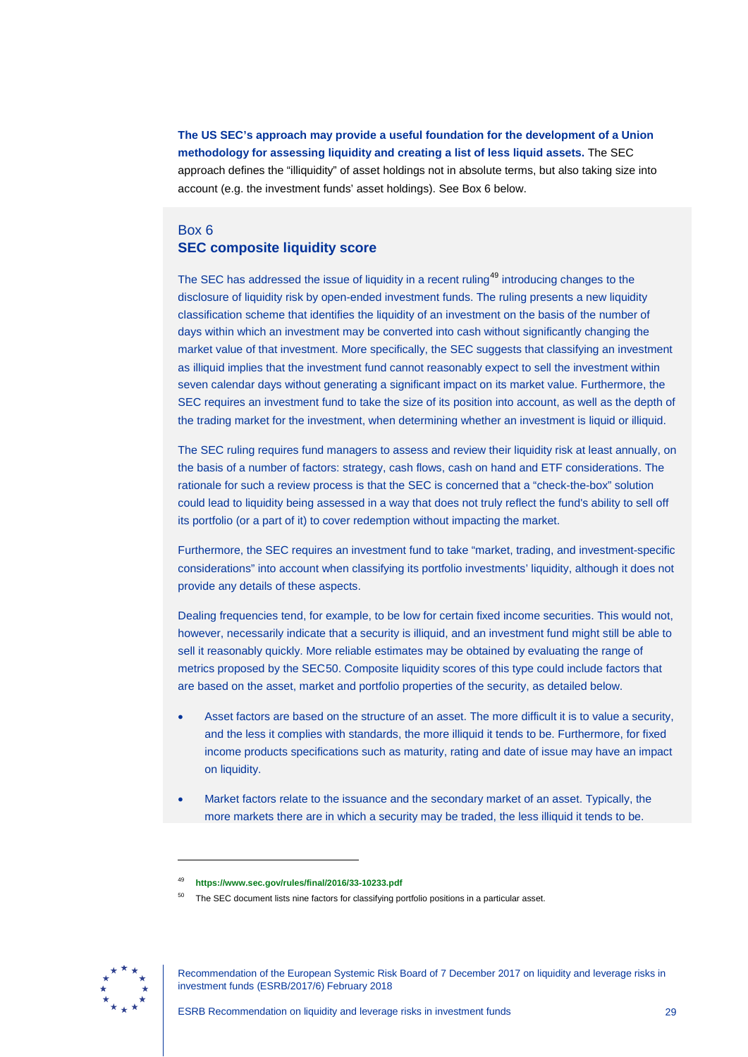**The US SEC's approach may provide a useful foundation for the development of a Union methodology for assessing liquidity and creating a list of less liquid assets.** The SEC approach defines the "illiquidity" of asset holdings not in absolute terms, but also taking size into account (e.g. the investment funds' asset holdings). See Box 6 below.

## Box 6
## SEC composite liquidity score

The SEC has addressed the issue of liquidity in a recent ruling[49] introducing changes to the disclosure of liquidity risk by open-ended investment funds. The ruling presents a new liquidity classification scheme that identifies the liquidity of an investment on the basis of the number of days within which an investment may be converted into cash without significantly changing the market value of that investment. More specifically, the SEC suggests that classifying an investment as illiquid implies that the investment fund cannot reasonably expect to sell the investment within seven calendar days without generating a significant impact on its market value. Furthermore, the SEC requires an investment fund to take the size of its position into account, as well as the depth of the trading market for the investment, when determining whether an investment is liquid or illiquid.

The SEC ruling requires fund managers to assess and review their liquidity risk at least annually, on the basis of a number of factors: strategy, cash flows, cash on hand and ETF considerations. The rationale for such a review process is that the SEC is concerned that a "check-the-box" solution could lead to liquidity being assessed in a way that does not truly reflect the fund's ability to sell off its portfolio (or a part of it) to cover redemption without impacting the market.

Furthermore, the SEC requires an investment fund to take "market, trading, and investment-specific considerations" into account when classifying its portfolio investments' liquidity, although it does not provide any details of these aspects.

Dealing frequencies tend, for example, to be low for certain fixed income securities. This would not, however, necessarily indicate that a security is illiquid, and an investment fund might still be able to sell it reasonably quickly. More reliable estimates may be obtained by evaluating the range of metrics proposed by the SEC[50]. Composite liquidity scores of this type could include factors that are based on the asset, market and portfolio properties of the security, as detailed below.

- Asset factors are based on the structure of an asset. The more difficult it is to value a security, and the less it complies with standards, the more illiquid it tends to be. Furthermore, for fixed income products specifications such as maturity, rating and date of issue may have an impact on liquidity.
- Market factors relate to the issuance and the secondary market of an asset. Typically, the more markets there are in which a security may be traded, the less illiquid it tends to be.

---

[49] https://www.sec.gov/rules/final/2016/33-10233.pdf

[50] The SEC document lists nine factors for classifying portfolio positions in a particular asset.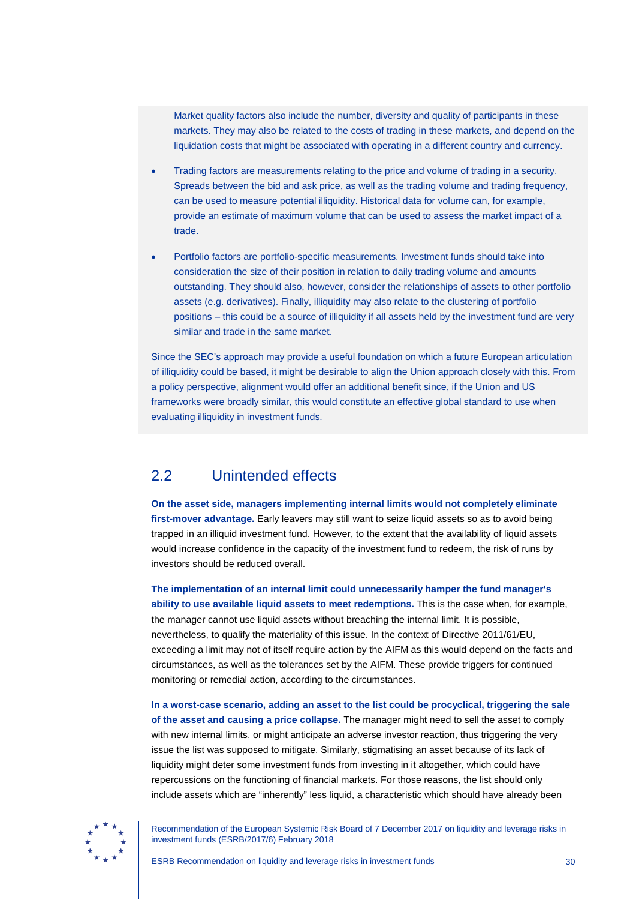Market quality factors also include the number, diversity and quality of participants in these markets. They may also be related to the costs of trading in these markets, and depend on the liquidation costs that might be associated with operating in a different country and currency.

- Trading factors are measurements relating to the price and volume of trading in a security. Spreads between the bid and ask price, as well as the trading volume and trading frequency, can be used to measure potential illiquidity. Historical data for volume can, for example, provide an estimate of maximum volume that can be used to assess the market impact of a trade.
- Portfolio factors are portfolio-specific measurements. Investment funds should take into consideration the size of their position in relation to daily trading volume and amounts outstanding. They should also, however, consider the relationships of assets to other portfolio assets (e.g. derivatives). Finally, illiquidity may also relate to the clustering of portfolio positions – this could be a source of illiquidity if all assets held by the investment fund are very similar and trade in the same market.

Since the SEC's approach may provide a useful foundation on which a future European articulation of illiquidity could be based, it might be desirable to align the Union approach closely with this. From a policy perspective, alignment would offer an additional benefit since, if the Union and US frameworks were broadly similar, this would constitute an effective global standard to use when evaluating illiquidity in investment funds.

## 2.2 Unintended effects

**On the asset side, managers implementing internal limits would not completely eliminate first-mover advantage.** Early leavers may still want to seize liquid assets so as to avoid being trapped in an illiquid investment fund. However, to the extent that the availability of liquid assets would increase confidence in the capacity of the investment fund to redeem, the risk of runs by investors should be reduced overall.

**The implementation of an internal limit could unnecessarily hamper the fund manager's ability to use available liquid assets to meet redemptions.** This is the case when, for example, the manager cannot use liquid assets without breaching the internal limit. It is possible, nevertheless, to qualify the materiality of this issue. In the context of Directive 2011/61/EU, exceeding a limit may not of itself require action by the AIFM as this would depend on the facts and circumstances, as well as the tolerances set by the AIFM. These provide triggers for continued monitoring or remedial action, according to the circumstances.

**In a worst-case scenario, adding an asset to the list could be procyclical, triggering the sale of the asset and causing a price collapse.** The manager might need to sell the asset to comply with new internal limits, or might anticipate an adverse investor reaction, thus triggering the very issue the list was supposed to mitigate. Similarly, stigmatising an asset because of its lack of liquidity might deter some investment funds from investing in it altogether, which could have repercussions on the functioning of financial markets. For those reasons, the list should only include assets which are "inherently" less liquid, a characteristic which should have already been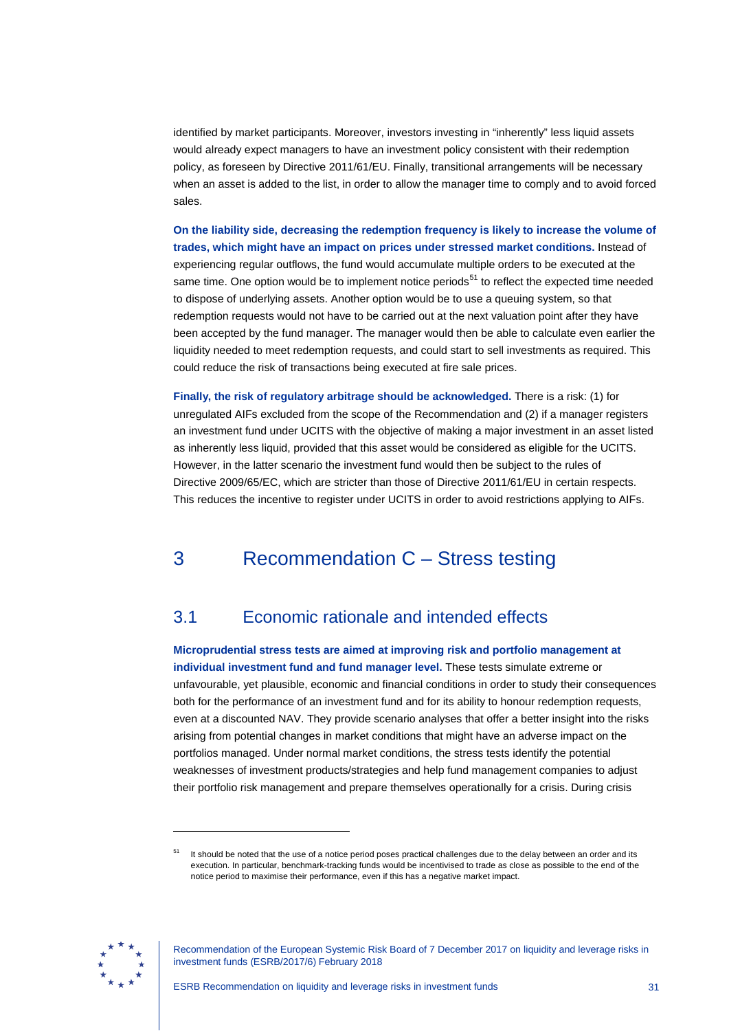identified by market participants. Moreover, investors investing in "inherently" less liquid assets would already expect managers to have an investment policy consistent with their redemption policy, as foreseen by Directive 2011/61/EU. Finally, transitional arrangements will be necessary when an asset is added to the list, in order to allow the manager time to comply and to avoid forced sales.

**On the liability side, decreasing the redemption frequency is likely to increase the volume of trades, which might have an impact on prices under stressed market conditions.** Instead of experiencing regular outflows, the fund would accumulate multiple orders to be executed at the same time. One option would be to implement notice periods[51] to reflect the expected time needed to dispose of underlying assets. Another option would be to use a queuing system, so that redemption requests would not have to be carried out at the next valuation point after they have been accepted by the fund manager. The manager would then be able to calculate even earlier the liquidity needed to meet redemption requests, and could start to sell investments as required. This could reduce the risk of transactions being executed at fire sale prices.

**Finally, the risk of regulatory arbitrage should be acknowledged.** There is a risk: (1) for unregulated AIFs excluded from the scope of the Recommendation and (2) if a manager registers an investment fund under UCITS with the objective of making a major investment in an asset listed as inherently less liquid, provided that this asset would be considered as eligible for the UCITS. However, in the latter scenario the investment fund would then be subject to the rules of Directive 2009/65/EC, which are stricter than those of Directive 2011/61/EU in certain respects. This reduces the incentive to register under UCITS in order to avoid restrictions applying to AIFs.

# 3 Recommendation C – Stress testing

## 3.1 Economic rationale and intended effects

**Microprudential stress tests are aimed at improving risk and portfolio management at individual investment fund and fund manager level.** These tests simulate extreme or unfavourable, yet plausible, economic and financial conditions in order to study their consequences both for the performance of an investment fund and for its ability to honour redemption requests, even at a discounted NAV. They provide scenario analyses that offer a better insight into the risks arising from potential changes in market conditions that might have an adverse impact on the portfolios managed. Under normal market conditions, the stress tests identify the potential weaknesses of investment products/strategies and help fund management companies to adjust their portfolio risk management and prepare themselves operationally for a crisis. During crisis

---

[51] It should be noted that the use of a notice period poses practical challenges due to the delay between an order and its execution. In particular, benchmark-tracking funds would be incentivised to trade as close as possible to the end of the notice period to maximise their performance, even if this has a negative market impact.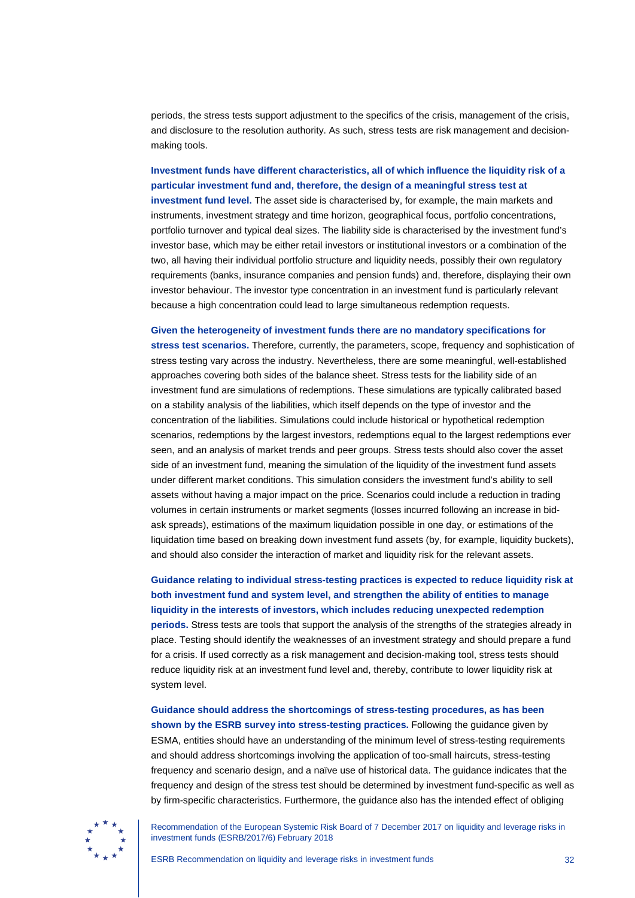periods, the stress tests support adjustment to the specifics of the crisis, management of the crisis, and disclosure to the resolution authority. As such, stress tests are risk management and decision-making tools.

**Investment funds have different characteristics, all of which influence the liquidity risk of a particular investment fund and, therefore, the design of a meaningful stress test at investment fund level.** The asset side is characterised by, for example, the main markets and instruments, investment strategy and time horizon, geographical focus, portfolio concentrations, portfolio turnover and typical deal sizes. The liability side is characterised by the investment fund's investor base, which may be either retail investors or institutional investors or a combination of the two, all having their individual portfolio structure and liquidity needs, possibly their own regulatory requirements (banks, insurance companies and pension funds) and, therefore, displaying their own investor behaviour. The investor type concentration in an investment fund is particularly relevant because a high concentration could lead to large simultaneous redemption requests.

**Given the heterogeneity of investment funds there are no mandatory specifications for stress test scenarios.** Therefore, currently, the parameters, scope, frequency and sophistication of stress testing vary across the industry. Nevertheless, there are some meaningful, well-established approaches covering both sides of the balance sheet. Stress tests for the liability side of an investment fund are simulations of redemptions. These simulations are typically calibrated based on a stability analysis of the liabilities, which itself depends on the type of investor and the concentration of the liabilities. Simulations could include historical or hypothetical redemption scenarios, redemptions by the largest investors, redemptions equal to the largest redemptions ever seen, and an analysis of market trends and peer groups. Stress tests should also cover the asset side of an investment fund, meaning the simulation of the liquidity of the investment fund assets under different market conditions. This simulation considers the investment fund's ability to sell assets without having a major impact on the price. Scenarios could include a reduction in trading volumes in certain instruments or market segments (losses incurred following an increase in bid-ask spreads), estimations of the maximum liquidation possible in one day, or estimations of the liquidation time based on breaking down investment fund assets (by, for example, liquidity buckets), and should also consider the interaction of market and liquidity risk for the relevant assets.

**Guidance relating to individual stress-testing practices is expected to reduce liquidity risk at both investment fund and system level, and strengthen the ability of entities to manage liquidity in the interests of investors, which includes reducing unexpected redemption periods.** Stress tests are tools that support the analysis of the strengths of the strategies already in place. Testing should identify the weaknesses of an investment strategy and should prepare a fund for a crisis. If used correctly as a risk management and decision-making tool, stress tests should reduce liquidity risk at an investment fund level and, thereby, contribute to lower liquidity risk at system level.

**Guidance should address the shortcomings of stress-testing procedures, as has been shown by the ESRB survey into stress-testing practices.** Following the guidance given by ESMA, entities should have an understanding of the minimum level of stress-testing requirements and should address shortcomings involving the application of too-small haircuts, stress-testing frequency and scenario design, and a naïve use of historical data. The guidance indicates that the frequency and design of the stress test should be determined by investment fund-specific as well as by firm-specific characteristics. Furthermore, the guidance also has the intended effect of obliging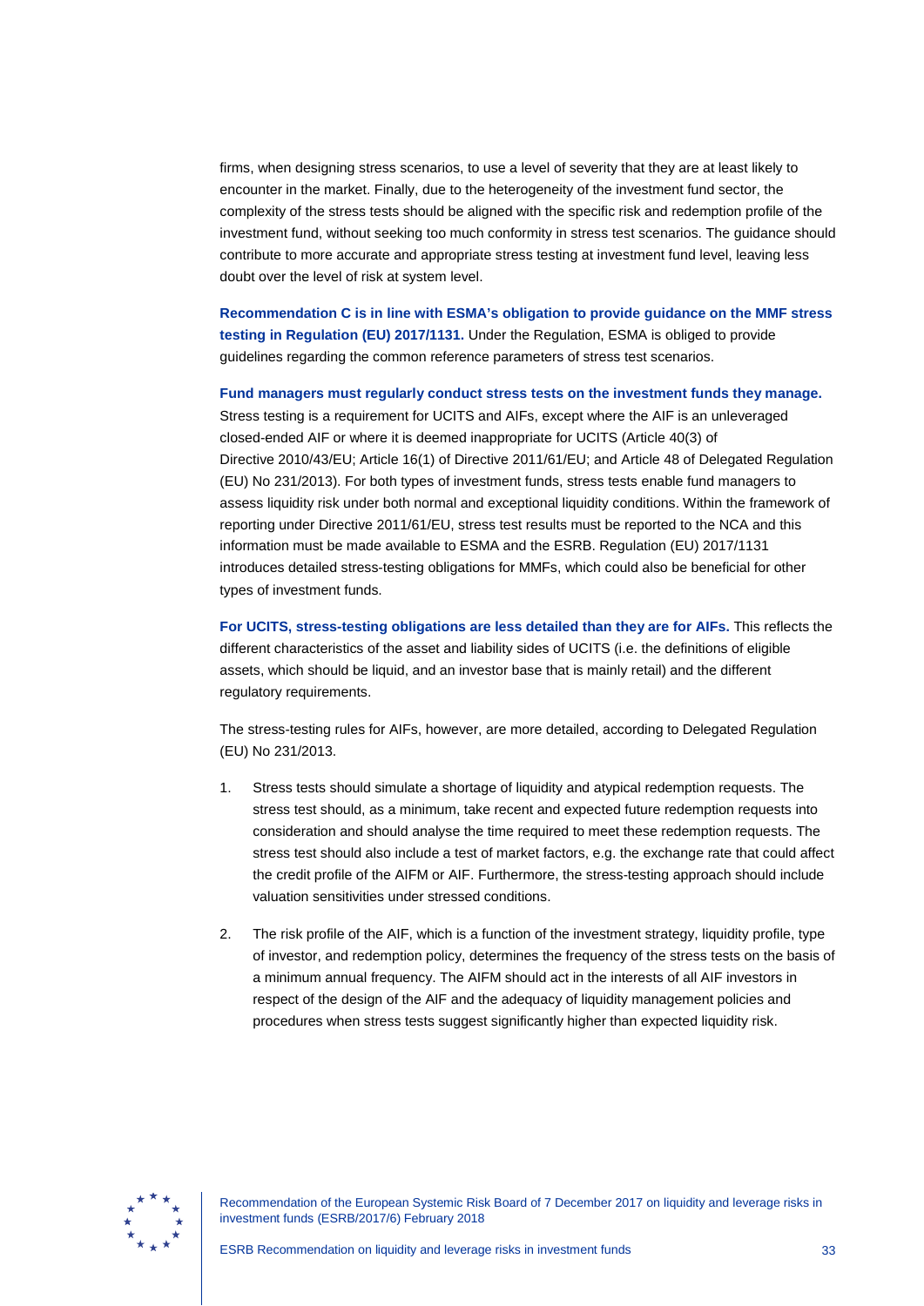firms, when designing stress scenarios, to use a level of severity that they are at least likely to encounter in the market. Finally, due to the heterogeneity of the investment fund sector, the complexity of the stress tests should be aligned with the specific risk and redemption profile of the investment fund, without seeking too much conformity in stress test scenarios. The guidance should contribute to more accurate and appropriate stress testing at investment fund level, leaving less doubt over the level of risk at system level.

**Recommendation C is in line with ESMA's obligation to provide guidance on the MMF stress testing in Regulation (EU) 2017/1131.** Under the Regulation, ESMA is obliged to provide guidelines regarding the common reference parameters of stress test scenarios.

**Fund managers must regularly conduct stress tests on the investment funds they manage.** Stress testing is a requirement for UCITS and AIFs, except where the AIF is an unleveraged closed-ended AIF or where it is deemed inappropriate for UCITS (Article 40(3) of Directive 2010/43/EU; Article 16(1) of Directive 2011/61/EU; and Article 48 of Delegated Regulation (EU) No 231/2013). For both types of investment funds, stress tests enable fund managers to assess liquidity risk under both normal and exceptional liquidity conditions. Within the framework of reporting under Directive 2011/61/EU, stress test results must be reported to the NCA and this information must be made available to ESMA and the ESRB. Regulation (EU) 2017/1131 introduces detailed stress-testing obligations for MMFs, which could also be beneficial for other types of investment funds.

**For UCITS, stress-testing obligations are less detailed than they are for AIFs.** This reflects the different characteristics of the asset and liability sides of UCITS (i.e. the definitions of eligible assets, which should be liquid, and an investor base that is mainly retail) and the different regulatory requirements.

The stress-testing rules for AIFs, however, are more detailed, according to Delegated Regulation (EU) No 231/2013.

1. Stress tests should simulate a shortage of liquidity and atypical redemption requests. The stress test should, as a minimum, take recent and expected future redemption requests into consideration and should analyse the time required to meet these redemption requests. The stress test should also include a test of market factors, e.g. the exchange rate that could affect the credit profile of the AIFM or AIF. Furthermore, the stress-testing approach should include valuation sensitivities under stressed conditions.

2. The risk profile of the AIF, which is a function of the investment strategy, liquidity profile, type of investor, and redemption policy, determines the frequency of the stress tests on the basis of a minimum annual frequency. The AIFM should act in the interests of all AIF investors in respect of the design of the AIF and the adequacy of liquidity management policies and procedures when stress tests suggest significantly higher than expected liquidity risk.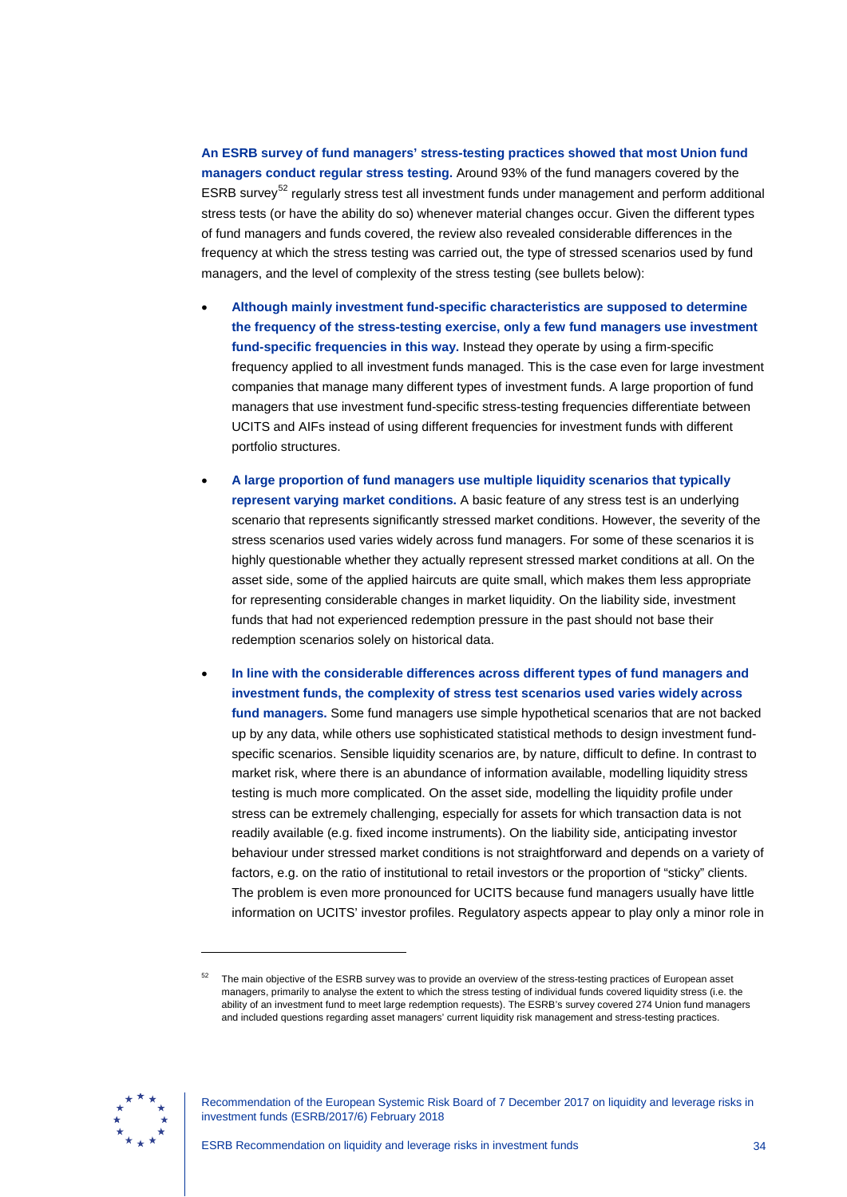**An ESRB survey of fund managers' stress-testing practices showed that most Union fund managers conduct regular stress testing.** Around 93% of the fund managers covered by the ESRB survey[52] regularly stress test all investment funds under management and perform additional stress tests (or have the ability do so) whenever material changes occur. Given the different types of fund managers and funds covered, the review also revealed considerable differences in the frequency at which the stress testing was carried out, the type of stressed scenarios used by fund managers, and the level of complexity of the stress testing (see bullets below):

- **Although mainly investment fund-specific characteristics are supposed to determine the frequency of the stress-testing exercise, only a few fund managers use investment fund-specific frequencies in this way.** Instead they operate by using a firm-specific frequency applied to all investment funds managed. This is the case even for large investment companies that manage many different types of investment funds. A large proportion of fund managers that use investment fund-specific stress-testing frequencies differentiate between UCITS and AIFs instead of using different frequencies for investment funds with different portfolio structures.
- **A large proportion of fund managers use multiple liquidity scenarios that typically represent varying market conditions.** A basic feature of any stress test is an underlying scenario that represents significantly stressed market conditions. However, the severity of the stress scenarios used varies widely across fund managers. For some of these scenarios it is highly questionable whether they actually represent stressed market conditions at all. On the asset side, some of the applied haircuts are quite small, which makes them less appropriate for representing considerable changes in market liquidity. On the liability side, investment funds that had not experienced redemption pressure in the past should not base their redemption scenarios solely on historical data.
- **In line with the considerable differences across different types of fund managers and investment funds, the complexity of stress test scenarios used varies widely across fund managers.** Some fund managers use simple hypothetical scenarios that are not backed up by any data, while others use sophisticated statistical methods to design investment fund-specific scenarios. Sensible liquidity scenarios are, by nature, difficult to define. In contrast to market risk, where there is an abundance of information available, modelling liquidity stress testing is much more complicated. On the asset side, modelling the liquidity profile under stress can be extremely challenging, especially for assets for which transaction data is not readily available (e.g. fixed income instruments). On the liability side, anticipating investor behaviour under stressed market conditions is not straightforward and depends on a variety of factors, e.g. on the ratio of institutional to retail investors or the proportion of "sticky" clients. The problem is even more pronounced for UCITS because fund managers usually have little information on UCITS' investor profiles. Regulatory aspects appear to play only a minor role in

[52] The main objective of the ESRB survey was to provide an overview of the stress-testing practices of European asset managers, primarily to analyse the extent to which the stress testing of individual funds covered liquidity stress (i.e. the ability of an investment fund to meet large redemption requests). The ESRB's survey covered 274 Union fund managers and included questions regarding asset managers' current liquidity risk management and stress-testing practices.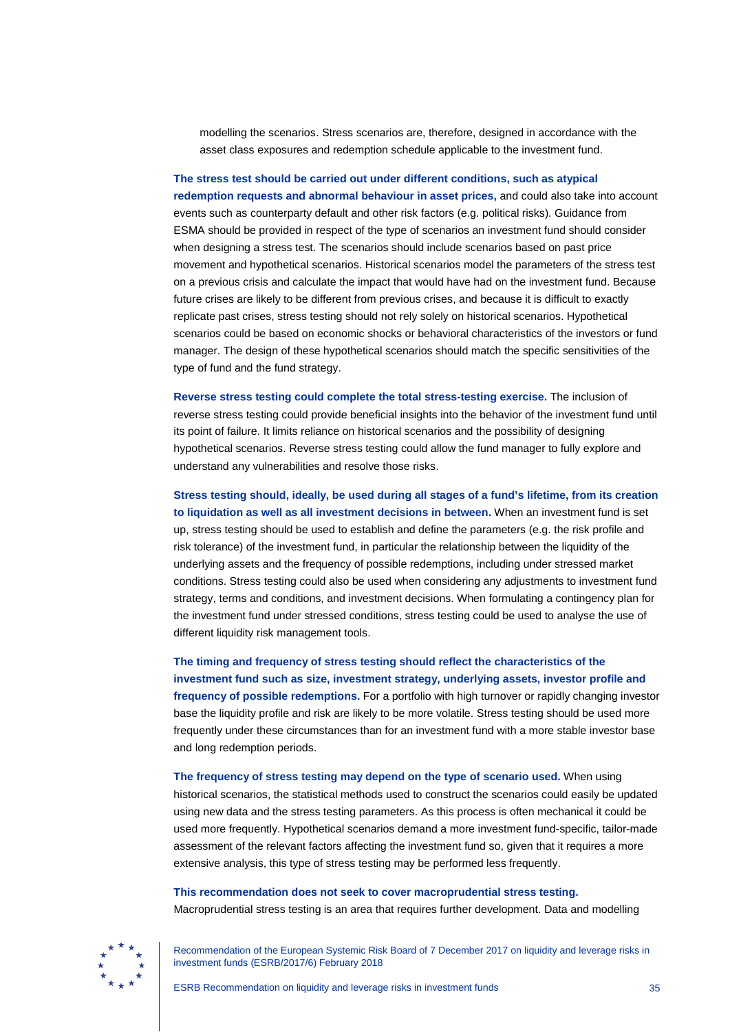modelling the scenarios. Stress scenarios are, therefore, designed in accordance with the asset class exposures and redemption schedule applicable to the investment fund.

**The stress test should be carried out under different conditions, such as atypical redemption requests and abnormal behaviour in asset prices,** and could also take into account events such as counterparty default and other risk factors (e.g. political risks). Guidance from ESMA should be provided in respect of the type of scenarios an investment fund should consider when designing a stress test. The scenarios should include scenarios based on past price movement and hypothetical scenarios. Historical scenarios model the parameters of the stress test on a previous crisis and calculate the impact that would have had on the investment fund. Because future crises are likely to be different from previous crises, and because it is difficult to exactly replicate past crises, stress testing should not rely solely on historical scenarios. Hypothetical scenarios could be based on economic shocks or behavioral characteristics of the investors or fund manager. The design of these hypothetical scenarios should match the specific sensitivities of the type of fund and the fund strategy.

**Reverse stress testing could complete the total stress-testing exercise.** The inclusion of reverse stress testing could provide beneficial insights into the behavior of the investment fund until its point of failure. It limits reliance on historical scenarios and the possibility of designing hypothetical scenarios. Reverse stress testing could allow the fund manager to fully explore and understand any vulnerabilities and resolve those risks.

**Stress testing should, ideally, be used during all stages of a fund's lifetime, from its creation to liquidation as well as all investment decisions in between.** When an investment fund is set up, stress testing should be used to establish and define the parameters (e.g. the risk profile and risk tolerance) of the investment fund, in particular the relationship between the liquidity of the underlying assets and the frequency of possible redemptions, including under stressed market conditions. Stress testing could also be used when considering any adjustments to investment fund strategy, terms and conditions, and investment decisions. When formulating a contingency plan for the investment fund under stressed conditions, stress testing could be used to analyse the use of different liquidity risk management tools.

**The timing and frequency of stress testing should reflect the characteristics of the investment fund such as size, investment strategy, underlying assets, investor profile and frequency of possible redemptions.** For a portfolio with high turnover or rapidly changing investor base the liquidity profile and risk are likely to be more volatile. Stress testing should be used more frequently under these circumstances than for an investment fund with a more stable investor base and long redemption periods.

**The frequency of stress testing may depend on the type of scenario used.** When using historical scenarios, the statistical methods used to construct the scenarios could easily be updated using new data and the stress testing parameters. As this process is often mechanical it could be used more frequently. Hypothetical scenarios demand a more investment fund-specific, tailor-made assessment of the relevant factors affecting the investment fund so, given that it requires a more extensive analysis, this type of stress testing may be performed less frequently.

**This recommendation does not seek to cover macroprudential stress testing.** Macroprudential stress testing is an area that requires further development. Data and modelling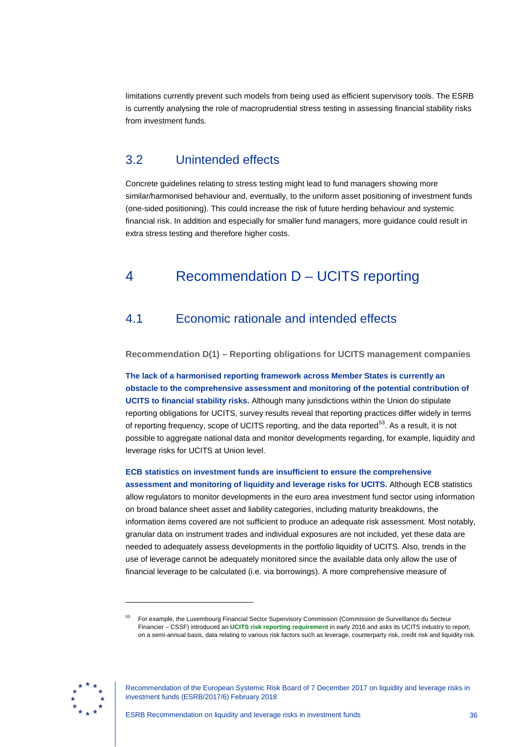limitations currently prevent such models from being used as efficient supervisory tools. The ESRB is currently analysing the role of macroprudential stress testing in assessing financial stability risks from investment funds.

## 3.2 Unintended effects

Concrete guidelines relating to stress testing might lead to fund managers showing more similar/harmonised behaviour and, eventually, to the uniform asset positioning of investment funds (one-sided positioning). This could increase the risk of future herding behaviour and systemic financial risk. In addition and especially for smaller fund managers, more guidance could result in extra stress testing and therefore higher costs.

# 4 Recommendation D – UCITS reporting

## 4.1 Economic rationale and intended effects

**Recommendation D(1) – Reporting obligations for UCITS management companies**

**The lack of a harmonised reporting framework across Member States is currently an obstacle to the comprehensive assessment and monitoring of the potential contribution of UCITS to financial stability risks.** Although many jurisdictions within the Union do stipulate reporting obligations for UCITS, survey results reveal that reporting practices differ widely in terms of reporting frequency, scope of UCITS reporting, and the data reported[53]. As a result, it is not possible to aggregate national data and monitor developments regarding, for example, liquidity and leverage risks for UCITS at Union level.

**ECB statistics on investment funds are insufficient to ensure the comprehensive assessment and monitoring of liquidity and leverage risks for UCITS.** Although ECB statistics allow regulators to monitor developments in the euro area investment fund sector using information on broad balance sheet asset and liability categories, including maturity breakdowns, the information items covered are not sufficient to produce an adequate risk assessment. Most notably, granular data on instrument trades and individual exposures are not included, yet these data are needed to adequately assess developments in the portfolio liquidity of UCITS. Also, trends in the use of leverage cannot be adequately monitored since the available data only allow the use of financial leverage to be calculated (i.e. via borrowings). A more comprehensive measure of

[53] For example, the Luxembourg Financial Sector Supervisory Commission (Commission de Surveillance du Secteur Financier – CSSF) introduced an **UCITS risk reporting requirement** in early 2016 and asks its UCITS industry to report, on a semi-annual basis, data relating to various risk factors such as leverage, counterparty risk, credit risk and liquidity risk.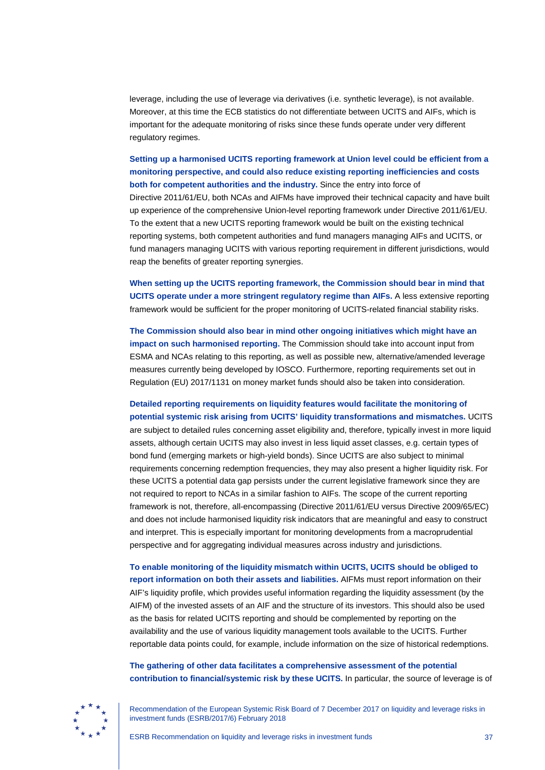leverage, including the use of leverage via derivatives (i.e. synthetic leverage), is not available. Moreover, at this time the ECB statistics do not differentiate between UCITS and AIFs, which is important for the adequate monitoring of risks since these funds operate under very different regulatory regimes.

**Setting up a harmonised UCITS reporting framework at Union level could be efficient from a monitoring perspective, and could also reduce existing reporting inefficiencies and costs both for competent authorities and the industry.** Since the entry into force of Directive 2011/61/EU, both NCAs and AIFMs have improved their technical capacity and have built up experience of the comprehensive Union-level reporting framework under Directive 2011/61/EU. To the extent that a new UCITS reporting framework would be built on the existing technical reporting systems, both competent authorities and fund managers managing AIFs and UCITS, or fund managers managing UCITS with various reporting requirement in different jurisdictions, would reap the benefits of greater reporting synergies.

**When setting up the UCITS reporting framework, the Commission should bear in mind that UCITS operate under a more stringent regulatory regime than AIFs.** A less extensive reporting framework would be sufficient for the proper monitoring of UCITS-related financial stability risks.

**The Commission should also bear in mind other ongoing initiatives which might have an impact on such harmonised reporting.** The Commission should take into account input from ESMA and NCAs relating to this reporting, as well as possible new, alternative/amended leverage measures currently being developed by IOSCO. Furthermore, reporting requirements set out in Regulation (EU) 2017/1131 on money market funds should also be taken into consideration.

**Detailed reporting requirements on liquidity features would facilitate the monitoring of potential systemic risk arising from UCITS' liquidity transformations and mismatches.** UCITS are subject to detailed rules concerning asset eligibility and, therefore, typically invest in more liquid assets, although certain UCITS may also invest in less liquid asset classes, e.g. certain types of bond fund (emerging markets or high-yield bonds). Since UCITS are also subject to minimal requirements concerning redemption frequencies, they may also present a higher liquidity risk. For these UCITS a potential data gap persists under the current legislative framework since they are not required to report to NCAs in a similar fashion to AIFs. The scope of the current reporting framework is not, therefore, all-encompassing (Directive 2011/61/EU versus Directive 2009/65/EC) and does not include harmonised liquidity risk indicators that are meaningful and easy to construct and interpret. This is especially important for monitoring developments from a macroprudential perspective and for aggregating individual measures across industry and jurisdictions.

**To enable monitoring of the liquidity mismatch within UCITS, UCITS should be obliged to report information on both their assets and liabilities.** AIFMs must report information on their AIF's liquidity profile, which provides useful information regarding the liquidity assessment (by the AIFM) of the invested assets of an AIF and the structure of its investors. This should also be used as the basis for related UCITS reporting and should be complemented by reporting on the availability and the use of various liquidity management tools available to the UCITS. Further reportable data points could, for example, include information on the size of historical redemptions.

**The gathering of other data facilitates a comprehensive assessment of the potential contribution to financial/systemic risk by these UCITS.** In particular, the source of leverage is of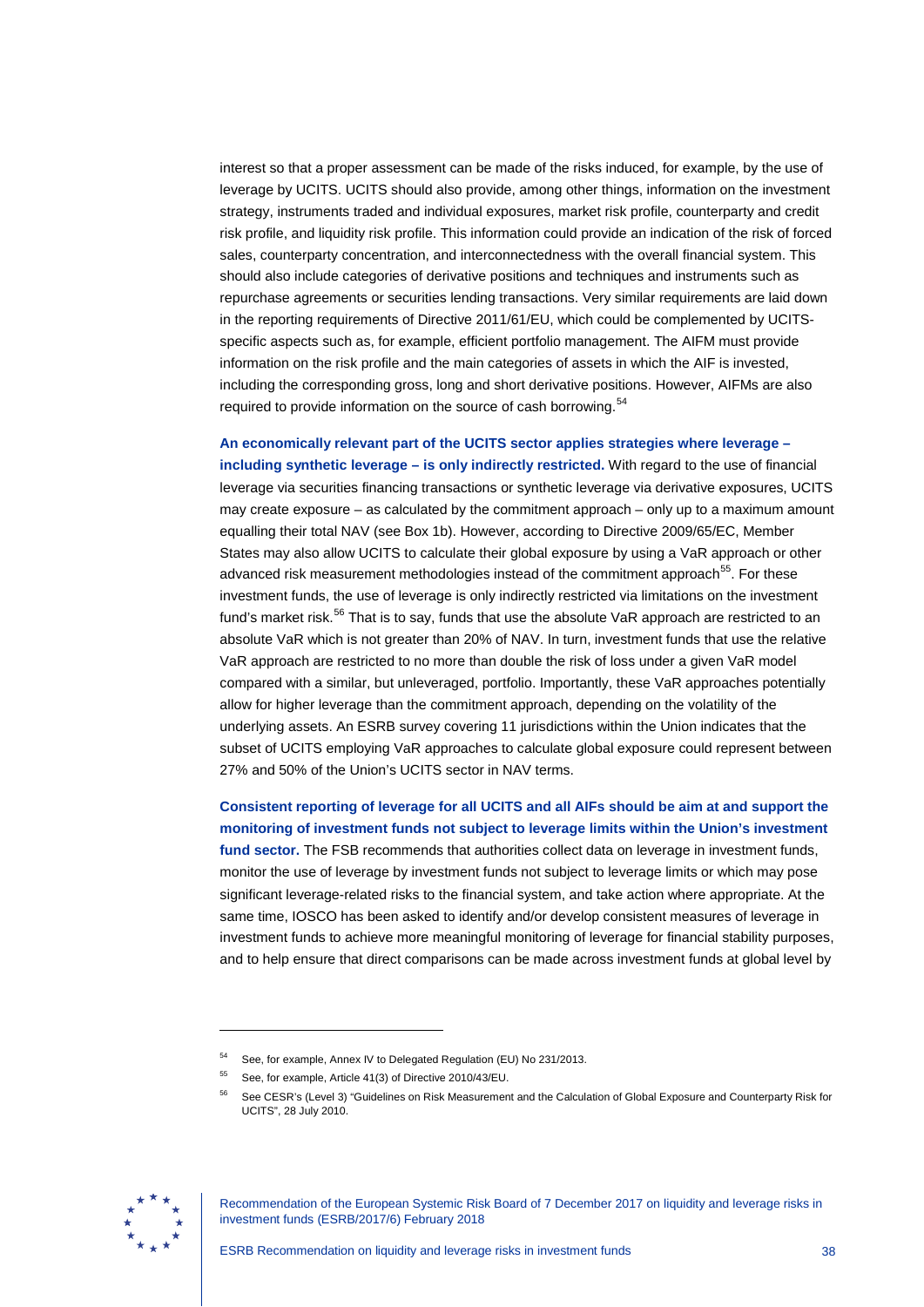interest so that a proper assessment can be made of the risks induced, for example, by the use of leverage by UCITS. UCITS should also provide, among other things, information on the investment strategy, instruments traded and individual exposures, market risk profile, counterparty and credit risk profile, and liquidity risk profile. This information could provide an indication of the risk of forced sales, counterparty concentration, and interconnectedness with the overall financial system. This should also include categories of derivative positions and techniques and instruments such as repurchase agreements or securities lending transactions. Very similar requirements are laid down in the reporting requirements of Directive 2011/61/EU, which could be complemented by UCITS-specific aspects such as, for example, efficient portfolio management. The AIFM must provide information on the risk profile and the main categories of assets in which the AIF is invested, including the corresponding gross, long and short derivative positions. However, AIFMs are also required to provide information on the source of cash borrowing.[54]

**An economically relevant part of the UCITS sector applies strategies where leverage – including synthetic leverage – is only indirectly restricted.** With regard to the use of financial leverage via securities financing transactions or synthetic leverage via derivative exposures, UCITS may create exposure – as calculated by the commitment approach – only up to a maximum amount equalling their total NAV (see Box 1b). However, according to Directive 2009/65/EC, Member States may also allow UCITS to calculate their global exposure by using a VaR approach or other advanced risk measurement methodologies instead of the commitment approach[55]. For these investment funds, the use of leverage is only indirectly restricted via limitations on the investment fund's market risk.[56] That is to say, funds that use the absolute VaR approach are restricted to an absolute VaR which is not greater than 20% of NAV. In turn, investment funds that use the relative VaR approach are restricted to no more than double the risk of loss under a given VaR model compared with a similar, but unleveraged, portfolio. Importantly, these VaR approaches potentially allow for higher leverage than the commitment approach, depending on the volatility of the underlying assets. An ESRB survey covering 11 jurisdictions within the Union indicates that the subset of UCITS employing VaR approaches to calculate global exposure could represent between 27% and 50% of the Union's UCITS sector in NAV terms.

**Consistent reporting of leverage for all UCITS and all AIFs should be aim at and support the monitoring of investment funds not subject to leverage limits within the Union's investment fund sector.** The FSB recommends that authorities collect data on leverage in investment funds, monitor the use of leverage by investment funds not subject to leverage limits or which may pose significant leverage-related risks to the financial system, and take action where appropriate. At the same time, IOSCO has been asked to identify and/or develop consistent measures of leverage in investment funds to achieve more meaningful monitoring of leverage for financial stability purposes, and to help ensure that direct comparisons can be made across investment funds at global level by

---

[54] See, for example, Annex IV to Delegated Regulation (EU) No 231/2013.

[55] See, for example, Article 41(3) of Directive 2010/43/EU.

[56] See CESR's (Level 3) "Guidelines on Risk Measurement and the Calculation of Global Exposure and Counterparty Risk for UCITS", 28 July 2010.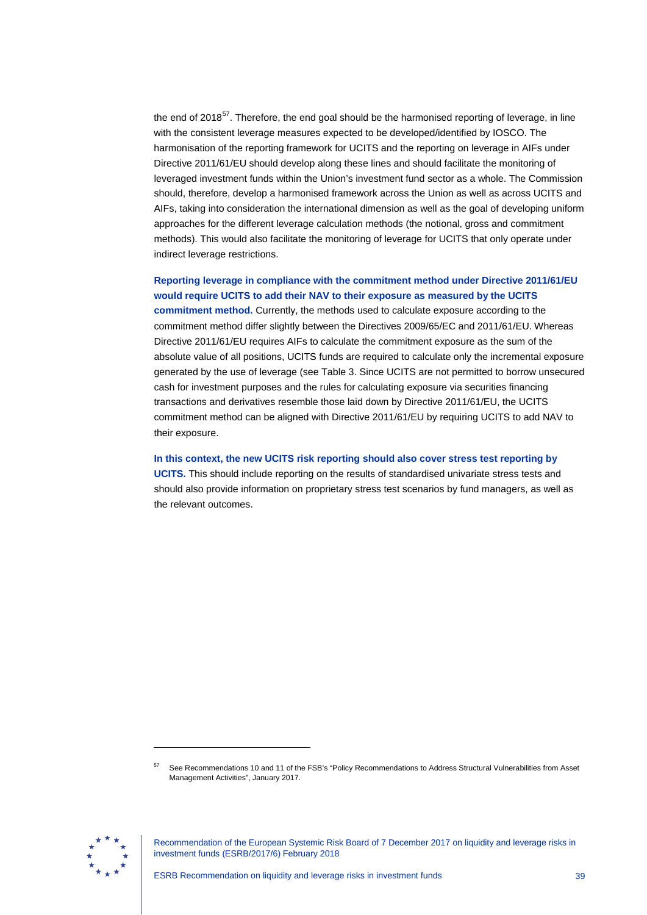the end of 2018[57]. Therefore, the end goal should be the harmonised reporting of leverage, in line with the consistent leverage measures expected to be developed/identified by IOSCO. The harmonisation of the reporting framework for UCITS and the reporting on leverage in AIFs under Directive 2011/61/EU should develop along these lines and should facilitate the monitoring of leveraged investment funds within the Union's investment fund sector as a whole. The Commission should, therefore, develop a harmonised framework across the Union as well as across UCITS and AIFs, taking into consideration the international dimension as well as the goal of developing uniform approaches for the different leverage calculation methods (the notional, gross and commitment methods). This would also facilitate the monitoring of leverage for UCITS that only operate under indirect leverage restrictions.

**Reporting leverage in compliance with the commitment method under Directive 2011/61/EU would require UCITS to add their NAV to their exposure as measured by the UCITS commitment method.** Currently, the methods used to calculate exposure according to the commitment method differ slightly between the Directives 2009/65/EC and 2011/61/EU. Whereas Directive 2011/61/EU requires AIFs to calculate the commitment exposure as the sum of the absolute value of all positions, UCITS funds are required to calculate only the incremental exposure generated by the use of leverage (see Table 3. Since UCITS are not permitted to borrow unsecured cash for investment purposes and the rules for calculating exposure via securities financing transactions and derivatives resemble those laid down by Directive 2011/61/EU, the UCITS commitment method can be aligned with Directive 2011/61/EU by requiring UCITS to add NAV to their exposure.

**In this context, the new UCITS risk reporting should also cover stress test reporting by UCITS.** This should include reporting on the results of standardised univariate stress tests and should also provide information on proprietary stress test scenarios by fund managers, as well as the relevant outcomes.

---

[57] See Recommendations 10 and 11 of the FSB's "Policy Recommendations to Address Structural Vulnerabilities from Asset Management Activities", January 2017.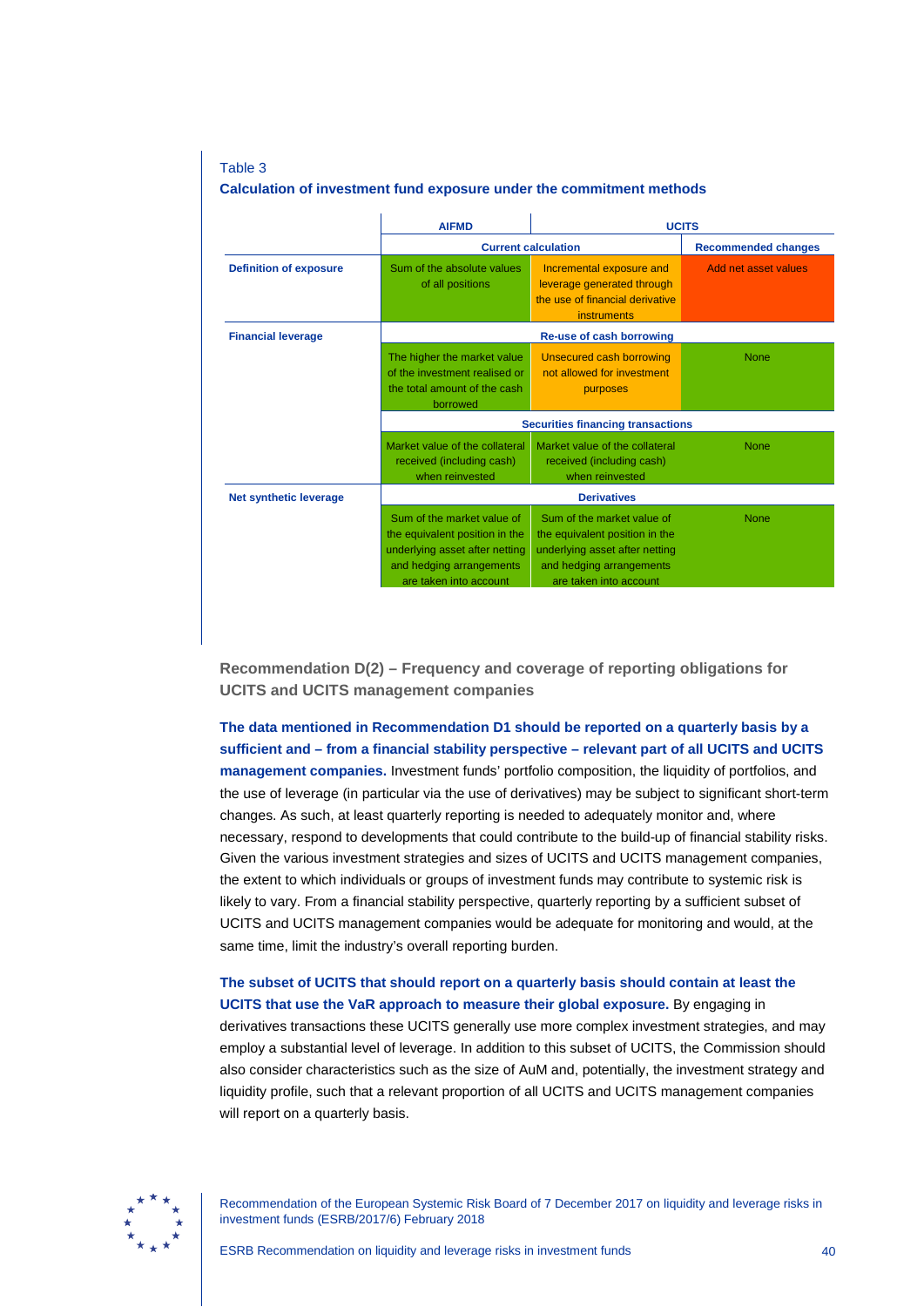Table 3

**Calculation of investment fund exposure under the commitment methods**

| | AIFMD | UCITS | |
|---|---|---|---|
| | Current calculation | | Recommended changes |
| **Definition of exposure** | Sum of the absolute values of all positions | Incremental exposure and leverage generated through the use of financial derivative instruments | Add net asset values |
| **Financial leverage** | Re-use of cash borrowing | | |
| | The higher the market value of the investment realised or the total amount of the cash borrowed | Unsecured cash borrowing not allowed for investment purposes | None |
| | Securities financing transactions | | |
| | Market value of the collateral received (including cash) when reinvested | Market value of the collateral received (including cash) when reinvested | None |
| **Net synthetic leverage** | Derivatives | | |
| | Sum of the market value of the equivalent position in the underlying asset after netting and hedging arrangements are taken into account | Sum of the market value of the equivalent position in the underlying asset after netting and hedging arrangements are taken into account | None |

### Recommendation D(2) – Frequency and coverage of reporting obligations for UCITS and UCITS management companies

**The data mentioned in Recommendation D1 should be reported on a quarterly basis by a sufficient and – from a financial stability perspective – relevant part of all UCITS and UCITS management companies.** Investment funds' portfolio composition, the liquidity of portfolios, and the use of leverage (in particular via the use of derivatives) may be subject to significant short-term changes. As such, at least quarterly reporting is needed to adequately monitor and, where necessary, respond to developments that could contribute to the build-up of financial stability risks. Given the various investment strategies and sizes of UCITS and UCITS management companies, the extent to which individuals or groups of investment funds may contribute to systemic risk is likely to vary. From a financial stability perspective, quarterly reporting by a sufficient subset of UCITS and UCITS management companies would be adequate for monitoring and would, at the same time, limit the industry's overall reporting burden.

**The subset of UCITS that should report on a quarterly basis should contain at least the UCITS that use the VaR approach to measure their global exposure.** By engaging in derivatives transactions these UCITS generally use more complex investment strategies, and may employ a substantial level of leverage. In addition to this subset of UCITS, the Commission should also consider characteristics such as the size of AuM and, potentially, the investment strategy and liquidity profile, such that a relevant proportion of all UCITS and UCITS management companies will report on a quarterly basis.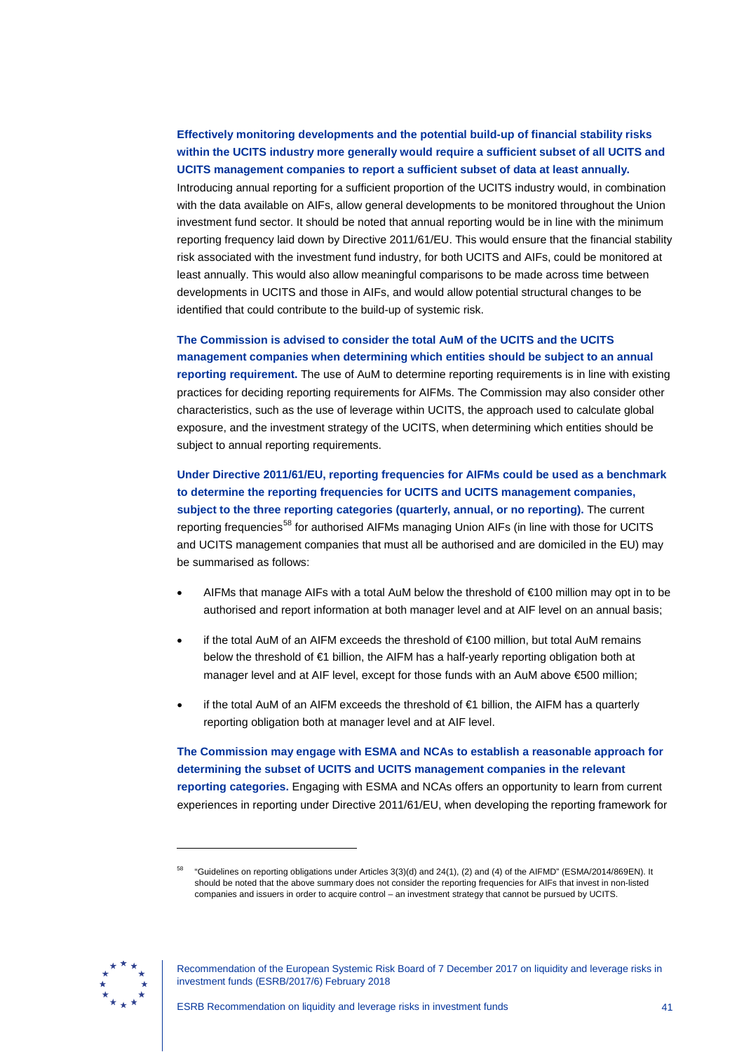**Effectively monitoring developments and the potential build-up of financial stability risks within the UCITS industry more generally would require a sufficient subset of all UCITS and UCITS management companies to report a sufficient subset of data at least annually.** Introducing annual reporting for a sufficient proportion of the UCITS industry would, in combination with the data available on AIFs, allow general developments to be monitored throughout the Union investment fund sector. It should be noted that annual reporting would be in line with the minimum reporting frequency laid down by Directive 2011/61/EU. This would ensure that the financial stability risk associated with the investment fund industry, for both UCITS and AIFs, could be monitored at least annually. This would also allow meaningful comparisons to be made across time between developments in UCITS and those in AIFs, and would allow potential structural changes to be identified that could contribute to the build-up of systemic risk.

**The Commission is advised to consider the total AuM of the UCITS and the UCITS management companies when determining which entities should be subject to an annual reporting requirement.** The use of AuM to determine reporting requirements is in line with existing practices for deciding reporting requirements for AIFMs. The Commission may also consider other characteristics, such as the use of leverage within UCITS, the approach used to calculate global exposure, and the investment strategy of the UCITS, when determining which entities should be subject to annual reporting requirements.

**Under Directive 2011/61/EU, reporting frequencies for AIFMs could be used as a benchmark to determine the reporting frequencies for UCITS and UCITS management companies, subject to the three reporting categories (quarterly, annual, or no reporting).** The current reporting frequencies[58] for authorised AIFMs managing Union AIFs (in line with those for UCITS and UCITS management companies that must all be authorised and are domiciled in the EU) may be summarised as follows:

- AIFMs that manage AIFs with a total AuM below the threshold of €100 million may opt in to be authorised and report information at both manager level and at AIF level on an annual basis;
- if the total AuM of an AIFM exceeds the threshold of €100 million, but total AuM remains below the threshold of €1 billion, the AIFM has a half-yearly reporting obligation both at manager level and at AIF level, except for those funds with an AuM above €500 million;
- if the total AuM of an AIFM exceeds the threshold of €1 billion, the AIFM has a quarterly reporting obligation both at manager level and at AIF level.

**The Commission may engage with ESMA and NCAs to establish a reasonable approach for determining the subset of UCITS and UCITS management companies in the relevant reporting categories.** Engaging with ESMA and NCAs offers an opportunity to learn from current experiences in reporting under Directive 2011/61/EU, when developing the reporting framework for

[58] "Guidelines on reporting obligations under Articles 3(3)(d) and 24(1), (2) and (4) of the AIFMD" (ESMA/2014/869EN). It should be noted that the above summary does not consider the reporting frequencies for AIFs that invest in non-listed companies and issuers in order to acquire control – an investment strategy that cannot be pursued by UCITS.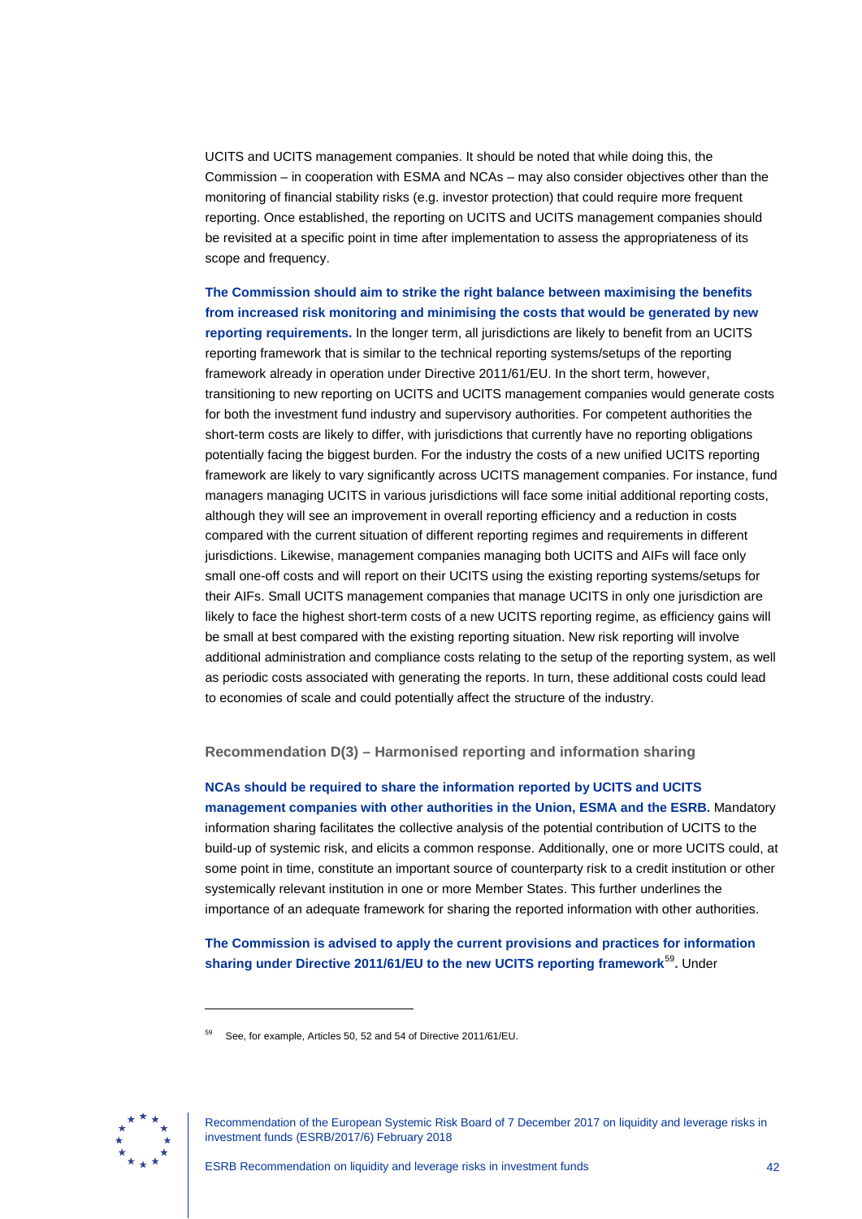UCITS and UCITS management companies. It should be noted that while doing this, the Commission – in cooperation with ESMA and NCAs – may also consider objectives other than the monitoring of financial stability risks (e.g. investor protection) that could require more frequent reporting. Once established, the reporting on UCITS and UCITS management companies should be revisited at a specific point in time after implementation to assess the appropriateness of its scope and frequency.

**The Commission should aim to strike the right balance between maximising the benefits from increased risk monitoring and minimising the costs that would be generated by new reporting requirements.** In the longer term, all jurisdictions are likely to benefit from an UCITS reporting framework that is similar to the technical reporting systems/setups of the reporting framework already in operation under Directive 2011/61/EU. In the short term, however, transitioning to new reporting on UCITS and UCITS management companies would generate costs for both the investment fund industry and supervisory authorities. For competent authorities the short-term costs are likely to differ, with jurisdictions that currently have no reporting obligations potentially facing the biggest burden. For the industry the costs of a new unified UCITS reporting framework are likely to vary significantly across UCITS management companies. For instance, fund managers managing UCITS in various jurisdictions will face some initial additional reporting costs, although they will see an improvement in overall reporting efficiency and a reduction in costs compared with the current situation of different reporting regimes and requirements in different jurisdictions. Likewise, management companies managing both UCITS and AIFs will face only small one-off costs and will report on their UCITS using the existing reporting systems/setups for their AIFs. Small UCITS management companies that manage UCITS in only one jurisdiction are likely to face the highest short-term costs of a new UCITS reporting regime, as efficiency gains will be small at best compared with the existing reporting situation. New risk reporting will involve additional administration and compliance costs relating to the setup of the reporting system, as well as periodic costs associated with generating the reports. In turn, these additional costs could lead to economies of scale and could potentially affect the structure of the industry.

### Recommendation D(3) – Harmonised reporting and information sharing

**NCAs should be required to share the information reported by UCITS and UCITS management companies with other authorities in the Union, ESMA and the ESRB.** Mandatory information sharing facilitates the collective analysis of the potential contribution of UCITS to the build-up of systemic risk, and elicits a common response. Additionally, one or more UCITS could, at some point in time, constitute an important source of counterparty risk to a credit institution or other systemically relevant institution in one or more Member States. This further underlines the importance of an adequate framework for sharing the reported information with other authorities.

**The Commission is advised to apply the current provisions and practices for information sharing under Directive 2011/61/EU to the new UCITS reporting framework[59].** Under

[59] See, for example, Articles 50, 52 and 54 of Directive 2011/61/EU.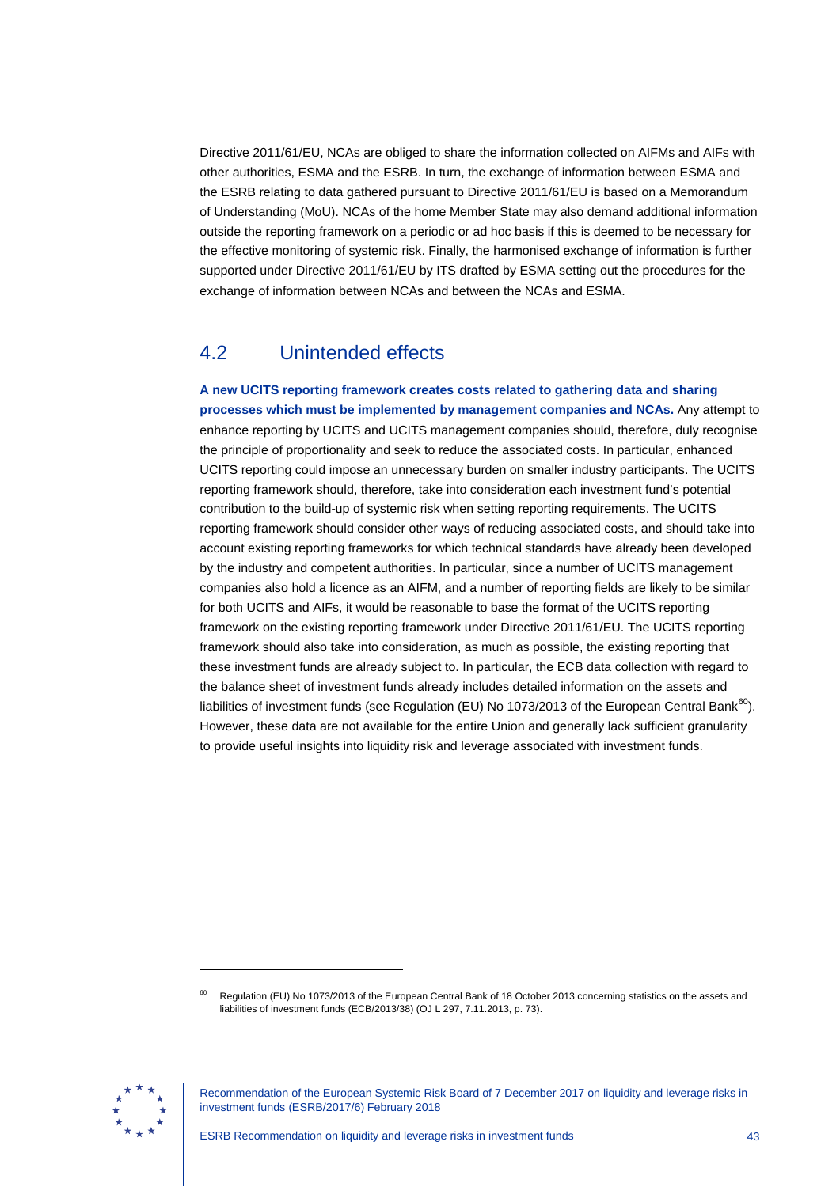Directive 2011/61/EU, NCAs are obliged to share the information collected on AIFMs and AIFs with other authorities, ESMA and the ESRB. In turn, the exchange of information between ESMA and the ESRB relating to data gathered pursuant to Directive 2011/61/EU is based on a Memorandum of Understanding (MoU). NCAs of the home Member State may also demand additional information outside the reporting framework on a periodic or ad hoc basis if this is deemed to be necessary for the effective monitoring of systemic risk. Finally, the harmonised exchange of information is further supported under Directive 2011/61/EU by ITS drafted by ESMA setting out the procedures for the exchange of information between NCAs and between the NCAs and ESMA.

## 4.2 Unintended effects

**A new UCITS reporting framework creates costs related to gathering data and sharing processes which must be implemented by management companies and NCAs.** Any attempt to enhance reporting by UCITS and UCITS management companies should, therefore, duly recognise the principle of proportionality and seek to reduce the associated costs. In particular, enhanced UCITS reporting could impose an unnecessary burden on smaller industry participants. The UCITS reporting framework should, therefore, take into consideration each investment fund's potential contribution to the build-up of systemic risk when setting reporting requirements. The UCITS reporting framework should consider other ways of reducing associated costs, and should take into account existing reporting frameworks for which technical standards have already been developed by the industry and competent authorities. In particular, since a number of UCITS management companies also hold a licence as an AIFM, and a number of reporting fields are likely to be similar for both UCITS and AIFs, it would be reasonable to base the format of the UCITS reporting framework on the existing reporting framework under Directive 2011/61/EU. The UCITS reporting framework should also take into consideration, as much as possible, the existing reporting that these investment funds are already subject to. In particular, the ECB data collection with regard to the balance sheet of investment funds already includes detailed information on the assets and liabilities of investment funds (see Regulation (EU) No 1073/2013 of the European Central Bank[60]). However, these data are not available for the entire Union and generally lack sufficient granularity to provide useful insights into liquidity risk and leverage associated with investment funds.

[60] Regulation (EU) No 1073/2013 of the European Central Bank of 18 October 2013 concerning statistics on the assets and liabilities of investment funds (ECB/2013/38) (OJ L 297, 7.11.2013, p. 73).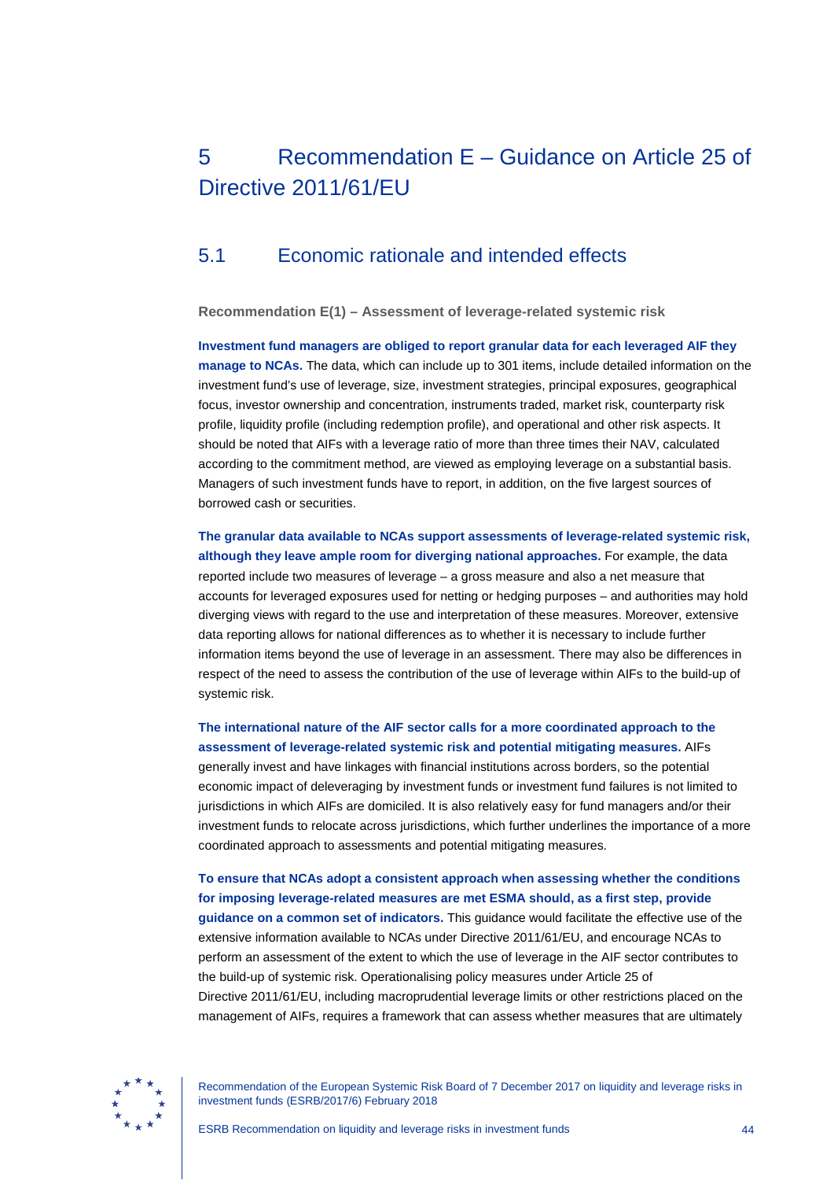# 5 Recommendation E – Guidance on Article 25 of Directive 2011/61/EU

## 5.1 Economic rationale and intended effects

**Recommendation E(1) – Assessment of leverage-related systemic risk**

**Investment fund managers are obliged to report granular data for each leveraged AIF they manage to NCAs.** The data, which can include up to 301 items, include detailed information on the investment fund's use of leverage, size, investment strategies, principal exposures, geographical focus, investor ownership and concentration, instruments traded, market risk, counterparty risk profile, liquidity profile (including redemption profile), and operational and other risk aspects. It should be noted that AIFs with a leverage ratio of more than three times their NAV, calculated according to the commitment method, are viewed as employing leverage on a substantial basis. Managers of such investment funds have to report, in addition, on the five largest sources of borrowed cash or securities.

**The granular data available to NCAs support assessments of leverage-related systemic risk, although they leave ample room for diverging national approaches.** For example, the data reported include two measures of leverage – a gross measure and also a net measure that accounts for leveraged exposures used for netting or hedging purposes – and authorities may hold diverging views with regard to the use and interpretation of these measures. Moreover, extensive data reporting allows for national differences as to whether it is necessary to include further information items beyond the use of leverage in an assessment. There may also be differences in respect of the need to assess the contribution of the use of leverage within AIFs to the build-up of systemic risk.

**The international nature of the AIF sector calls for a more coordinated approach to the assessment of leverage-related systemic risk and potential mitigating measures.** AIFs generally invest and have linkages with financial institutions across borders, so the potential economic impact of deleveraging by investment funds or investment fund failures is not limited to jurisdictions in which AIFs are domiciled. It is also relatively easy for fund managers and/or their investment funds to relocate across jurisdictions, which further underlines the importance of a more coordinated approach to assessments and potential mitigating measures.

**To ensure that NCAs adopt a consistent approach when assessing whether the conditions for imposing leverage-related measures are met ESMA should, as a first step, provide guidance on a common set of indicators.** This guidance would facilitate the effective use of the extensive information available to NCAs under Directive 2011/61/EU, and encourage NCAs to perform an assessment of the extent to which the use of leverage in the AIF sector contributes to the build-up of systemic risk. Operationalising policy measures under Article 25 of Directive 2011/61/EU, including macroprudential leverage limits or other restrictions placed on the management of AIFs, requires a framework that can assess whether measures that are ultimately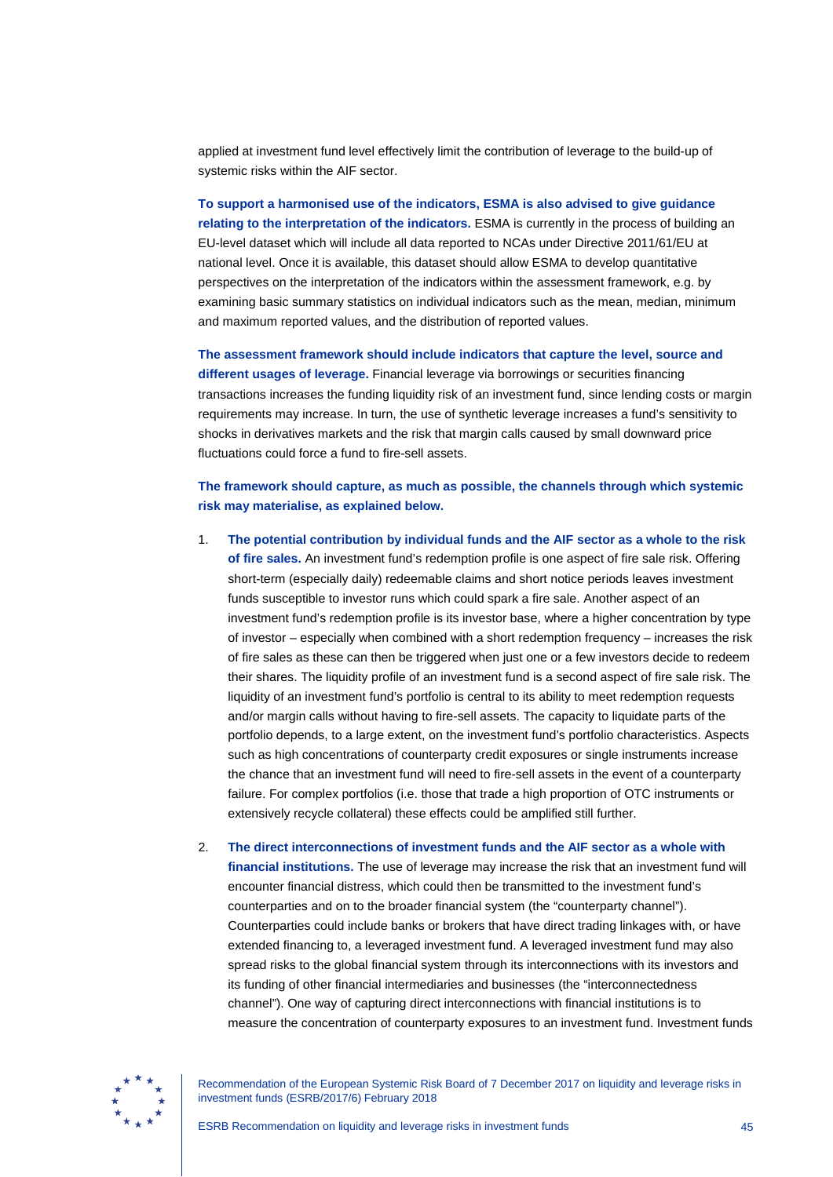applied at investment fund level effectively limit the contribution of leverage to the build-up of systemic risks within the AIF sector.

**To support a harmonised use of the indicators, ESMA is also advised to give guidance relating to the interpretation of the indicators.** ESMA is currently in the process of building an EU-level dataset which will include all data reported to NCAs under Directive 2011/61/EU at national level. Once it is available, this dataset should allow ESMA to develop quantitative perspectives on the interpretation of the indicators within the assessment framework, e.g. by examining basic summary statistics on individual indicators such as the mean, median, minimum and maximum reported values, and the distribution of reported values.

**The assessment framework should include indicators that capture the level, source and different usages of leverage.** Financial leverage via borrowings or securities financing transactions increases the funding liquidity risk of an investment fund, since lending costs or margin requirements may increase. In turn, the use of synthetic leverage increases a fund's sensitivity to shocks in derivatives markets and the risk that margin calls caused by small downward price fluctuations could force a fund to fire-sell assets.

**The framework should capture, as much as possible, the channels through which systemic risk may materialise, as explained below.**

1. **The potential contribution by individual funds and the AIF sector as a whole to the risk of fire sales.** An investment fund's redemption profile is one aspect of fire sale risk. Offering short-term (especially daily) redeemable claims and short notice periods leaves investment funds susceptible to investor runs which could spark a fire sale. Another aspect of an investment fund's redemption profile is its investor base, where a higher concentration by type of investor – especially when combined with a short redemption frequency – increases the risk of fire sales as these can then be triggered when just one or a few investors decide to redeem their shares. The liquidity profile of an investment fund is a second aspect of fire sale risk. The liquidity of an investment fund's portfolio is central to its ability to meet redemption requests and/or margin calls without having to fire-sell assets. The capacity to liquidate parts of the portfolio depends, to a large extent, on the investment fund's portfolio characteristics. Aspects such as high concentrations of counterparty credit exposures or single instruments increase the chance that an investment fund will need to fire-sell assets in the event of a counterparty failure. For complex portfolios (i.e. those that trade a high proportion of OTC instruments or extensively recycle collateral) these effects could be amplified still further.

2. **The direct interconnections of investment funds and the AIF sector as a whole with financial institutions.** The use of leverage may increase the risk that an investment fund will encounter financial distress, which could then be transmitted to the investment fund's counterparties and on to the broader financial system (the "counterparty channel"). Counterparties could include banks or brokers that have direct trading linkages with, or have extended financing to, a leveraged investment fund. A leveraged investment fund may also spread risks to the global financial system through its interconnections with its investors and its funding of other financial intermediaries and businesses (the "interconnectedness channel"). One way of capturing direct interconnections with financial institutions is to measure the concentration of counterparty exposures to an investment fund. Investment funds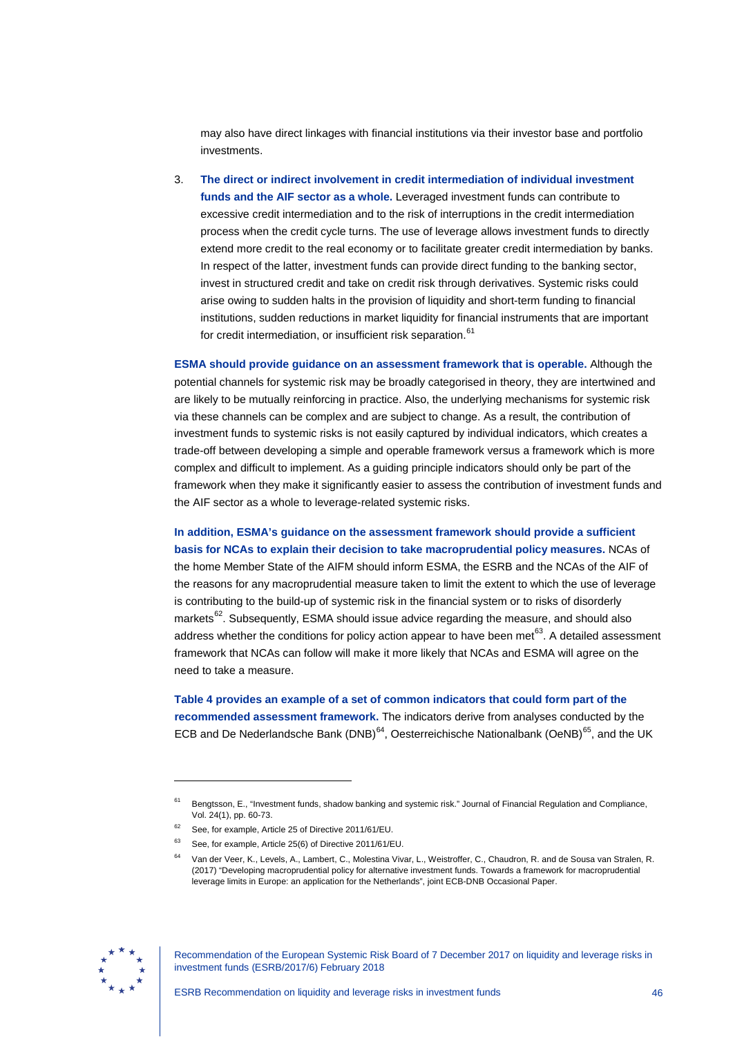may also have direct linkages with financial institutions via their investor base and portfolio investments.

3. **The direct or indirect involvement in credit intermediation of individual investment funds and the AIF sector as a whole.** Leveraged investment funds can contribute to excessive credit intermediation and to the risk of interruptions in the credit intermediation process when the credit cycle turns. The use of leverage allows investment funds to directly extend more credit to the real economy or to facilitate greater credit intermediation by banks. In respect of the latter, investment funds can provide direct funding to the banking sector, invest in structured credit and take on credit risk through derivatives. Systemic risks could arise owing to sudden halts in the provision of liquidity and short-term funding to financial institutions, sudden reductions in market liquidity for financial instruments that are important for credit intermediation, or insufficient risk separation.[61]

**ESMA should provide guidance on an assessment framework that is operable.** Although the potential channels for systemic risk may be broadly categorised in theory, they are intertwined and are likely to be mutually reinforcing in practice. Also, the underlying mechanisms for systemic risk via these channels can be complex and are subject to change. As a result, the contribution of investment funds to systemic risks is not easily captured by individual indicators, which creates a trade-off between developing a simple and operable framework versus a framework which is more complex and difficult to implement. As a guiding principle indicators should only be part of the framework when they make it significantly easier to assess the contribution of investment funds and the AIF sector as a whole to leverage-related systemic risks.

**In addition, ESMA's guidance on the assessment framework should provide a sufficient basis for NCAs to explain their decision to take macroprudential policy measures.** NCAs of the home Member State of the AIFM should inform ESMA, the ESRB and the NCAs of the AIF of the reasons for any macroprudential measure taken to limit the extent to which the use of leverage is contributing to the build-up of systemic risk in the financial system or to risks of disorderly markets[62]. Subsequently, ESMA should issue advice regarding the measure, and should also address whether the conditions for policy action appear to have been met[63]. A detailed assessment framework that NCAs can follow will make it more likely that NCAs and ESMA will agree on the need to take a measure.

**Table 4 provides an example of a set of common indicators that could form part of the recommended assessment framework.** The indicators derive from analyses conducted by the ECB and De Nederlandsche Bank (DNB)[64], Oesterreichische Nationalbank (OeNB)[65], and the UK

---

[61] Bengtsson, E., "Investment funds, shadow banking and systemic risk." Journal of Financial Regulation and Compliance, Vol. 24(1), pp. 60-73.

[62] See, for example, Article 25 of Directive 2011/61/EU.

[63] See, for example, Article 25(6) of Directive 2011/61/EU.

[64] Van der Veer, K., Levels, A., Lambert, C., Molestina Vivar, L., Weistroffer, C., Chaudron, R. and de Sousa van Stralen, R. (2017) "Developing macroprudential policy for alternative investment funds. Towards a framework for macroprudential leverage limits in Europe: an application for the Netherlands", joint ECB-DNB Occasional Paper.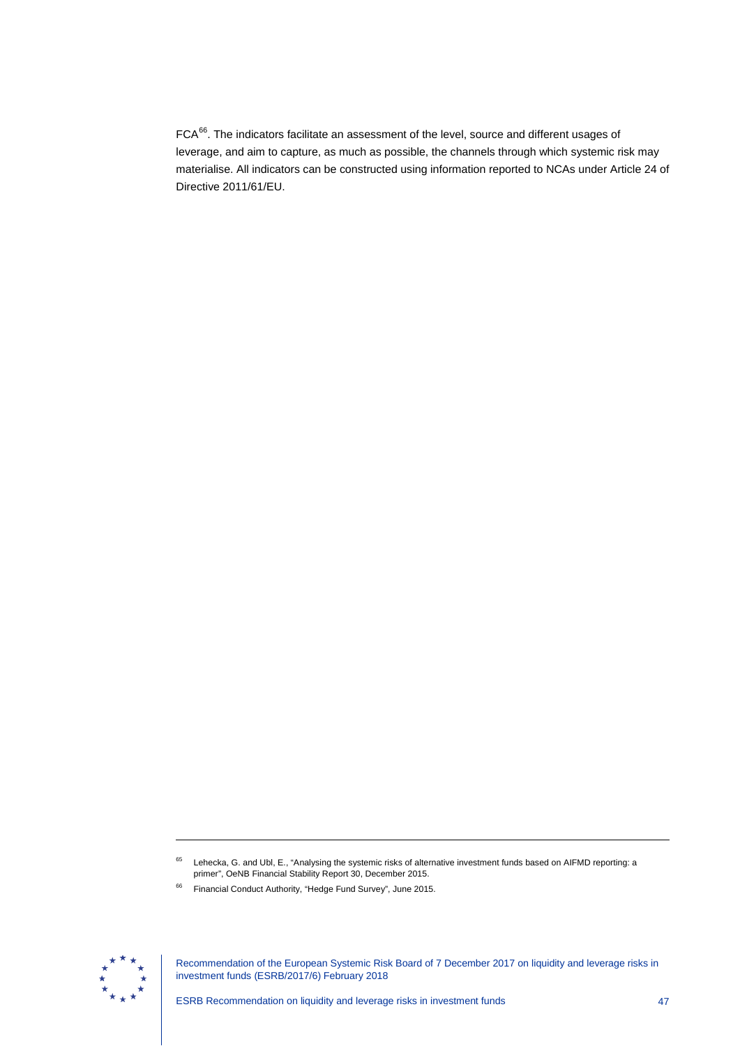FCA[66]. The indicators facilitate an assessment of the level, source and different usages of leverage, and aim to capture, as much as possible, the channels through which systemic risk may materialise. All indicators can be constructed using information reported to NCAs under Article 24 of Directive 2011/61/EU.

---

[65] Lehecka, G. and Ubl, E., "Analysing the systemic risks of alternative investment funds based on AIFMD reporting: a primer", OeNB Financial Stability Report 30, December 2015.

[66] Financial Conduct Authority, "Hedge Fund Survey", June 2015.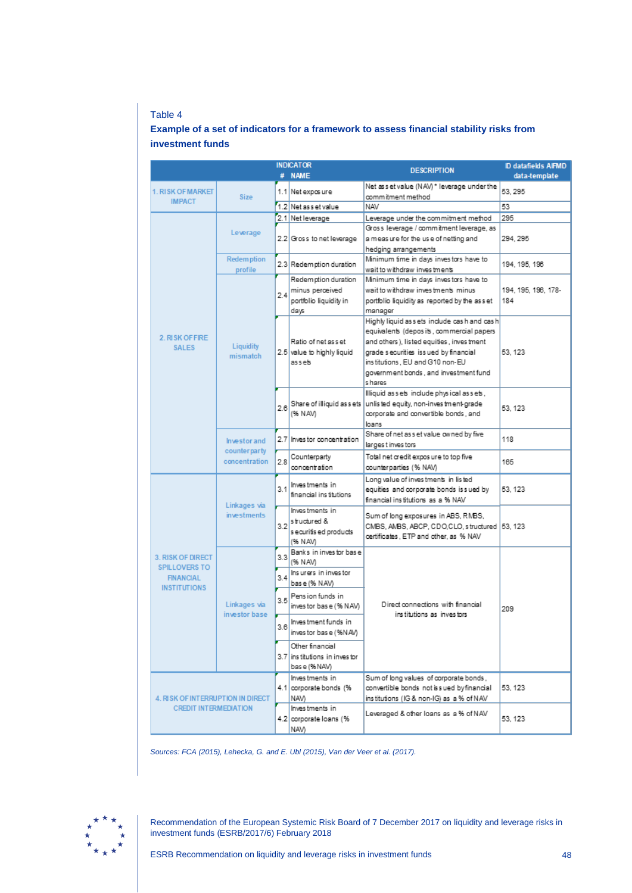Table 4

**Example of a set of indicators for a framework to assess financial stability risks from investment funds**

| | | INDICATOR # | NAME | DESCRIPTION | ID datafields AIFMD data-template |
|---|---|---|---|---|---|
| 1. RISK OF MARKET IMPACT | Size | 1.1 | Net exposure | Net asset value (NAV) * leverage under the commitment method | 53, 295 |
| | | 1.2 | Net asset value | NAV | 53 |
| 2. RISK OF FIRE SALES | Leverage | 2.1 | Net leverage | Leverage under the commitment method | 295 |
| | | 2.2 | Gross to net leverage | Gross leverage / commitment leverage, as a measure for the use of netting and hedging arrangements | 294, 295 |
| | Redemption profile | 2.3 | Redemption duration | Minimum time in days investors have to wait to withdraw investments | 194, 195, 196 |
| | Liquidity mismatch | 2.4 | Redemption duration minus perceived portfolio liquidity in days | Minimum time in days investors have to wait to withdraw investments minus portfolio liquidity as reported by the asset manager | 194, 195, 196, 178-184 |
| | | 2.5 | Ratio of net asset value to highly liquid assets | Highly liquid assets include cash and cash equivalents (deposits, commercial papers and others), listed equities, investment grade securities issued by financial institutions, EU and G10 non-EU government bonds, and investment fund shares | 53, 123 |
| | | 2.6 | Share of illiquid assets (% NAV) | Illiquid assets include physical assets, unlisted equity, non-investment-grade corporate and convertible bonds, and loans | 53, 123 |
| | Investor and counterparty concentration | 2.7 | Investor concentration | Share of net asset value owned by five largest investors | 118 |
| | | 2.8 | Counterparty concentration | Total net credit exposure to top five counterparties (% NAV) | 165 |
| 3. RISK OF DIRECT SPILLOVERS TO FINANCIAL INSTITUTIONS | Linkages via investments | 3.1 | Investments in financial institutions | Long value of investments in listed equities and corporate bonds issued by financial institutions as a % NAV | 53, 123 |
| | | 3.2 | Investments in structured & securitised products (% NAV) | Sum of long exposures in ABS, RMBS, CMBS, AMBS, ABCP, CDO,CLO, structured certificates, ETP and other, as % NAV | 53, 123 |
| | Linkages via investor base | 3.3 | Banks in investor base (% NAV) | Direct connections with financial institutions as investors | 209 |
| | | 3.4 | Insurers in investor base (% NAV) | | |
| | | 3.5 | Pension funds in investor base (% NAV) | | |
| | | 3.6 | Investment funds in investor base (%NAV) | | |
| | | 3.7 | Other financial institutions in investor base (%NAV) | | |
| 4. RISK OF INTERRUPTION IN DIRECT CREDIT INTERMEDIATION | | 4.1 | Investments in corporate bonds (% NAV) | Sum of long values of corporate bonds, convertible bonds not issued by financial institutions (IG & non-IG) as a % of NAV | 53, 123 |
| | | 4.2 | Investments in corporate loans (% NAV) | Leveraged & other loans as a % of NAV | 53, 123 |

*Sources: FCA (2015), Lehecka, G. and E. Ubl (2015), Van der Veer et al. (2017).*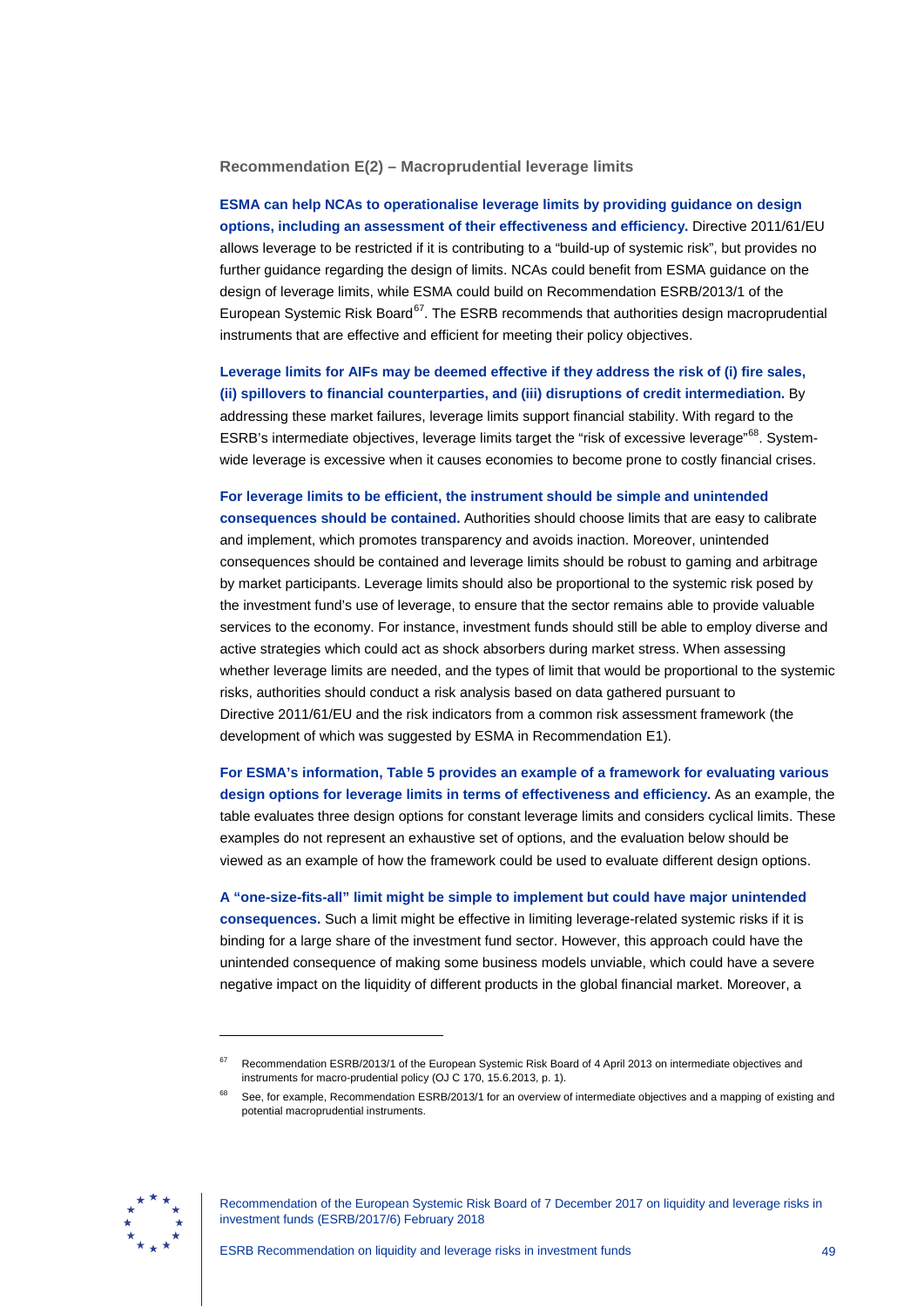### Recommendation E(2) – Macroprudential leverage limits

**ESMA can help NCAs to operationalise leverage limits by providing guidance on design options, including an assessment of their effectiveness and efficiency.** Directive 2011/61/EU allows leverage to be restricted if it is contributing to a "build-up of systemic risk", but provides no further guidance regarding the design of limits. NCAs could benefit from ESMA guidance on the design of leverage limits, while ESMA could build on Recommendation ESRB/2013/1 of the European Systemic Risk Board[67]. The ESRB recommends that authorities design macroprudential instruments that are effective and efficient for meeting their policy objectives.

**Leverage limits for AIFs may be deemed effective if they address the risk of (i) fire sales, (ii) spillovers to financial counterparties, and (iii) disruptions of credit intermediation.** By addressing these market failures, leverage limits support financial stability. With regard to the ESRB's intermediate objectives, leverage limits target the "risk of excessive leverage"[68]. System-wide leverage is excessive when it causes economies to become prone to costly financial crises.

**For leverage limits to be efficient, the instrument should be simple and unintended consequences should be contained.** Authorities should choose limits that are easy to calibrate and implement, which promotes transparency and avoids inaction. Moreover, unintended consequences should be contained and leverage limits should be robust to gaming and arbitrage by market participants. Leverage limits should also be proportional to the systemic risk posed by the investment fund's use of leverage, to ensure that the sector remains able to provide valuable services to the economy. For instance, investment funds should still be able to employ diverse and active strategies which could act as shock absorbers during market stress. When assessing whether leverage limits are needed, and the types of limit that would be proportional to the systemic risks, authorities should conduct a risk analysis based on data gathered pursuant to Directive 2011/61/EU and the risk indicators from a common risk assessment framework (the development of which was suggested by ESMA in Recommendation E1).

**For ESMA's information, Table 5 provides an example of a framework for evaluating various design options for leverage limits in terms of effectiveness and efficiency.** As an example, the table evaluates three design options for constant leverage limits and considers cyclical limits. These examples do not represent an exhaustive set of options, and the evaluation below should be viewed as an example of how the framework could be used to evaluate different design options.

**A "one-size-fits-all" limit might be simple to implement but could have major unintended consequences.** Such a limit might be effective in limiting leverage-related systemic risks if it is binding for a large share of the investment fund sector. However, this approach could have the unintended consequence of making some business models unviable, which could have a severe negative impact on the liquidity of different products in the global financial market. Moreover, a

[67] Recommendation ESRB/2013/1 of the European Systemic Risk Board of 4 April 2013 on intermediate objectives and instruments for macro-prudential policy (OJ C 170, 15.6.2013, p. 1).

[68] See, for example, Recommendation ESRB/2013/1 for an overview of intermediate objectives and a mapping of existing and potential macroprudential instruments.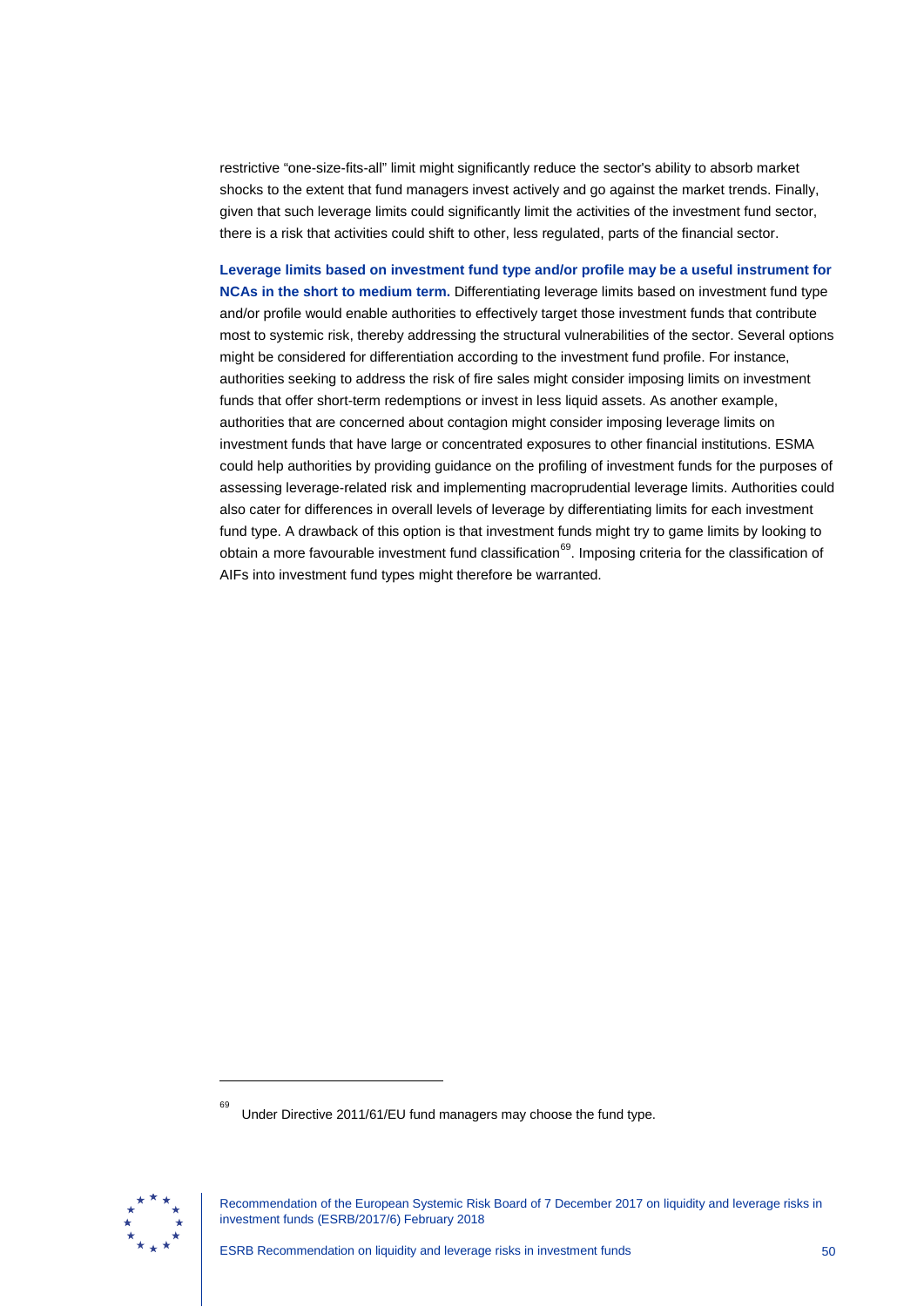restrictive “one-size-fits-all” limit might significantly reduce the sector's ability to absorb market shocks to the extent that fund managers invest actively and go against the market trends. Finally, given that such leverage limits could significantly limit the activities of the investment fund sector, there is a risk that activities could shift to other, less regulated, parts of the financial sector.

**Leverage limits based on investment fund type and/or profile may be a useful instrument for NCAs in the short to medium term.** Differentiating leverage limits based on investment fund type and/or profile would enable authorities to effectively target those investment funds that contribute most to systemic risk, thereby addressing the structural vulnerabilities of the sector. Several options might be considered for differentiation according to the investment fund profile. For instance, authorities seeking to address the risk of fire sales might consider imposing limits on investment funds that offer short-term redemptions or invest in less liquid assets. As another example, authorities that are concerned about contagion might consider imposing leverage limits on investment funds that have large or concentrated exposures to other financial institutions. ESMA could help authorities by providing guidance on the profiling of investment funds for the purposes of assessing leverage-related risk and implementing macroprudential leverage limits. Authorities could also cater for differences in overall levels of leverage by differentiating limits for each investment fund type. A drawback of this option is that investment funds might try to game limits by looking to obtain a more favourable investment fund classification[69]. Imposing criteria for the classification of AIFs into investment fund types might therefore be warranted.

[69] Under Directive 2011/61/EU fund managers may choose the fund type.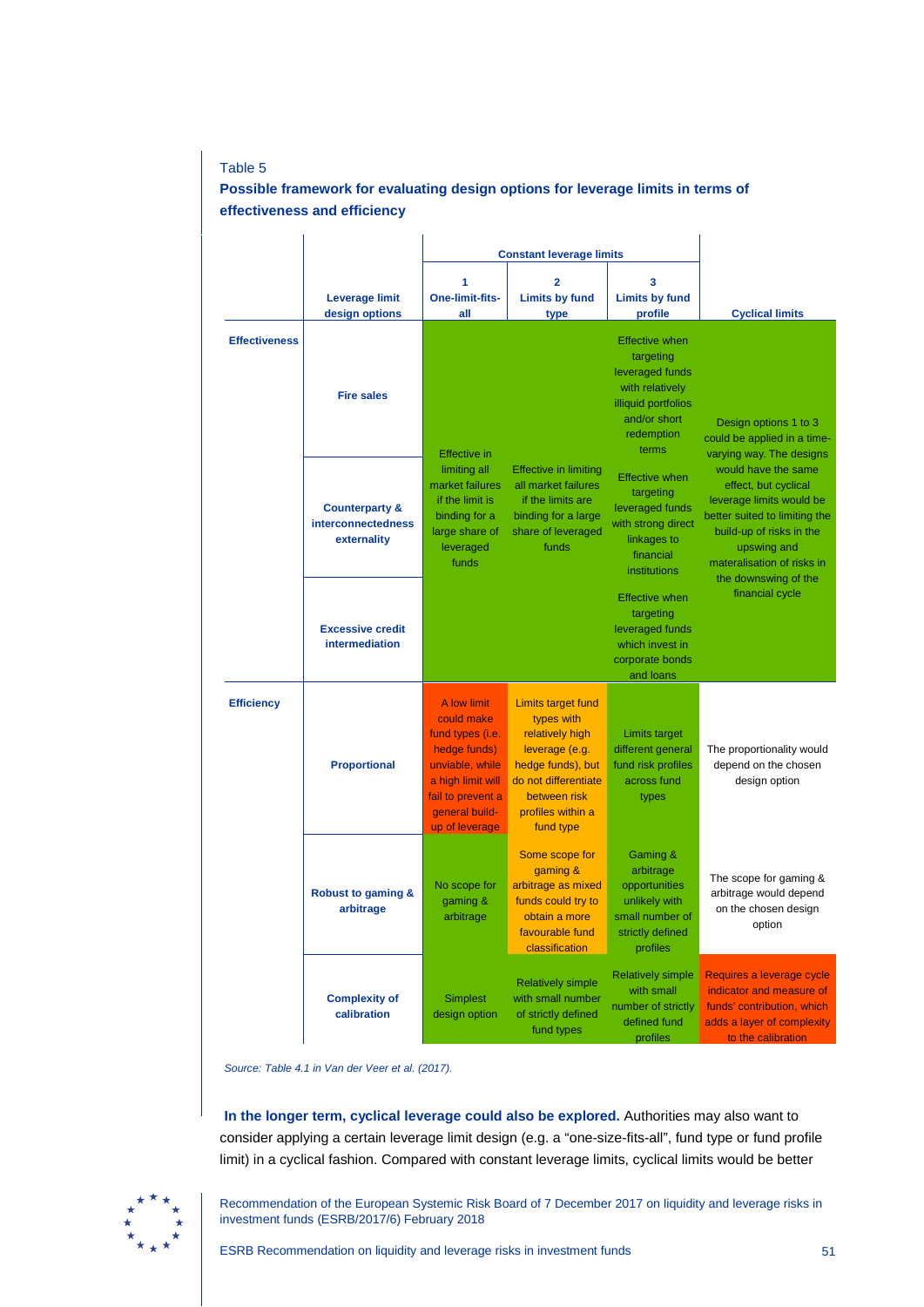Table 5

**Possible framework for evaluating design options for leverage limits in terms of effectiveness and efficiency**

| | Leverage limit design options | Constant leverage limits: 1 One-limit-fits-all | Constant leverage limits: 2 Limits by fund type | Constant leverage limits: 3 Limits by fund profile | Cyclical limits |
|---|---|---|---|---|---|
| **Effectiveness** | **Fire sales** | Effective in limiting all market failures if the limit is binding for a large share of leveraged funds | Effective in limiting all market failures if the limits are binding for a large share of leveraged funds | Effective when targeting leveraged funds with relatively illiquid portfolios and/or short redemption terms | Design options 1 to 3 could be applied in a time-varying way. The designs would have the same effect, but cyclical leverage limits would be better suited to limiting the build-up of risks in the upswing and materalisation of risks in the downswing of the financial cycle |
| | **Counterparty & interconnectedness externality** | | | Effective when targeting leveraged funds with strong direct linkages to financial institutions | |
| | **Excessive credit intermediation** | | | Effective when targeting leveraged funds which invest in corporate bonds and loans | |
| **Efficiency** | **Proportional** | A low limit could make fund types (i.e. hedge funds) unviable, while a high limit will fail to prevent a general build-up of leverage | Limits target fund types with relatively high leverage (e.g. hedge funds), but do not differentiate between risk profiles within a fund type | Limits target different general fund risk profiles across fund types | The proportionality would depend on the chosen design option |
| | **Robust to gaming & arbitrage** | No scope for gaming & arbitrage | Some scope for gaming & arbitrage as mixed funds could try to obtain a more favourable fund classification | Gaming & arbitrage opportunities unlikely with small number of strictly defined profiles | The scope for gaming & arbitrage would depend on the chosen design option |
| | **Complexity of calibration** | Simplest design option | Relatively simple with small number of strictly defined fund types | Relatively simple with small number of strictly defined fund profiles | Requires a leverage cycle indicator and measure of funds' contribution, which adds a layer of complexity to the calibration |

*Source: Table 4.1 in Van der Veer et al. (2017).*

**In the longer term, cyclical leverage could also be explored.** Authorities may also want to consider applying a certain leverage limit design (e.g. a "one-size-fits-all", fund type or fund profile limit) in a cyclical fashion. Compared with constant leverage limits, cyclical limits would be better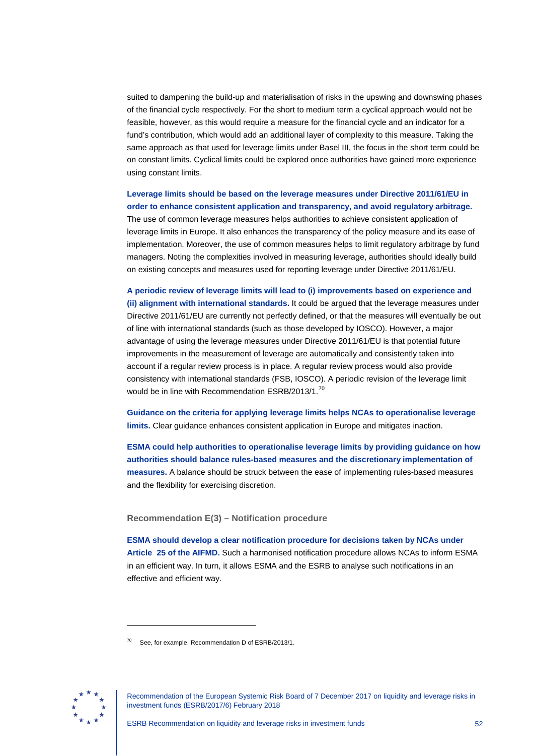suited to dampening the build-up and materialisation of risks in the upswing and downswing phases of the financial cycle respectively. For the short to medium term a cyclical approach would not be feasible, however, as this would require a measure for the financial cycle and an indicator for a fund's contribution, which would add an additional layer of complexity to this measure. Taking the same approach as that used for leverage limits under Basel III, the focus in the short term could be on constant limits. Cyclical limits could be explored once authorities have gained more experience using constant limits.

**Leverage limits should be based on the leverage measures under Directive 2011/61/EU in order to enhance consistent application and transparency, and avoid regulatory arbitrage.** The use of common leverage measures helps authorities to achieve consistent application of leverage limits in Europe. It also enhances the transparency of the policy measure and its ease of implementation. Moreover, the use of common measures helps to limit regulatory arbitrage by fund managers. Noting the complexities involved in measuring leverage, authorities should ideally build on existing concepts and measures used for reporting leverage under Directive 2011/61/EU.

**A periodic review of leverage limits will lead to (i) improvements based on experience and (ii) alignment with international standards.** It could be argued that the leverage measures under Directive 2011/61/EU are currently not perfectly defined, or that the measures will eventually be out of line with international standards (such as those developed by IOSCO). However, a major advantage of using the leverage measures under Directive 2011/61/EU is that potential future improvements in the measurement of leverage are automatically and consistently taken into account if a regular review process is in place. A regular review process would also provide consistency with international standards (FSB, IOSCO). A periodic revision of the leverage limit would be in line with Recommendation ESRB/2013/1.[70]

**Guidance on the criteria for applying leverage limits helps NCAs to operationalise leverage limits.** Clear guidance enhances consistent application in Europe and mitigates inaction.

**ESMA could help authorities to operationalise leverage limits by providing guidance on how authorities should balance rules-based measures and the discretionary implementation of measures.** A balance should be struck between the ease of implementing rules-based measures and the flexibility for exercising discretion.

### Recommendation E(3) – Notification procedure

**ESMA should develop a clear notification procedure for decisions taken by NCAs under Article 25 of the AIFMD.** Such a harmonised notification procedure allows NCAs to inform ESMA in an efficient way. In turn, it allows ESMA and the ESRB to analyse such notifications in an effective and efficient way.

---

[70] See, for example, Recommendation D of ESRB/2013/1.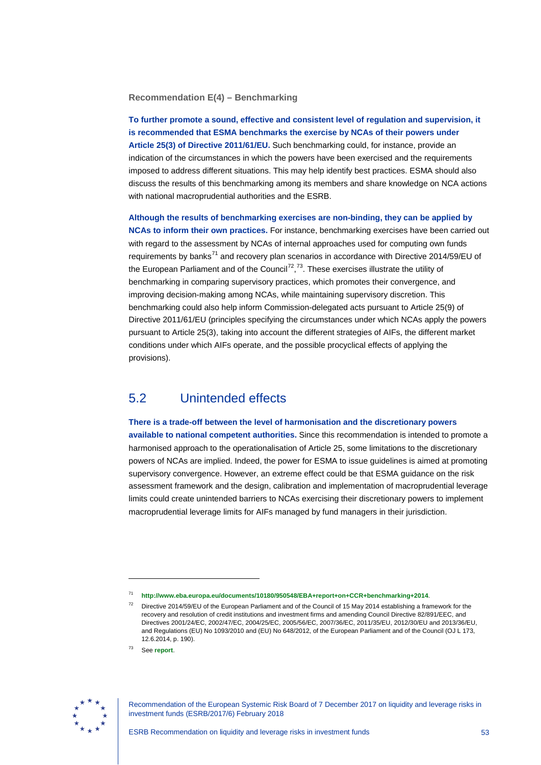**Recommendation E(4) – Benchmarking**

**To further promote a sound, effective and consistent level of regulation and supervision, it is recommended that ESMA benchmarks the exercise by NCAs of their powers under Article 25(3) of Directive 2011/61/EU.** Such benchmarking could, for instance, provide an indication of the circumstances in which the powers have been exercised and the requirements imposed to address different situations. This may help identify best practices. ESMA should also discuss the results of this benchmarking among its members and share knowledge on NCA actions with national macroprudential authorities and the ESRB.

**Although the results of benchmarking exercises are non-binding, they can be applied by NCAs to inform their own practices.** For instance, benchmarking exercises have been carried out with regard to the assessment by NCAs of internal approaches used for computing own funds requirements by banks[71] and recovery plan scenarios in accordance with Directive 2014/59/EU of the European Parliament and of the Council[72],[73]. These exercises illustrate the utility of benchmarking in comparing supervisory practices, which promotes their convergence, and improving decision-making among NCAs, while maintaining supervisory discretion. This benchmarking could also help inform Commission-delegated acts pursuant to Article 25(9) of Directive 2011/61/EU (principles specifying the circumstances under which NCAs apply the powers pursuant to Article 25(3), taking into account the different strategies of AIFs, the different market conditions under which AIFs operate, and the possible procyclical effects of applying the provisions).

## 5.2 Unintended effects

**There is a trade-off between the level of harmonisation and the discretionary powers available to national competent authorities.** Since this recommendation is intended to promote a harmonised approach to the operationalisation of Article 25, some limitations to the discretionary powers of NCAs are implied. Indeed, the power for ESMA to issue guidelines is aimed at promoting supervisory convergence. However, an extreme effect could be that ESMA guidance on the risk assessment framework and the design, calibration and implementation of macroprudential leverage limits could create unintended barriers to NCAs exercising their discretionary powers to implement macroprudential leverage limits for AIFs managed by fund managers in their jurisdiction.

---

[71] http://www.eba.europa.eu/documents/10180/950548/EBA+report+on+CCR+benchmarking+2014.

[72] Directive 2014/59/EU of the European Parliament and of the Council of 15 May 2014 establishing a framework for the recovery and resolution of credit institutions and investment firms and amending Council Directive 82/891/EEC, and Directives 2001/24/EC, 2002/47/EC, 2004/25/EC, 2005/56/EC, 2007/36/EC, 2011/35/EU, 2012/30/EU and 2013/36/EU, and Regulations (EU) No 1093/2010 and (EU) No 648/2012, of the European Parliament and of the Council (OJ L 173, 12.6.2014, p. 190).

[73] See **report**.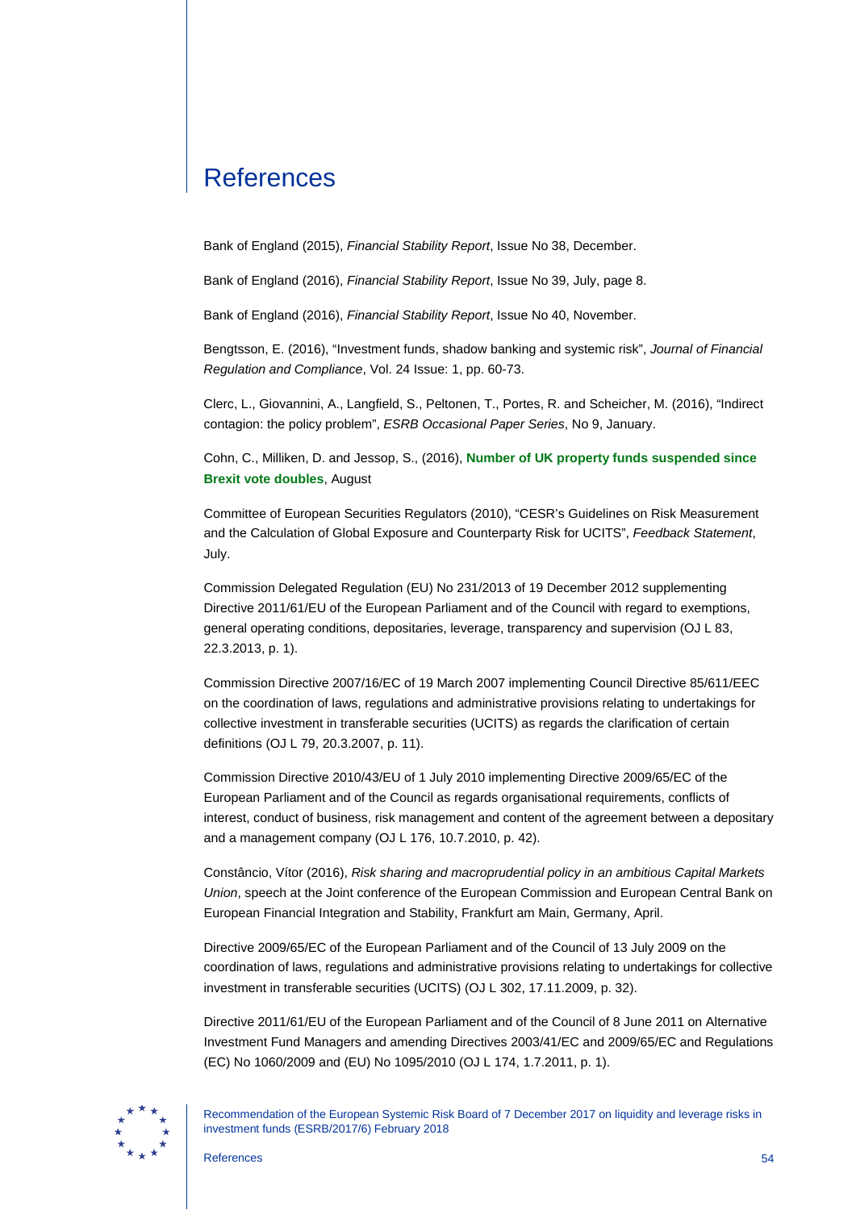# References

Bank of England (2015), *Financial Stability Report*, Issue No 38, December.

Bank of England (2016), *Financial Stability Report*, Issue No 39, July, page 8.

Bank of England (2016), *Financial Stability Report*, Issue No 40, November.

Bengtsson, E. (2016), "Investment funds, shadow banking and systemic risk", *Journal of Financial Regulation and Compliance*, Vol. 24 Issue: 1, pp. 60-73.

Clerc, L., Giovannini, A., Langfield, S., Peltonen, T., Portes, R. and Scheicher, M. (2016), "Indirect contagion: the policy problem", *ESRB Occasional Paper Series*, No 9, January.

Cohn, C., Milliken, D. and Jessop, S., (2016), **Number of UK property funds suspended since Brexit vote doubles**, August

Committee of European Securities Regulators (2010), "CESR's Guidelines on Risk Measurement and the Calculation of Global Exposure and Counterparty Risk for UCITS", *Feedback Statement*, July.

Commission Delegated Regulation (EU) No 231/2013 of 19 December 2012 supplementing Directive 2011/61/EU of the European Parliament and of the Council with regard to exemptions, general operating conditions, depositaries, leverage, transparency and supervision (OJ L 83, 22.3.2013, p. 1).

Commission Directive 2007/16/EC of 19 March 2007 implementing Council Directive 85/611/EEC on the coordination of laws, regulations and administrative provisions relating to undertakings for collective investment in transferable securities (UCITS) as regards the clarification of certain definitions (OJ L 79, 20.3.2007, p. 11).

Commission Directive 2010/43/EU of 1 July 2010 implementing Directive 2009/65/EC of the European Parliament and of the Council as regards organisational requirements, conflicts of interest, conduct of business, risk management and content of the agreement between a depositary and a management company (OJ L 176, 10.7.2010, p. 42).

Constâncio, Vítor (2016), *Risk sharing and macroprudential policy in an ambitious Capital Markets Union*, speech at the Joint conference of the European Commission and European Central Bank on European Financial Integration and Stability, Frankfurt am Main, Germany, April.

Directive 2009/65/EC of the European Parliament and of the Council of 13 July 2009 on the coordination of laws, regulations and administrative provisions relating to undertakings for collective investment in transferable securities (UCITS) (OJ L 302, 17.11.2009, p. 32).

Directive 2011/61/EU of the European Parliament and of the Council of 8 June 2011 on Alternative Investment Fund Managers and amending Directives 2003/41/EC and 2009/65/EC and Regulations (EC) No 1060/2009 and (EU) No 1095/2010 (OJ L 174, 1.7.2011, p. 1).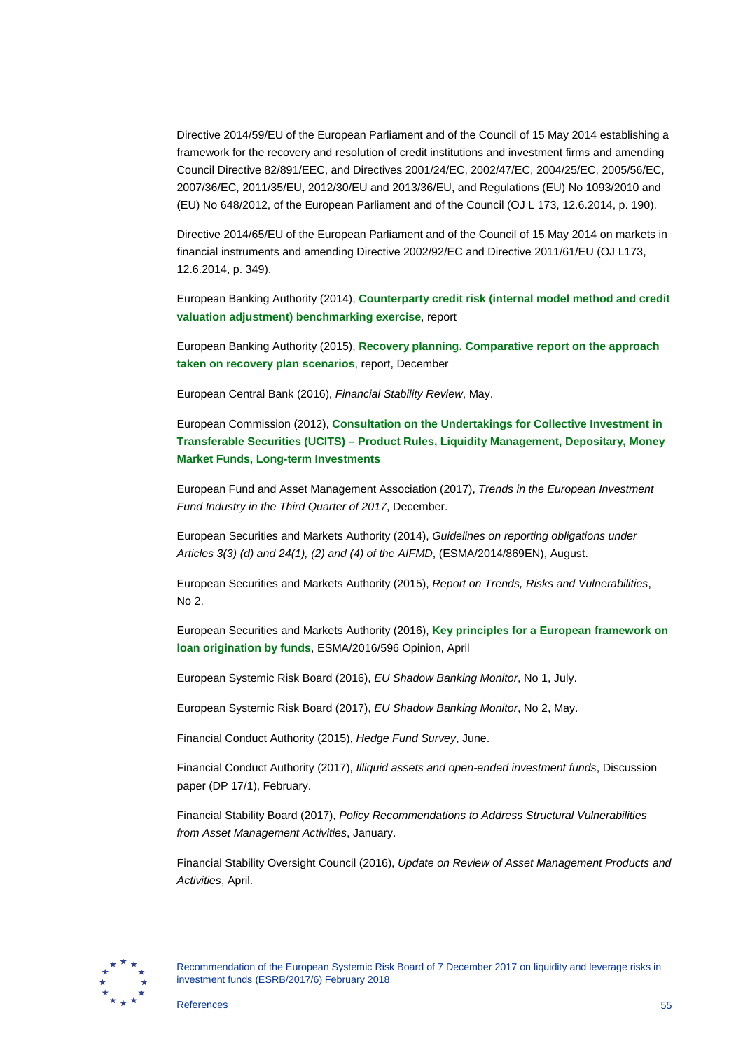Directive 2014/59/EU of the European Parliament and of the Council of 15 May 2014 establishing a framework for the recovery and resolution of credit institutions and investment firms and amending Council Directive 82/891/EEC, and Directives 2001/24/EC, 2002/47/EC, 2004/25/EC, 2005/56/EC, 2007/36/EC, 2011/35/EU, 2012/30/EU and 2013/36/EU, and Regulations (EU) No 1093/2010 and (EU) No 648/2012, of the European Parliament and of the Council (OJ L 173, 12.6.2014, p. 190).

Directive 2014/65/EU of the European Parliament and of the Council of 15 May 2014 on markets in financial instruments and amending Directive 2002/92/EC and Directive 2011/61/EU (OJ L173, 12.6.2014, p. 349).

European Banking Authority (2014), **Counterparty credit risk (internal model method and credit valuation adjustment) benchmarking exercise**, report

European Banking Authority (2015), **Recovery planning. Comparative report on the approach taken on recovery plan scenarios**, report, December

European Central Bank (2016), *Financial Stability Review*, May.

European Commission (2012), **Consultation on the Undertakings for Collective Investment in Transferable Securities (UCITS) – Product Rules, Liquidity Management, Depositary, Money Market Funds, Long-term Investments**

European Fund and Asset Management Association (2017), *Trends in the European Investment Fund Industry in the Third Quarter of 2017*, December.

European Securities and Markets Authority (2014), *Guidelines on reporting obligations under Articles 3(3) (d) and 24(1), (2) and (4) of the AIFMD*, (ESMA/2014/869EN), August.

European Securities and Markets Authority (2015), *Report on Trends, Risks and Vulnerabilities*, No 2.

European Securities and Markets Authority (2016), **Key principles for a European framework on loan origination by funds**, ESMA/2016/596 Opinion, April

European Systemic Risk Board (2016), *EU Shadow Banking Monitor*, No 1, July.

European Systemic Risk Board (2017), *EU Shadow Banking Monitor*, No 2, May.

Financial Conduct Authority (2015), *Hedge Fund Survey*, June.

Financial Conduct Authority (2017), *Illiquid assets and open-ended investment funds*, Discussion paper (DP 17/1), February.

Financial Stability Board (2017), *Policy Recommendations to Address Structural Vulnerabilities from Asset Management Activities*, January.

Financial Stability Oversight Council (2016), *Update on Review of Asset Management Products and Activities*, April.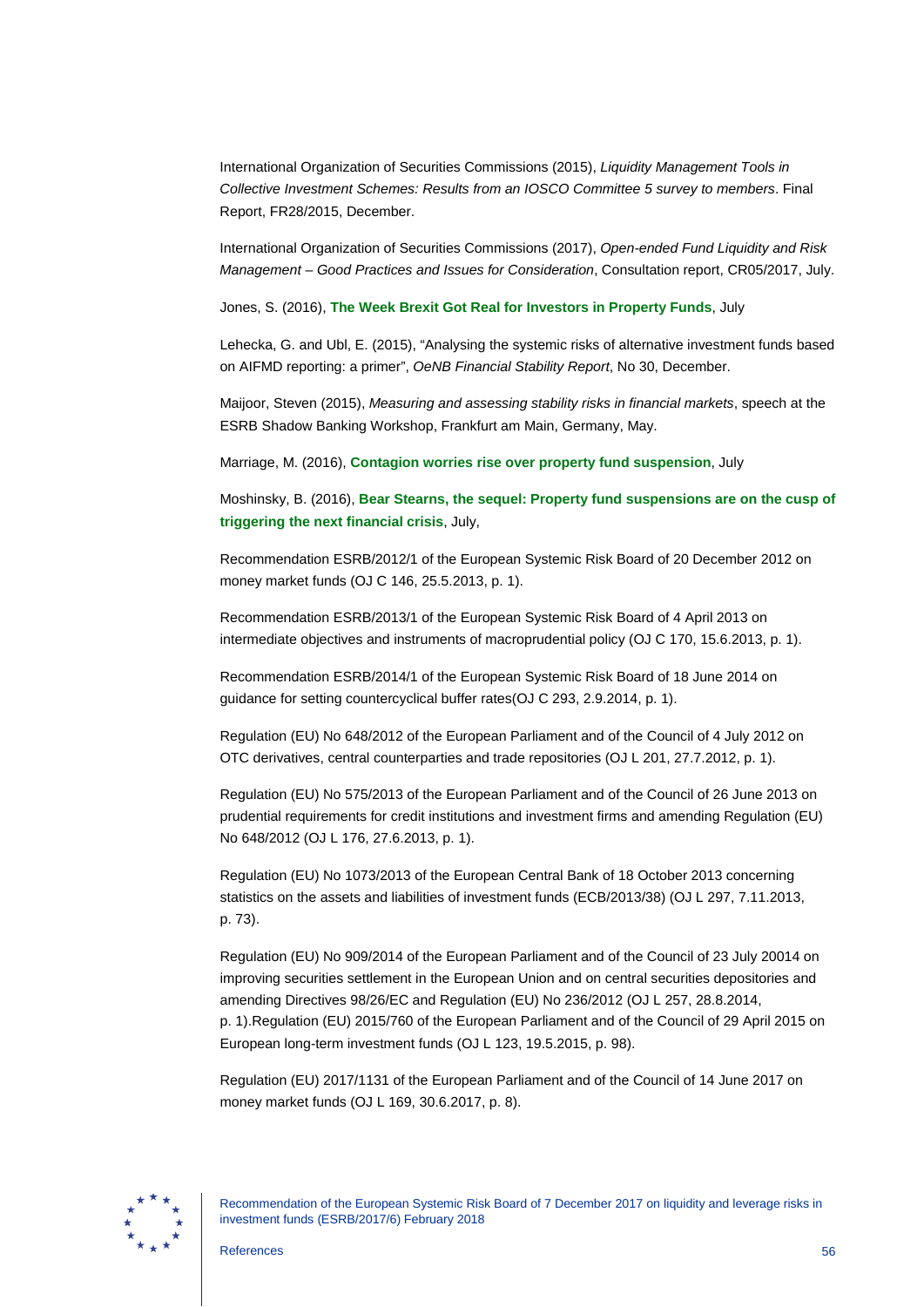International Organization of Securities Commissions (2015), *Liquidity Management Tools in Collective Investment Schemes: Results from an IOSCO Committee 5 survey to members*. Final Report, FR28/2015, December.

International Organization of Securities Commissions (2017), *Open-ended Fund Liquidity and Risk Management – Good Practices and Issues for Consideration*, Consultation report, CR05/2017, July.

Jones, S. (2016), **The Week Brexit Got Real for Investors in Property Funds**, July

Lehecka, G. and Ubl, E. (2015), "Analysing the systemic risks of alternative investment funds based on AIFMD reporting: a primer", *OeNB Financial Stability Report*, No 30, December.

Maijoor, Steven (2015), *Measuring and assessing stability risks in financial markets*, speech at the ESRB Shadow Banking Workshop, Frankfurt am Main, Germany, May.

Marriage, M. (2016), **Contagion worries rise over property fund suspension**, July

Moshinsky, B. (2016), **Bear Stearns, the sequel: Property fund suspensions are on the cusp of triggering the next financial crisis**, July,

Recommendation ESRB/2012/1 of the European Systemic Risk Board of 20 December 2012 on money market funds (OJ C 146, 25.5.2013, p. 1).

Recommendation ESRB/2013/1 of the European Systemic Risk Board of 4 April 2013 on intermediate objectives and instruments of macroprudential policy (OJ C 170, 15.6.2013, p. 1).

Recommendation ESRB/2014/1 of the European Systemic Risk Board of 18 June 2014 on guidance for setting countercyclical buffer rates(OJ C 293, 2.9.2014, p. 1).

Regulation (EU) No 648/2012 of the European Parliament and of the Council of 4 July 2012 on OTC derivatives, central counterparties and trade repositories (OJ L 201, 27.7.2012, p. 1).

Regulation (EU) No 575/2013 of the European Parliament and of the Council of 26 June 2013 on prudential requirements for credit institutions and investment firms and amending Regulation (EU) No 648/2012 (OJ L 176, 27.6.2013, p. 1).

Regulation (EU) No 1073/2013 of the European Central Bank of 18 October 2013 concerning statistics on the assets and liabilities of investment funds (ECB/2013/38) (OJ L 297, 7.11.2013, p. 73).

Regulation (EU) No 909/2014 of the European Parliament and of the Council of 23 July 20014 on improving securities settlement in the European Union and on central securities depositories and amending Directives 98/26/EC and Regulation (EU) No 236/2012 (OJ L 257, 28.8.2014, p. 1).Regulation (EU) 2015/760 of the European Parliament and of the Council of 29 April 2015 on European long-term investment funds (OJ L 123, 19.5.2015, p. 98).

Regulation (EU) 2017/1131 of the European Parliament and of the Council of 14 June 2017 on money market funds (OJ L 169, 30.6.2017, p. 8).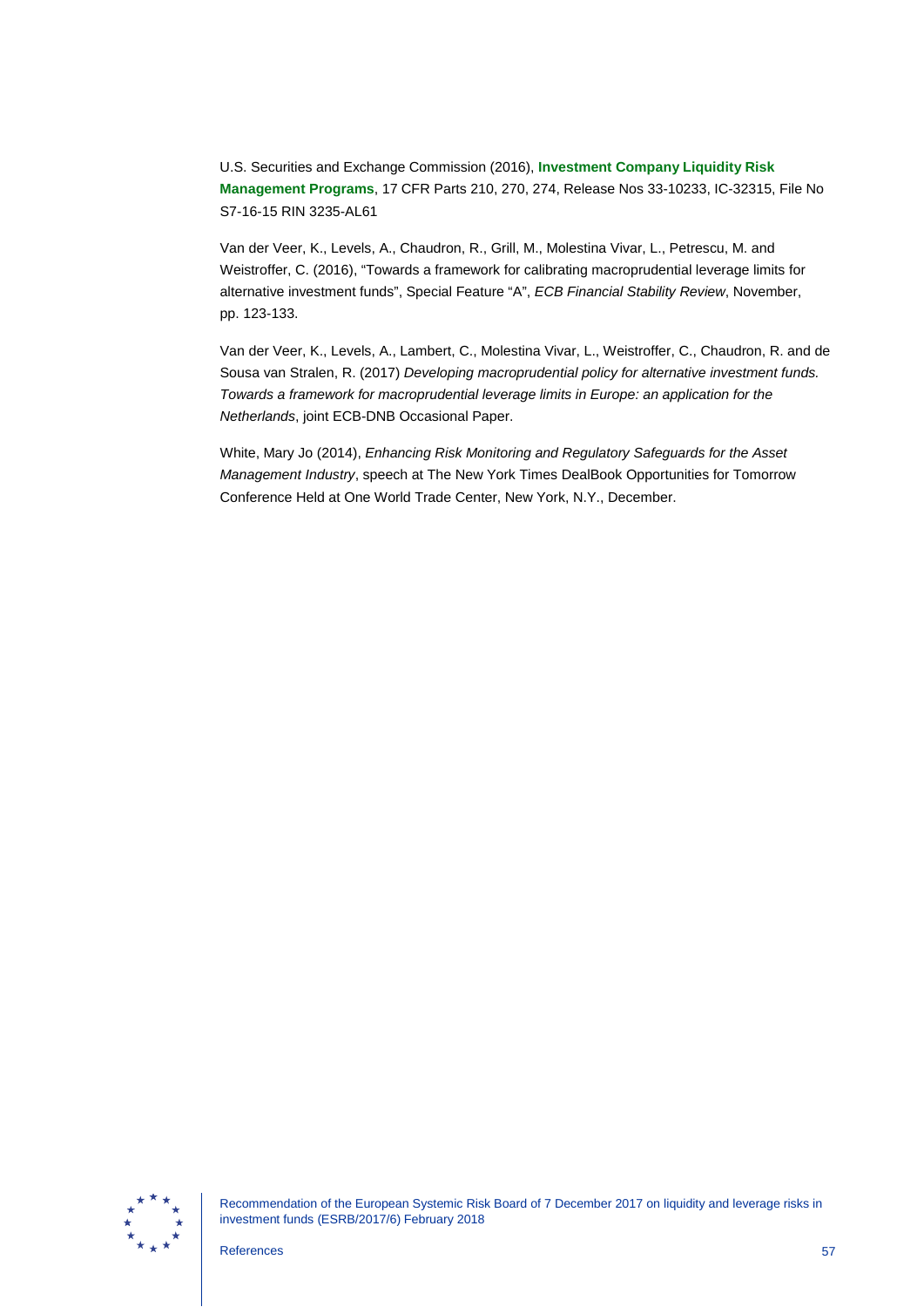U.S. Securities and Exchange Commission (2016), **Investment Company Liquidity Risk Management Programs**, 17 CFR Parts 210, 270, 274, Release Nos 33-10233, IC-32315, File No S7-16-15 RIN 3235-AL61

Van der Veer, K., Levels, A., Chaudron, R., Grill, M., Molestina Vivar, L., Petrescu, M. and Weistroffer, C. (2016), "Towards a framework for calibrating macroprudential leverage limits for alternative investment funds", Special Feature "A", *ECB Financial Stability Review*, November, pp. 123-133.

Van der Veer, K., Levels, A., Lambert, C., Molestina Vivar, L., Weistroffer, C., Chaudron, R. and de Sousa van Stralen, R. (2017) *Developing macroprudential policy for alternative investment funds. Towards a framework for macroprudential leverage limits in Europe: an application for the Netherlands*, joint ECB-DNB Occasional Paper.

White, Mary Jo (2014), *Enhancing Risk Monitoring and Regulatory Safeguards for the Asset Management Industry*, speech at The New York Times DealBook Opportunities for Tomorrow Conference Held at One World Trade Center, New York, N.Y., December.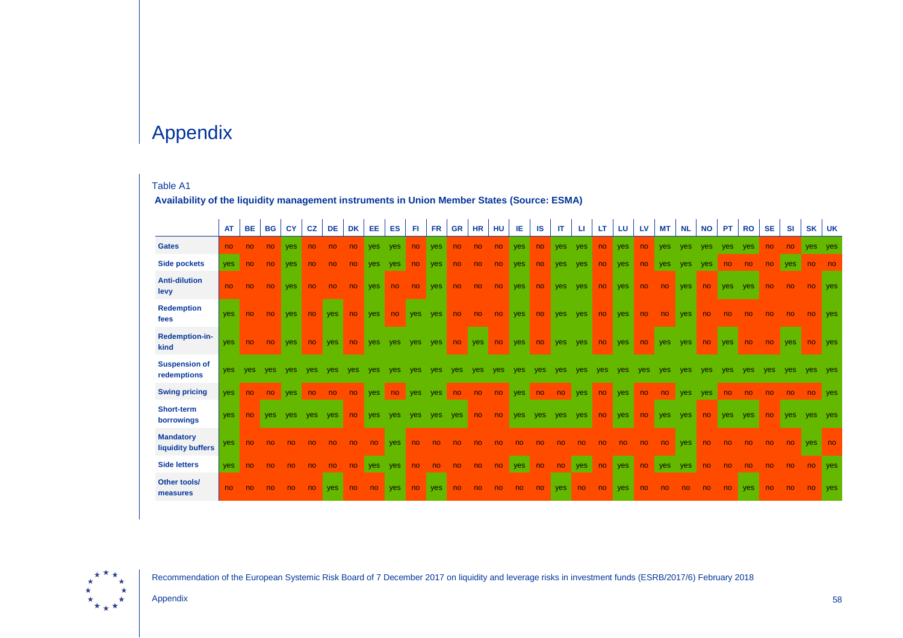# Appendix

Table A1

**Availability of the liquidity management instruments in Union Member States (Source: ESMA)**

| | AT | BE | BG | CY | CZ | DE | DK | EE | ES | FI | FR | GR | HR | HU | IE | IS | IT | LI | LT | LU | LV | MT | NL | NO | PT | RO | SE | SI | SK | UK |
|---|---|---|---|---|---|---|---|---|---|---|---|---|---|---|---|---|---|---|---|---|---|---|---|---|---|---|---|---|---|---|
| **Gates** | no | no | no | yes | no | no | no | yes | yes | no | yes | no | no | no | yes | no | yes | yes | no | yes | no | yes | yes | yes | yes | yes | no | no | yes | yes |
| **Side pockets** | yes | no | no | yes | no | no | no | yes | yes | no | yes | no | no | no | yes | no | yes | yes | no | yes | no | yes | yes | yes | no | no | no | yes | no | no |
| **Anti-dilution levy** | no | no | no | yes | no | no | no | yes | no | no | yes | no | no | no | yes | no | yes | yes | no | yes | no | no | yes | no | yes | yes | no | no | no | yes |
| **Redemption fees** | yes | no | no | yes | no | yes | no | yes | no | yes | yes | no | no | no | yes | no | yes | yes | no | yes | no | no | yes | no | no | no | no | no | no | yes |
| **Redemption-in-kind** | yes | no | no | yes | no | yes | no | yes | yes | yes | yes | no | yes | no | yes | no | yes | yes | no | yes | no | yes | yes | no | yes | no | no | yes | no | yes |
| **Suspension of redemptions** | yes | yes | yes | yes | yes | yes | yes | yes | yes | yes | yes | yes | yes | yes | yes | yes | yes | yes | yes | yes | yes | yes | yes | yes | yes | yes | yes | yes | yes | yes |
| **Swing pricing** | yes | no | no | yes | no | no | no | yes | no | yes | yes | no | no | no | yes | no | no | yes | no | yes | no | no | yes | yes | no | no | no | no | no | yes |
| **Short-term borrowings** | yes | no | yes | yes | yes | yes | no | yes | yes | yes | yes | yes | no | no | yes | yes | yes | yes | no | yes | no | yes | yes | no | yes | yes | no | yes | yes | yes |
| **Mandatory liquidity buffers** | yes | no | no | no | no | no | no | no | yes | no | no | no | no | no | no | no | no | no | no | no | no | no | yes | no | no | no | no | no | yes | no |
| **Side letters** | yes | no | no | no | no | no | no | yes | yes | no | no | no | no | no | yes | no | no | yes | no | yes | no | yes | yes | no | no | no | no | no | no | yes |
| **Other tools/ measures** | no | no | no | no | no | yes | no | no | yes | no | yes | no | no | no | no | no | yes | no | no | yes | no | no | no | no | no | yes | no | no | no | yes |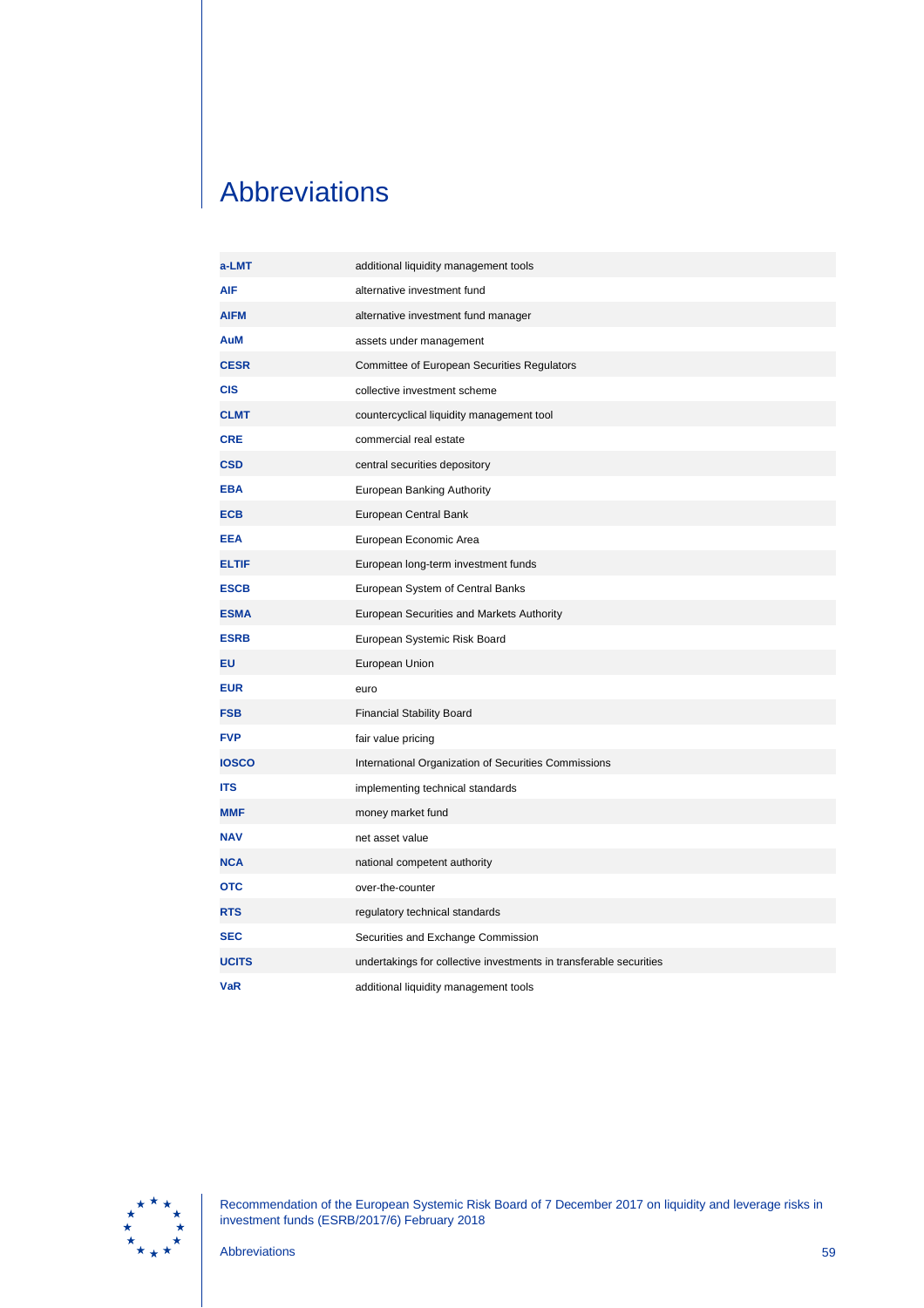# Abbreviations

| | |
|---|---|
| **a-LMT** | additional liquidity management tools |
| **AIF** | alternative investment fund |
| **AIFM** | alternative investment fund manager |
| **AuM** | assets under management |
| **CESR** | Committee of European Securities Regulators |
| **CIS** | collective investment scheme |
| **CLMT** | countercyclical liquidity management tool |
| **CRE** | commercial real estate |
| **CSD** | central securities depository |
| **EBA** | European Banking Authority |
| **ECB** | European Central Bank |
| **EEA** | European Economic Area |
| **ELTIF** | European long-term investment funds |
| **ESCB** | European System of Central Banks |
| **ESMA** | European Securities and Markets Authority |
| **ESRB** | European Systemic Risk Board |
| **EU** | European Union |
| **EUR** | euro |
| **FSB** | Financial Stability Board |
| **FVP** | fair value pricing |
| **IOSCO** | International Organization of Securities Commissions |
| **ITS** | implementing technical standards |
| **MMF** | money market fund |
| **NAV** | net asset value |
| **NCA** | national competent authority |
| **OTC** | over-the-counter |
| **RTS** | regulatory technical standards |
| **SEC** | Securities and Exchange Commission |
| **UCITS** | undertakings for collective investments in transferable securities |
| **VaR** | additional liquidity management tools |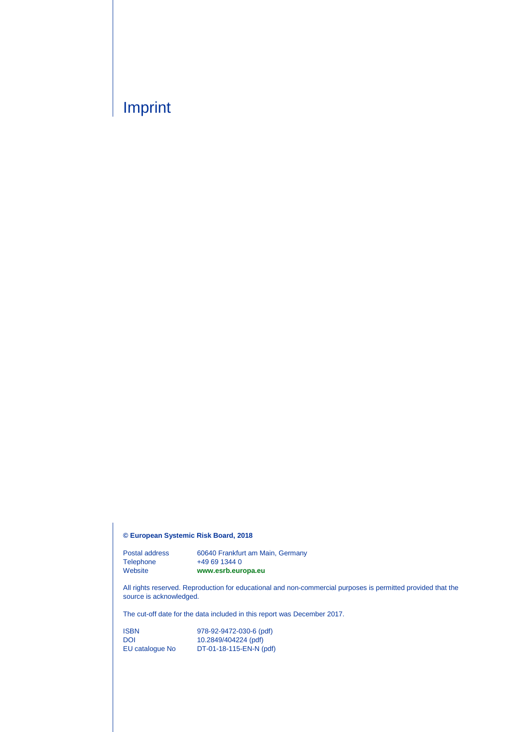# Imprint

**© European Systemic Risk Board, 2018**

| | |
|---|---|
| Postal address | 60640 Frankfurt am Main, Germany |
| Telephone | +49 69 1344 0 |
| Website | **www.esrb.europa.eu** |

All rights reserved. Reproduction for educational and non-commercial purposes is permitted provided that the source is acknowledged.

The cut-off date for the data included in this report was December 2017.

| | |
|---|---|
| ISBN | 978-92-9472-030-6 (pdf) |
| DOI | 10.2849/404224 (pdf) |
| EU catalogue No | DT-01-18-115-EN-N (pdf) |